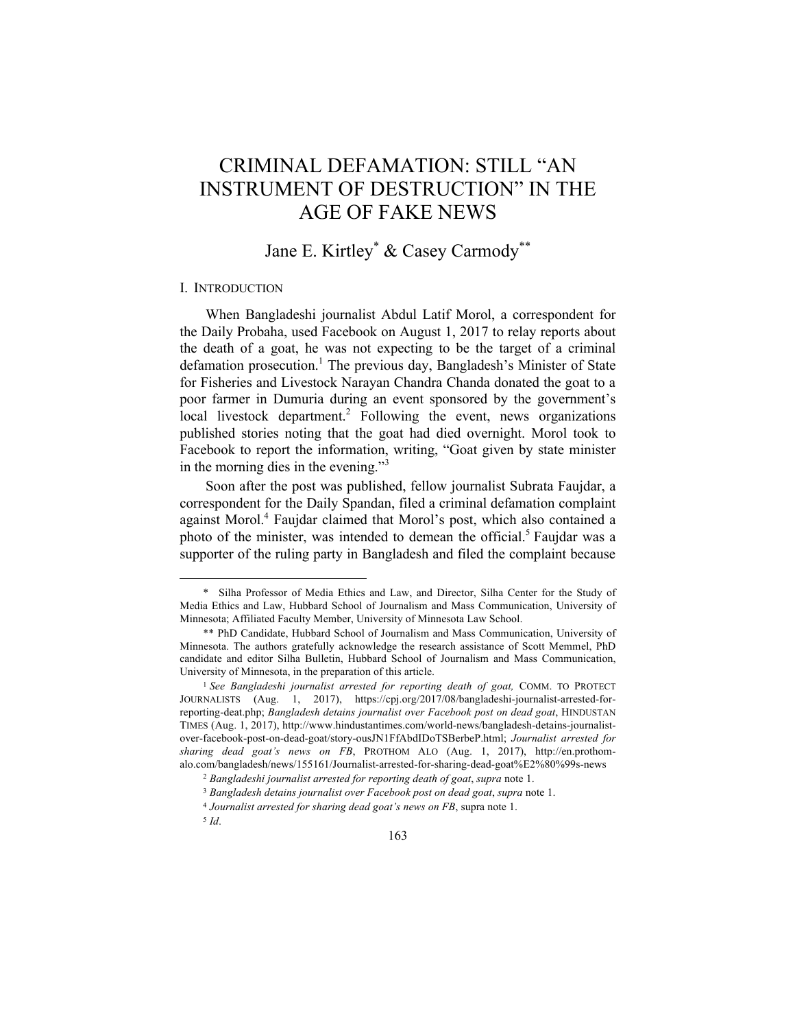# CRIMINAL DEFAMATION: STILL "AN INSTRUMENT OF DESTRUCTION" IN THE AGE OF FAKE NEWS

Jane E. Kirtley[*] & Casey Carmody[**]

## I. INTRODUCTION

When Bangladeshi journalist Abdul Latif Morol, a correspondent for the Daily Probaha, used Facebook on August 1, 2017 to relay reports about the death of a goat, he was not expecting to be the target of a criminal defamation prosecution.[1] The previous day, Bangladesh's Minister of State for Fisheries and Livestock Narayan Chandra Chanda donated the goat to a poor farmer in Dumuria during an event sponsored by the government's local livestock department.[2] Following the event, news organizations published stories noting that the goat had died overnight. Morol took to Facebook to report the information, writing, "Goat given by state minister in the morning dies in the evening."[3]

Soon after the post was published, fellow journalist Subrata Faujdar, a correspondent for the Daily Spandan, filed a criminal defamation complaint against Morol.[4] Faujdar claimed that Morol's post, which also contained a photo of the minister, was intended to demean the official.[5] Faujdar was a supporter of the ruling party in Bangladesh and filed the complaint because

---

[*] Silha Professor of Media Ethics and Law, and Director, Silha Center for the Study of Media Ethics and Law, Hubbard School of Journalism and Mass Communication, University of Minnesota; Affiliated Faculty Member, University of Minnesota Law School.

[**] PhD Candidate, Hubbard School of Journalism and Mass Communication, University of Minnesota. The authors gratefully acknowledge the research assistance of Scott Memmel, PhD candidate and editor Silha Bulletin, Hubbard School of Journalism and Mass Communication, University of Minnesota, in the preparation of this article.

[1] *See Bangladeshi journalist arrested for reporting death of goat,* COMM. TO PROTECT JOURNALISTS (Aug. 1, 2017), https://cpj.org/2017/08/bangladeshi-journalist-arrested-for-reporting-deat.php; *Bangladesh detains journalist over Facebook post on dead goat*, HINDUSTAN TIMES (Aug. 1, 2017), http://www.hindustantimes.com/world-news/bangladesh-detains-journalist-over-facebook-post-on-dead-goat/story-ousJN1FfAbdIDoTSBerbeP.html; *Journalist arrested for sharing dead goat's news on FB*, PROTHOM ALO (Aug. 1, 2017), http://en.prothom-alo.com/bangladesh/news/155161/Journalist-arrested-for-sharing-dead-goat%E2%80%99s-news

[2] *Bangladeshi journalist arrested for reporting death of goat*, *supra* note 1.

[3] *Bangladesh detains journalist over Facebook post on dead goat*, *supra* note 1.

[4] *Journalist arrested for sharing dead goat's news on FB*, supra note 1.

[5] *Id*.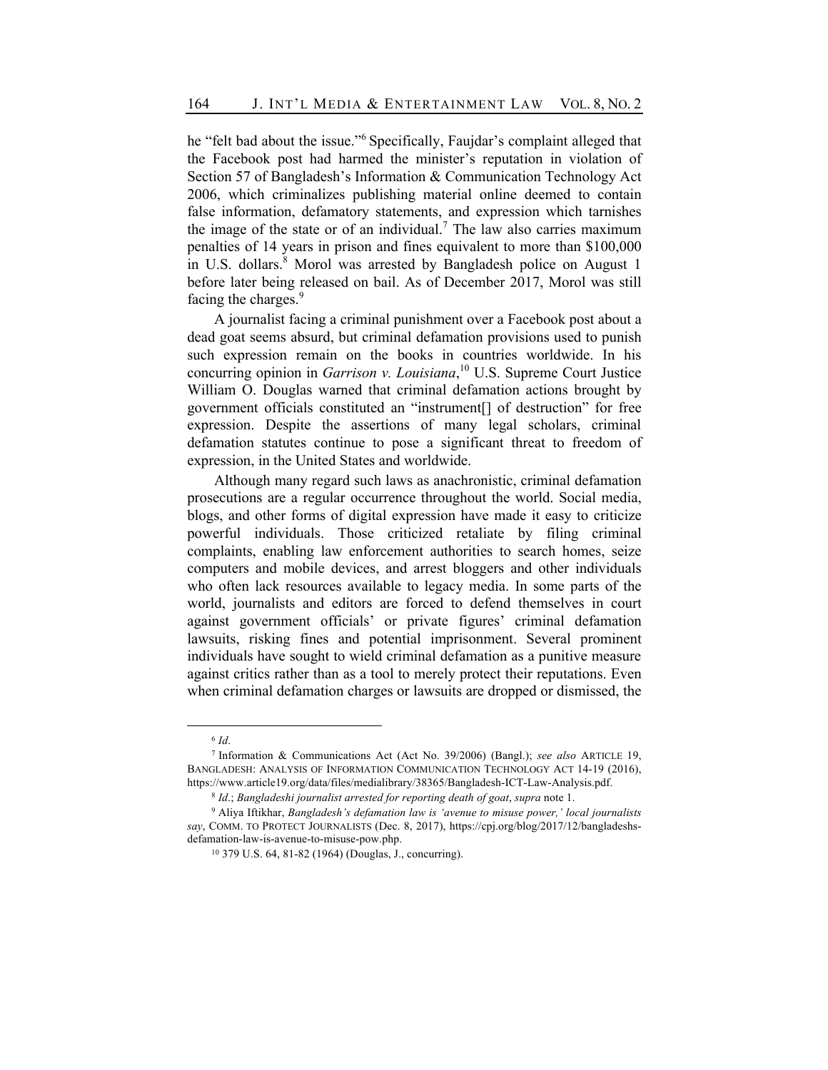he "felt bad about the issue."[6] Specifically, Faujdar's complaint alleged that the Facebook post had harmed the minister's reputation in violation of Section 57 of Bangladesh's Information & Communication Technology Act 2006, which criminalizes publishing material online deemed to contain false information, defamatory statements, and expression which tarnishes the image of the state or of an individual.[7] The law also carries maximum penalties of 14 years in prison and fines equivalent to more than $100,000 in U.S. dollars.[8] Morol was arrested by Bangladesh police on August 1 before later being released on bail. As of December 2017, Morol was still facing the charges.[9]

A journalist facing a criminal punishment over a Facebook post about a dead goat seems absurd, but criminal defamation provisions used to punish such expression remain on the books in countries worldwide. In his concurring opinion in *Garrison v. Louisiana*,[10] U.S. Supreme Court Justice William O. Douglas warned that criminal defamation actions brought by government officials constituted an "instrument[] of destruction" for free expression. Despite the assertions of many legal scholars, criminal defamation statutes continue to pose a significant threat to freedom of expression, in the United States and worldwide.

Although many regard such laws as anachronistic, criminal defamation prosecutions are a regular occurrence throughout the world. Social media, blogs, and other forms of digital expression have made it easy to criticize powerful individuals. Those criticized retaliate by filing criminal complaints, enabling law enforcement authorities to search homes, seize computers and mobile devices, and arrest bloggers and other individuals who often lack resources available to legacy media. In some parts of the world, journalists and editors are forced to defend themselves in court against government officials' or private figures' criminal defamation lawsuits, risking fines and potential imprisonment. Several prominent individuals have sought to wield criminal defamation as a punitive measure against critics rather than as a tool to merely protect their reputations. Even when criminal defamation charges or lawsuits are dropped or dismissed, the

---

[6] *Id*.

[7] Information & Communications Act (Act No. 39/2006) (Bangl.); *see also* ARTICLE 19, BANGLADESH: ANALYSIS OF INFORMATION COMMUNICATION TECHNOLOGY ACT 14-19 (2016), https://www.article19.org/data/files/medialibrary/38365/Bangladesh-ICT-Law-Analysis.pdf.

[8] *Id*.; *Bangladeshi journalist arrested for reporting death of goat*, *supra* note 1.

[9] Aliya Iftikhar, *Bangladesh's defamation law is 'avenue to misuse power,' local journalists say*, COMM. TO PROTECT JOURNALISTS (Dec. 8, 2017), https://cpj.org/blog/2017/12/bangladeshs-defamation-law-is-avenue-to-misuse-pow.php.

[10] 379 U.S. 64, 81-82 (1964) (Douglas, J., concurring).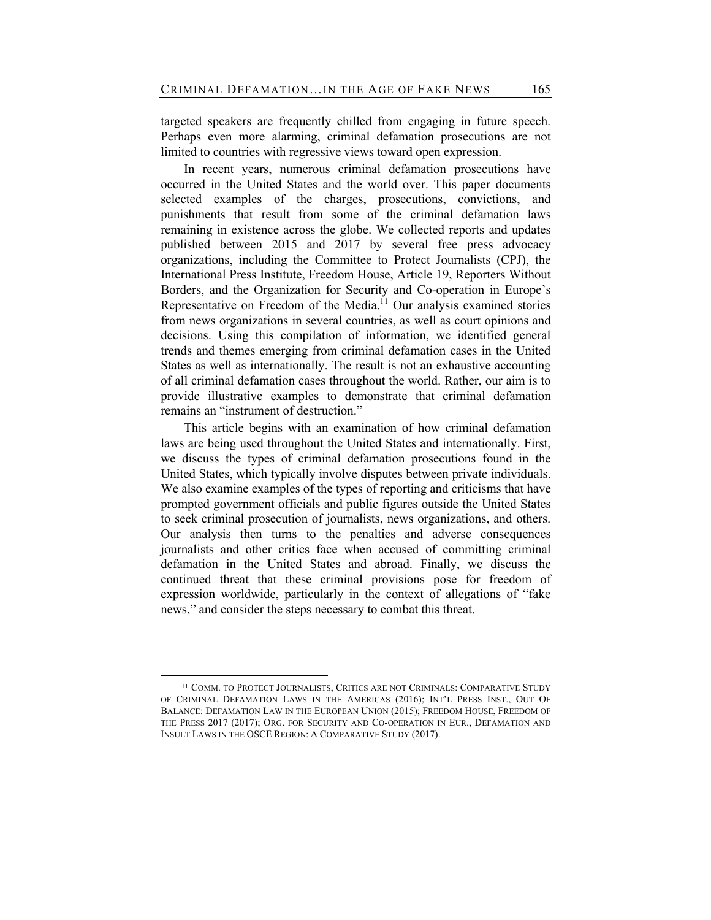targeted speakers are frequently chilled from engaging in future speech. Perhaps even more alarming, criminal defamation prosecutions are not limited to countries with regressive views toward open expression.

In recent years, numerous criminal defamation prosecutions have occurred in the United States and the world over. This paper documents selected examples of the charges, prosecutions, convictions, and punishments that result from some of the criminal defamation laws remaining in existence across the globe. We collected reports and updates published between 2015 and 2017 by several free press advocacy organizations, including the Committee to Protect Journalists (CPJ), the International Press Institute, Freedom House, Article 19, Reporters Without Borders, and the Organization for Security and Co-operation in Europe's Representative on Freedom of the Media.[11] Our analysis examined stories from news organizations in several countries, as well as court opinions and decisions. Using this compilation of information, we identified general trends and themes emerging from criminal defamation cases in the United States as well as internationally. The result is not an exhaustive accounting of all criminal defamation cases throughout the world. Rather, our aim is to provide illustrative examples to demonstrate that criminal defamation remains an "instrument of destruction."

This article begins with an examination of how criminal defamation laws are being used throughout the United States and internationally. First, we discuss the types of criminal defamation prosecutions found in the United States, which typically involve disputes between private individuals. We also examine examples of the types of reporting and criticisms that have prompted government officials and public figures outside the United States to seek criminal prosecution of journalists, news organizations, and others. Our analysis then turns to the penalties and adverse consequences journalists and other critics face when accused of committing criminal defamation in the United States and abroad. Finally, we discuss the continued threat that these criminal provisions pose for freedom of expression worldwide, particularly in the context of allegations of "fake news," and consider the steps necessary to combat this threat.

---

[11] COMM. TO PROTECT JOURNALISTS, CRITICS ARE NOT CRIMINALS: COMPARATIVE STUDY OF CRIMINAL DEFAMATION LAWS IN THE AMERICAS (2016); INT'L PRESS INST., OUT OF BALANCE: DEFAMATION LAW IN THE EUROPEAN UNION (2015); FREEDOM HOUSE, FREEDOM OF THE PRESS 2017 (2017); ORG. FOR SECURITY AND CO-OPERATION IN EUR., DEFAMATION AND INSULT LAWS IN THE OSCE REGION: A COMPARATIVE STUDY (2017).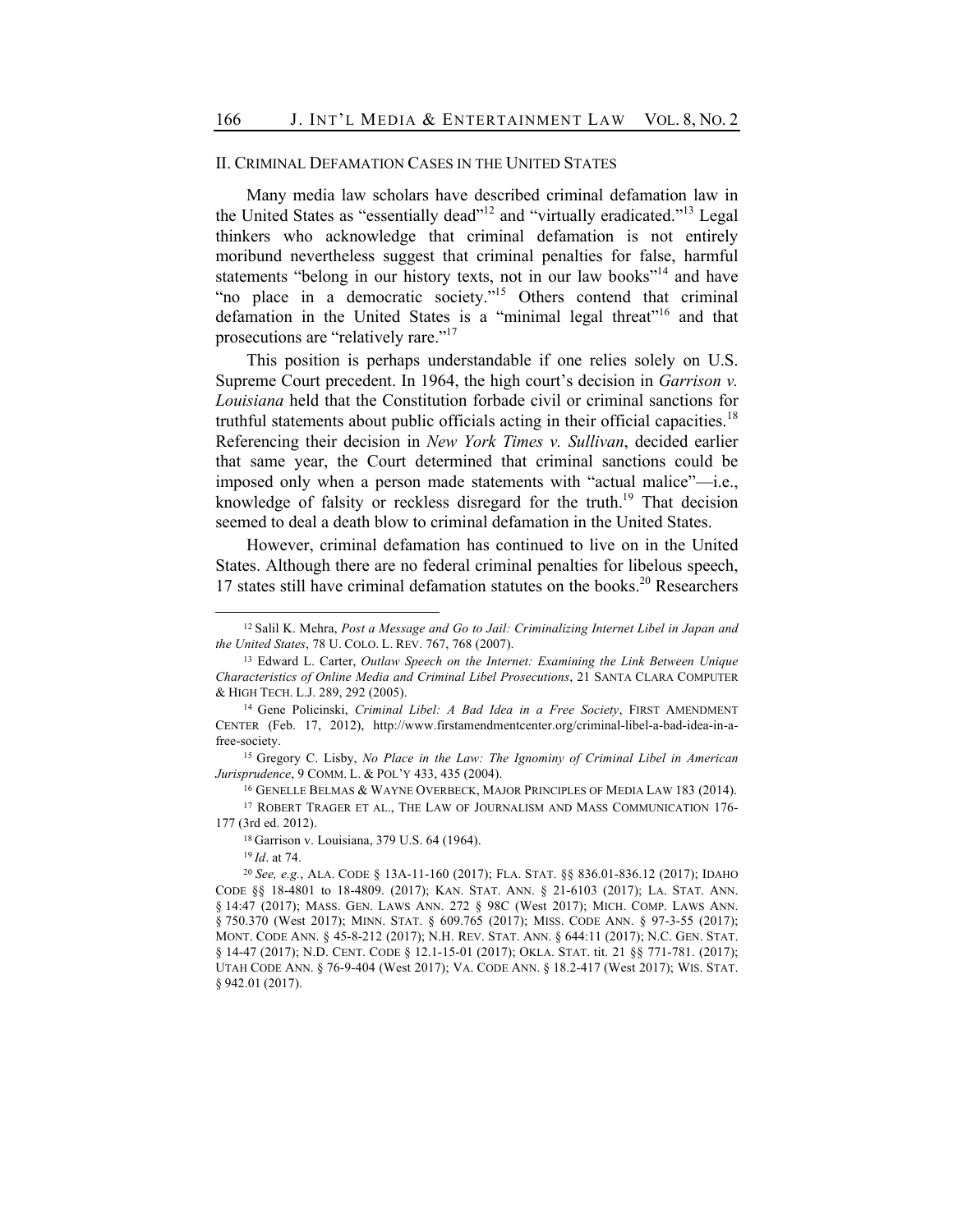## II. CRIMINAL DEFAMATION CASES IN THE UNITED STATES

Many media law scholars have described criminal defamation law in the United States as "essentially dead"[12] and "virtually eradicated."[13] Legal thinkers who acknowledge that criminal defamation is not entirely moribund nevertheless suggest that criminal penalties for false, harmful statements "belong in our history texts, not in our law books"[14] and have "no place in a democratic society."[15] Others contend that criminal defamation in the United States is a "minimal legal threat"[16] and that prosecutions are "relatively rare."[17]

This position is perhaps understandable if one relies solely on U.S. Supreme Court precedent. In 1964, the high court's decision in *Garrison v. Louisiana* held that the Constitution forbade civil or criminal sanctions for truthful statements about public officials acting in their official capacities.[18] Referencing their decision in *New York Times v. Sullivan*, decided earlier that same year, the Court determined that criminal sanctions could be imposed only when a person made statements with "actual malice"—i.e., knowledge of falsity or reckless disregard for the truth.[19] That decision seemed to deal a death blow to criminal defamation in the United States.

However, criminal defamation has continued to live on in the United States. Although there are no federal criminal penalties for libelous speech, 17 states still have criminal defamation statutes on the books.[20] Researchers

---

[12] Salil K. Mehra, *Post a Message and Go to Jail: Criminalizing Internet Libel in Japan and the United States*, 78 U. COLO. L. REV. 767, 768 (2007).

[13] Edward L. Carter, *Outlaw Speech on the Internet: Examining the Link Between Unique Characteristics of Online Media and Criminal Libel Prosecutions*, 21 SANTA CLARA COMPUTER & HIGH TECH. L.J. 289, 292 (2005).

[14] Gene Policinski, *Criminal Libel: A Bad Idea in a Free Society*, FIRST AMENDMENT CENTER (Feb. 17, 2012), http://www.firstamendmentcenter.org/criminal-libel-a-bad-idea-in-a-free-society.

[15] Gregory C. Lisby, *No Place in the Law: The Ignominy of Criminal Libel in American Jurisprudence*, 9 COMM. L. & POL'Y 433, 435 (2004).

[16] GENELLE BELMAS & WAYNE OVERBECK, MAJOR PRINCIPLES OF MEDIA LAW 183 (2014).

[17] ROBERT TRAGER ET AL., THE LAW OF JOURNALISM AND MASS COMMUNICATION 176-177 (3rd ed. 2012).

[18] Garrison v. Louisiana, 379 U.S. 64 (1964).

[19] *Id*. at 74.

[20] *See, e.g.*, ALA. CODE § 13A-11-160 (2017); FLA. STAT. §§ 836.01-836.12 (2017); IDAHO CODE §§ 18-4801 to 18-4809. (2017); KAN. STAT. ANN. § 21-6103 (2017); LA. STAT. ANN. § 14:47 (2017); MASS. GEN. LAWS ANN. 272 § 98C (West 2017); MICH. COMP. LAWS ANN. § 750.370 (West 2017); MINN. STAT. § 609.765 (2017); MISS. CODE ANN. § 97-3-55 (2017); MONT. CODE ANN. § 45-8-212 (2017); N.H. REV. STAT. ANN. § 644:11 (2017); N.C. GEN. STAT. § 14-47 (2017); N.D. CENT. CODE § 12.1-15-01 (2017); OKLA. STAT. tit. 21 §§ 771-781. (2017); UTAH CODE ANN. § 76-9-404 (West 2017); VA. CODE ANN. § 18.2-417 (West 2017); WIS. STAT. § 942.01 (2017).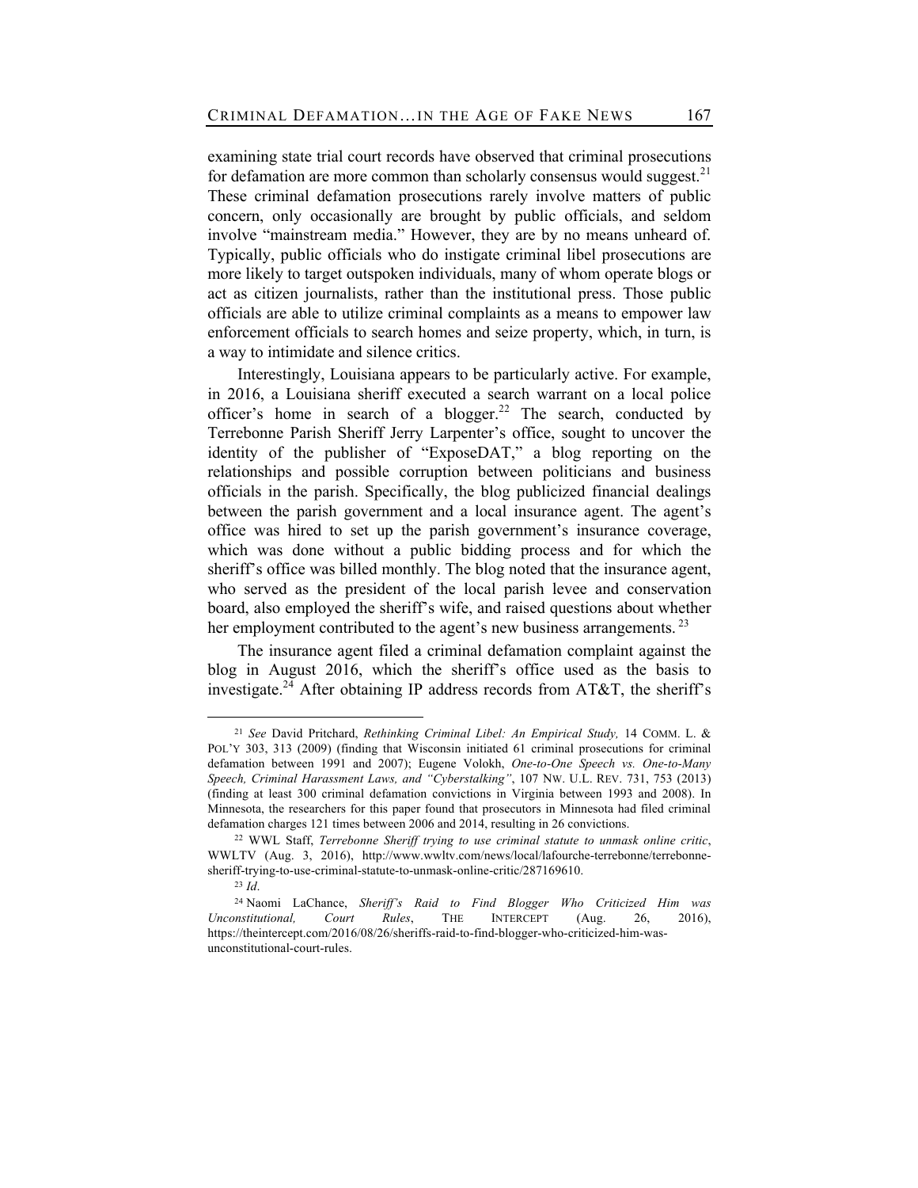examining state trial court records have observed that criminal prosecutions for defamation are more common than scholarly consensus would suggest.[21] These criminal defamation prosecutions rarely involve matters of public concern, only occasionally are brought by public officials, and seldom involve "mainstream media." However, they are by no means unheard of. Typically, public officials who do instigate criminal libel prosecutions are more likely to target outspoken individuals, many of whom operate blogs or act as citizen journalists, rather than the institutional press. Those public officials are able to utilize criminal complaints as a means to empower law enforcement officials to search homes and seize property, which, in turn, is a way to intimidate and silence critics.

Interestingly, Louisiana appears to be particularly active. For example, in 2016, a Louisiana sheriff executed a search warrant on a local police officer's home in search of a blogger.[22] The search, conducted by Terrebonne Parish Sheriff Jerry Larpenter's office, sought to uncover the identity of the publisher of "ExposeDAT," a blog reporting on the relationships and possible corruption between politicians and business officials in the parish. Specifically, the blog publicized financial dealings between the parish government and a local insurance agent. The agent's office was hired to set up the parish government's insurance coverage, which was done without a public bidding process and for which the sheriff's office was billed monthly. The blog noted that the insurance agent, who served as the president of the local parish levee and conservation board, also employed the sheriff's wife, and raised questions about whether her employment contributed to the agent's new business arrangements.[23]

The insurance agent filed a criminal defamation complaint against the blog in August 2016, which the sheriff's office used as the basis to investigate.[24] After obtaining IP address records from AT&T, the sheriff's

---

[21] *See* David Pritchard, *Rethinking Criminal Libel: An Empirical Study,* 14 COMM. L. & POL'Y 303, 313 (2009) (finding that Wisconsin initiated 61 criminal prosecutions for criminal defamation between 1991 and 2007); Eugene Volokh, *One-to-One Speech vs. One-to-Many Speech, Criminal Harassment Laws, and "Cyberstalking"*, 107 NW. U.L. REV. 731, 753 (2013) (finding at least 300 criminal defamation convictions in Virginia between 1993 and 2008). In Minnesota, the researchers for this paper found that prosecutors in Minnesota had filed criminal defamation charges 121 times between 2006 and 2014, resulting in 26 convictions.

[22] WWL Staff, *Terrebonne Sheriff trying to use criminal statute to unmask online critic*, WWLTV (Aug. 3, 2016), http://www.wwltv.com/news/local/lafourche-terrebonne/terrebonne-sheriff-trying-to-use-criminal-statute-to-unmask-online-critic/287169610.

[23] *Id*.

[24] Naomi LaChance, *Sheriff's Raid to Find Blogger Who Criticized Him was Unconstitutional, Court Rules*, THE INTERCEPT (Aug. 26, 2016), https://theintercept.com/2016/08/26/sheriffs-raid-to-find-blogger-who-criticized-him-was-unconstitutional-court-rules.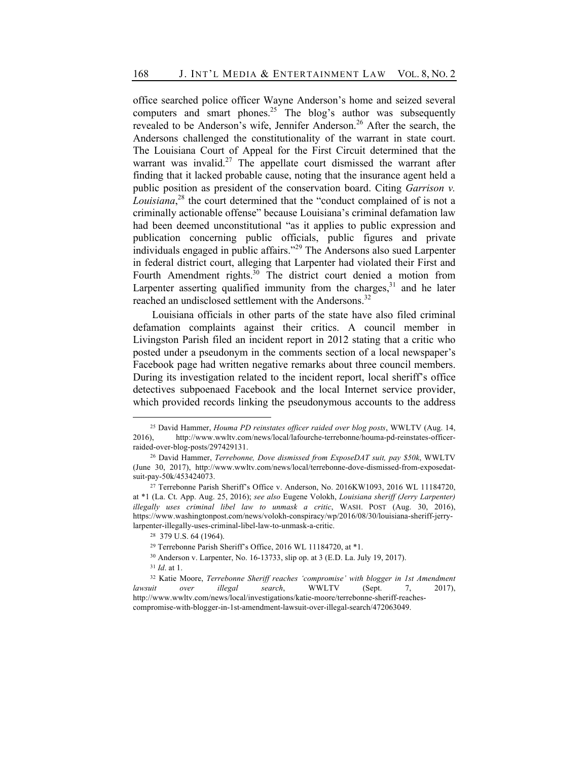office searched police officer Wayne Anderson's home and seized several computers and smart phones.[25] The blog's author was subsequently revealed to be Anderson's wife, Jennifer Anderson.[26] After the search, the Andersons challenged the constitutionality of the warrant in state court. The Louisiana Court of Appeal for the First Circuit determined that the warrant was invalid.[27] The appellate court dismissed the warrant after finding that it lacked probable cause, noting that the insurance agent held a public position as president of the conservation board. Citing *Garrison v. Louisiana*,[28] the court determined that the "conduct complained of is not a criminally actionable offense" because Louisiana's criminal defamation law had been deemed unconstitutional "as it applies to public expression and publication concerning public officials, public figures and private individuals engaged in public affairs."[29] The Andersons also sued Larpenter in federal district court, alleging that Larpenter had violated their First and Fourth Amendment rights.[30] The district court denied a motion from Larpenter asserting qualified immunity from the charges,[31] and he later reached an undisclosed settlement with the Andersons.[32]

Louisiana officials in other parts of the state have also filed criminal defamation complaints against their critics. A council member in Livingston Parish filed an incident report in 2012 stating that a critic who posted under a pseudonym in the comments section of a local newspaper's Facebook page had written negative remarks about three council members. During its investigation related to the incident report, local sheriff's office detectives subpoenaed Facebook and the local Internet service provider, which provided records linking the pseudonymous accounts to the address

---

[25] David Hammer, *Houma PD reinstates officer raided over blog posts*, WWLTV (Aug. 14, 2016), http://www.wwltv.com/news/local/lafourche-terrebonne/houma-pd-reinstates-officer-raided-over-blog-posts/297429131.

[26] David Hammer, *Terrebonne, Dove dismissed from ExposeDAT suit, pay $50k*, WWLTV (June 30, 2017), http://www.wwltv.com/news/local/terrebonne-dove-dismissed-from-exposedat-suit-pay-50k/453424073.

[27] Terrebonne Parish Sheriff's Office v. Anderson, No. 2016KW1093, 2016 WL 11184720, at *1 (La. Ct. App. Aug. 25, 2016); *see also* Eugene Volokh, *Louisiana sheriff (Jerry Larpenter) illegally uses criminal libel law to unmask a critic*, WASH. POST (Aug. 30, 2016), https://www.washingtonpost.com/news/volokh-conspiracy/wp/2016/08/30/louisiana-sheriff-jerry-larpenter-illegally-uses-criminal-libel-law-to-unmask-a-critic.

[28] 379 U.S. 64 (1964).

[29] Terrebonne Parish Sheriff's Office, 2016 WL 11184720, at *1.

[30] Anderson v. Larpenter, No. 16-13733, slip op. at 3 (E.D. La. July 19, 2017).

[31] *Id*. at 1.

[32] Katie Moore, *Terrebonne Sheriff reaches 'compromise' with blogger in 1st Amendment lawsuit over illegal search*, WWLTV (Sept. 7, 2017), http://www.wwltv.com/news/local/investigations/katie-moore/terrebonne-sheriff-reaches-compromise-with-blogger-in-1st-amendment-lawsuit-over-illegal-search/472063049.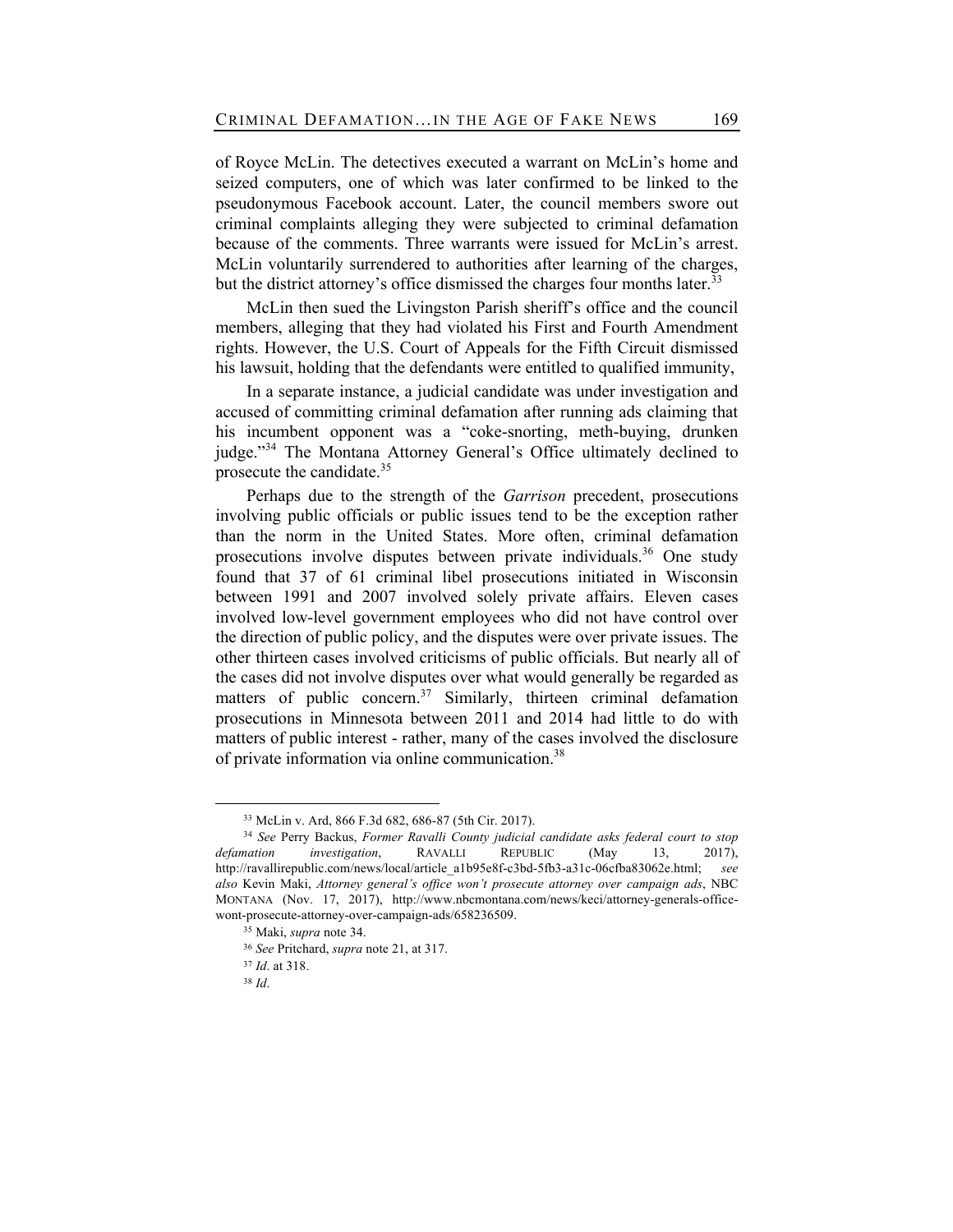of Royce McLin. The detectives executed a warrant on McLin's home and seized computers, one of which was later confirmed to be linked to the pseudonymous Facebook account. Later, the council members swore out criminal complaints alleging they were subjected to criminal defamation because of the comments. Three warrants were issued for McLin's arrest. McLin voluntarily surrendered to authorities after learning of the charges, but the district attorney's office dismissed the charges four months later.[33]

McLin then sued the Livingston Parish sheriff's office and the council members, alleging that they had violated his First and Fourth Amendment rights. However, the U.S. Court of Appeals for the Fifth Circuit dismissed his lawsuit, holding that the defendants were entitled to qualified immunity,

In a separate instance, a judicial candidate was under investigation and accused of committing criminal defamation after running ads claiming that his incumbent opponent was a "coke-snorting, meth-buying, drunken judge."[34] The Montana Attorney General's Office ultimately declined to prosecute the candidate.[35]

Perhaps due to the strength of the *Garrison* precedent, prosecutions involving public officials or public issues tend to be the exception rather than the norm in the United States. More often, criminal defamation prosecutions involve disputes between private individuals.[36] One study found that 37 of 61 criminal libel prosecutions initiated in Wisconsin between 1991 and 2007 involved solely private affairs. Eleven cases involved low-level government employees who did not have control over the direction of public policy, and the disputes were over private issues. The other thirteen cases involved criticisms of public officials. But nearly all of the cases did not involve disputes over what would generally be regarded as matters of public concern.[37] Similarly, thirteen criminal defamation prosecutions in Minnesota between 2011 and 2014 had little to do with matters of public interest - rather, many of the cases involved the disclosure of private information via online communication.[38]

---

[33] McLin v. Ard, 866 F.3d 682, 686-87 (5th Cir. 2017).

[34] *See* Perry Backus, *Former Ravalli County judicial candidate asks federal court to stop defamation investigation*, RAVALLI REPUBLIC (May 13, 2017), http://ravallirepublic.com/news/local/article_a1b95e8f-c3bd-5fb3-a31c-06cfba83062e.html; *see also* Kevin Maki, *Attorney general's office won't prosecute attorney over campaign ads*, NBC MONTANA (Nov. 17, 2017), http://www.nbcmontana.com/news/keci/attorney-generals-office-wont-prosecute-attorney-over-campaign-ads/658236509.

[35] Maki, *supra* note 34.

[36] *See* Pritchard, *supra* note 21, at 317.

[37] *Id*. at 318.

[38] *Id*.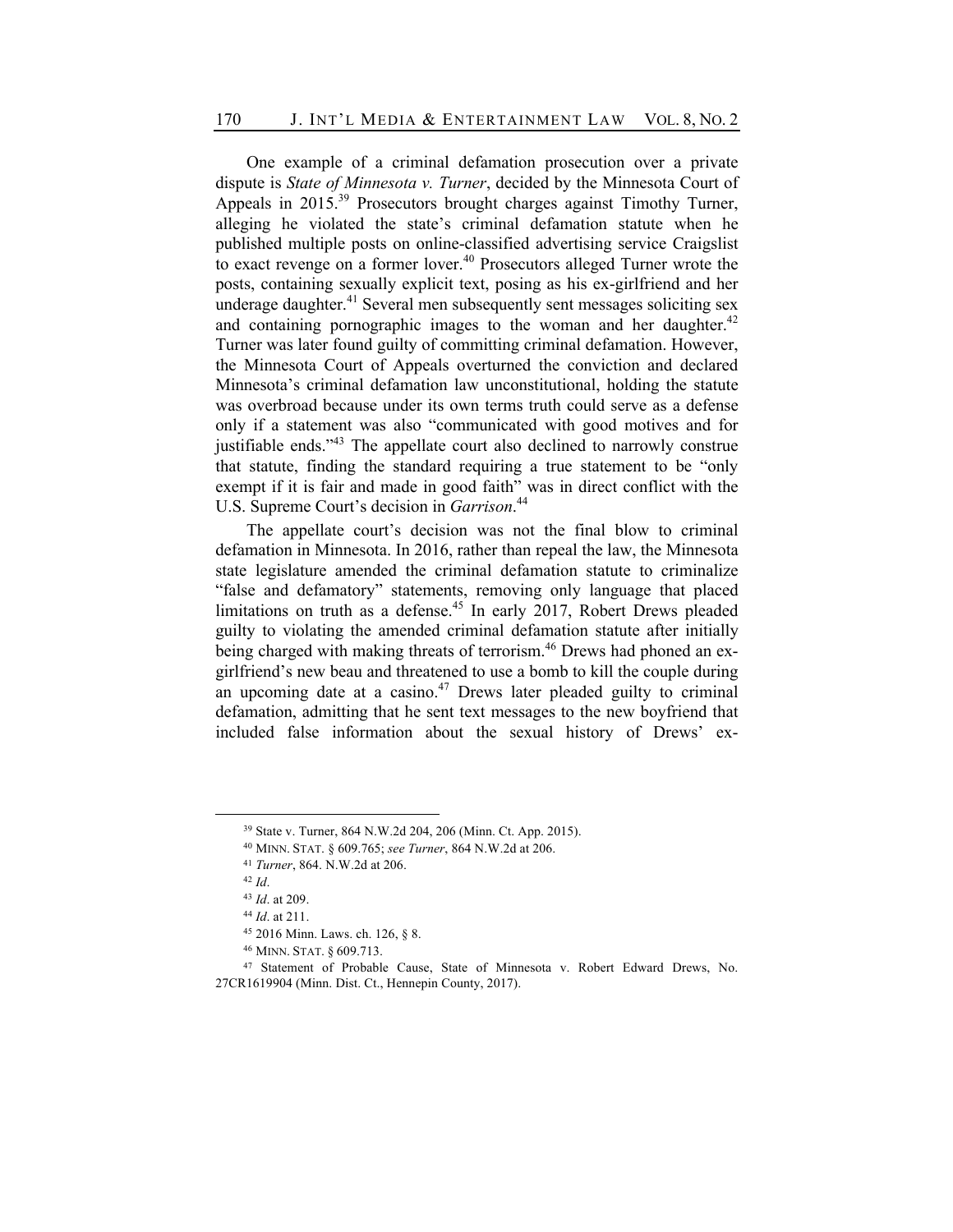One example of a criminal defamation prosecution over a private dispute is *State of Minnesota v. Turner*, decided by the Minnesota Court of Appeals in 2015.[39] Prosecutors brought charges against Timothy Turner, alleging he violated the state's criminal defamation statute when he published multiple posts on online-classified advertising service Craigslist to exact revenge on a former lover.[40] Prosecutors alleged Turner wrote the posts, containing sexually explicit text, posing as his ex-girlfriend and her underage daughter.[41] Several men subsequently sent messages soliciting sex and containing pornographic images to the woman and her daughter.[42] Turner was later found guilty of committing criminal defamation. However, the Minnesota Court of Appeals overturned the conviction and declared Minnesota's criminal defamation law unconstitutional, holding the statute was overbroad because under its own terms truth could serve as a defense only if a statement was also "communicated with good motives and for justifiable ends."[43] The appellate court also declined to narrowly construe that statute, finding the standard requiring a true statement to be "only exempt if it is fair and made in good faith" was in direct conflict with the U.S. Supreme Court's decision in *Garrison*.[44]

The appellate court's decision was not the final blow to criminal defamation in Minnesota. In 2016, rather than repeal the law, the Minnesota state legislature amended the criminal defamation statute to criminalize "false and defamatory" statements, removing only language that placed limitations on truth as a defense.[45] In early 2017, Robert Drews pleaded guilty to violating the amended criminal defamation statute after initially being charged with making threats of terrorism.[46] Drews had phoned an ex-girlfriend's new beau and threatened to use a bomb to kill the couple during an upcoming date at a casino.[47] Drews later pleaded guilty to criminal defamation, admitting that he sent text messages to the new boyfriend that included false information about the sexual history of Drews' ex-

---

[39] State v. Turner, 864 N.W.2d 204, 206 (Minn. Ct. App. 2015).

[40] MINN. STAT. § 609.765; *see Turner*, 864 N.W.2d at 206.

[41] *Turner*, 864. N.W.2d at 206.

[42] *Id*.

[43] *Id*. at 209.

[44] *Id*. at 211.

[45] 2016 Minn. Laws. ch. 126, § 8.

[46] MINN. STAT. § 609.713.

[47] Statement of Probable Cause, State of Minnesota v. Robert Edward Drews, No. 27CR1619904 (Minn. Dist. Ct., Hennepin County, 2017).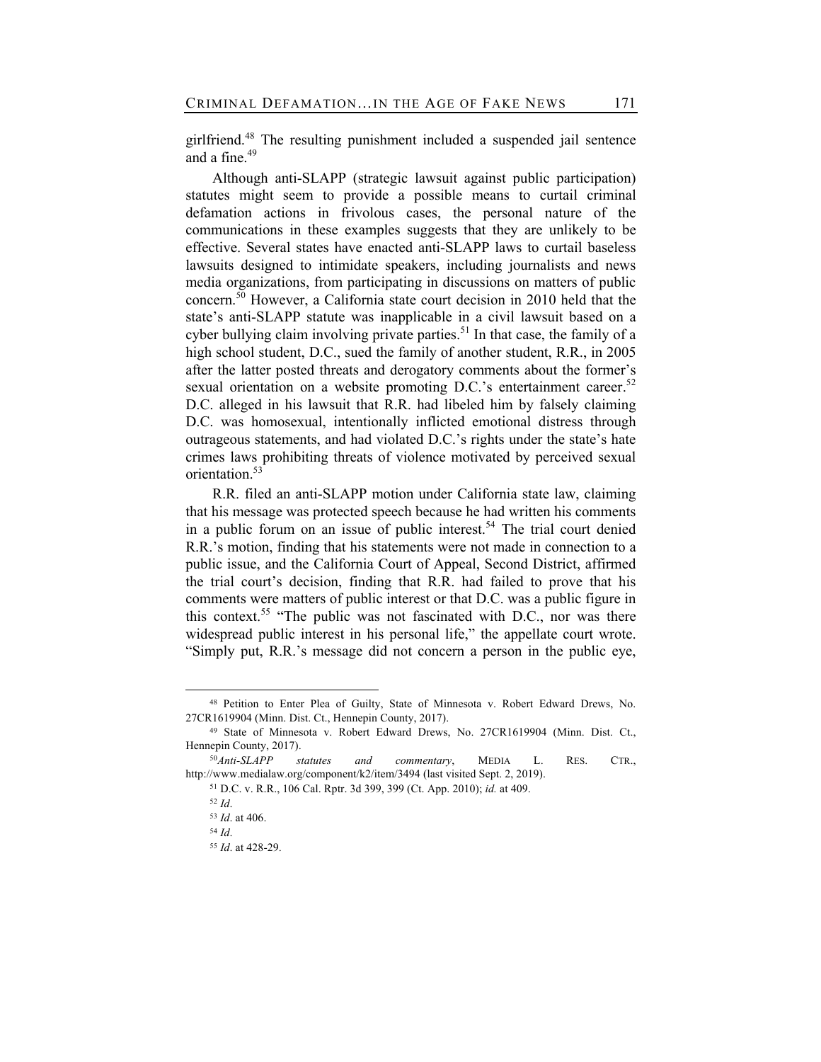girlfriend.[48] The resulting punishment included a suspended jail sentence and a fine.[49]

Although anti-SLAPP (strategic lawsuit against public participation) statutes might seem to provide a possible means to curtail criminal defamation actions in frivolous cases, the personal nature of the communications in these examples suggests that they are unlikely to be effective. Several states have enacted anti-SLAPP laws to curtail baseless lawsuits designed to intimidate speakers, including journalists and news media organizations, from participating in discussions on matters of public concern.[50] However, a California state court decision in 2010 held that the state's anti-SLAPP statute was inapplicable in a civil lawsuit based on a cyber bullying claim involving private parties.[51] In that case, the family of a high school student, D.C., sued the family of another student, R.R., in 2005 after the latter posted threats and derogatory comments about the former's sexual orientation on a website promoting D.C.'s entertainment career.[52] D.C. alleged in his lawsuit that R.R. had libeled him by falsely claiming D.C. was homosexual, intentionally inflicted emotional distress through outrageous statements, and had violated D.C.'s rights under the state's hate crimes laws prohibiting threats of violence motivated by perceived sexual orientation.[53]

R.R. filed an anti-SLAPP motion under California state law, claiming that his message was protected speech because he had written his comments in a public forum on an issue of public interest.[54] The trial court denied R.R.'s motion, finding that his statements were not made in connection to a public issue, and the California Court of Appeal, Second District, affirmed the trial court's decision, finding that R.R. had failed to prove that his comments were matters of public interest or that D.C. was a public figure in this context.[55] "The public was not fascinated with D.C., nor was there widespread public interest in his personal life," the appellate court wrote. "Simply put, R.R.'s message did not concern a person in the public eye,

---

[48] Petition to Enter Plea of Guilty, State of Minnesota v. Robert Edward Drews, No. 27CR1619904 (Minn. Dist. Ct., Hennepin County, 2017).

[49] State of Minnesota v. Robert Edward Drews, No. 27CR1619904 (Minn. Dist. Ct., Hennepin County, 2017).

[50] *Anti-SLAPP statutes and commentary*, MEDIA L. RES. CTR., http://www.medialaw.org/component/k2/item/3494 (last visited Sept. 2, 2019).

[51] D.C. v. R.R., 106 Cal. Rptr. 3d 399, 399 (Ct. App. 2010); *id.* at 409.

[52] *Id*.

[53] *Id*. at 406.

[54] *Id*.

[55] *Id*. at 428-29.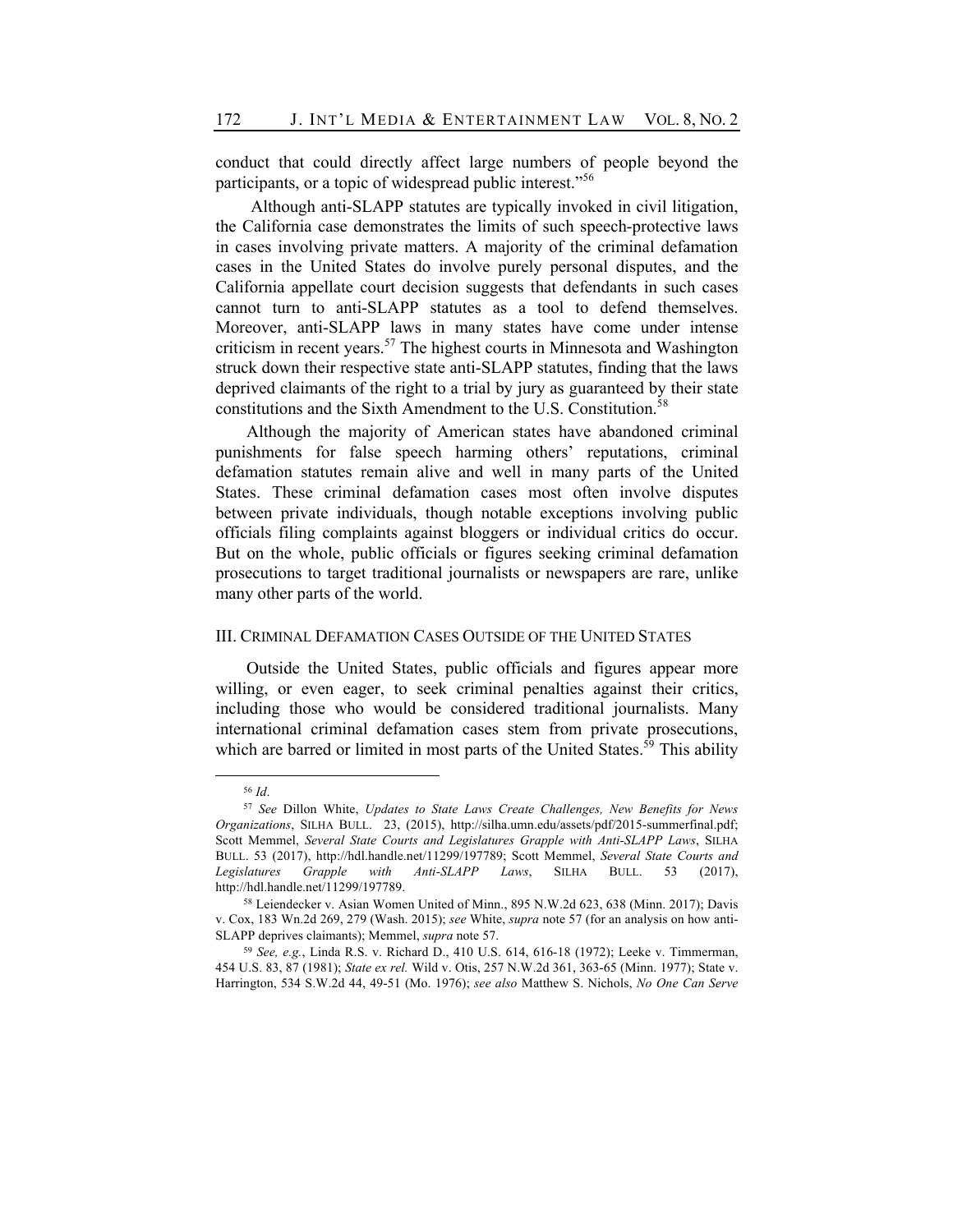conduct that could directly affect large numbers of people beyond the participants, or a topic of widespread public interest."[56]

Although anti-SLAPP statutes are typically invoked in civil litigation, the California case demonstrates the limits of such speech-protective laws in cases involving private matters. A majority of the criminal defamation cases in the United States do involve purely personal disputes, and the California appellate court decision suggests that defendants in such cases cannot turn to anti-SLAPP statutes as a tool to defend themselves. Moreover, anti-SLAPP laws in many states have come under intense criticism in recent years.[57] The highest courts in Minnesota and Washington struck down their respective state anti-SLAPP statutes, finding that the laws deprived claimants of the right to a trial by jury as guaranteed by their state constitutions and the Sixth Amendment to the U.S. Constitution.[58]

Although the majority of American states have abandoned criminal punishments for false speech harming others' reputations, criminal defamation statutes remain alive and well in many parts of the United States. These criminal defamation cases most often involve disputes between private individuals, though notable exceptions involving public officials filing complaints against bloggers or individual critics do occur. But on the whole, public officials or figures seeking criminal defamation prosecutions to target traditional journalists or newspapers are rare, unlike many other parts of the world.

## III. CRIMINAL DEFAMATION CASES OUTSIDE OF THE UNITED STATES

Outside the United States, public officials and figures appear more willing, or even eager, to seek criminal penalties against their critics, including those who would be considered traditional journalists. Many international criminal defamation cases stem from private prosecutions, which are barred or limited in most parts of the United States.[59] This ability

---

[56] *Id*.

[57] *See* Dillon White, *Updates to State Laws Create Challenges, New Benefits for News Organizations*, SILHA BULL. 23, (2015), http://silha.umn.edu/assets/pdf/2015-summerfinal.pdf; Scott Memmel, *Several State Courts and Legislatures Grapple with Anti-SLAPP Laws*, SILHA BULL. 53 (2017), http://hdl.handle.net/11299/197789; Scott Memmel, *Several State Courts and Legislatures Grapple with Anti-SLAPP Laws*, SILHA BULL. 53 (2017), http://hdl.handle.net/11299/197789.

[58] Leiendecker v. Asian Women United of Minn., 895 N.W.2d 623, 638 (Minn. 2017); Davis v. Cox, 183 Wn.2d 269, 279 (Wash. 2015); *see* White, *supra* note 57 (for an analysis on how anti-SLAPP deprives claimants); Memmel, *supra* note 57.

[59] *See, e.g.*, Linda R.S. v. Richard D., 410 U.S. 614, 616-18 (1972); Leeke v. Timmerman, 454 U.S. 83, 87 (1981); *State ex rel.* Wild v. Otis, 257 N.W.2d 361, 363-65 (Minn. 1977); State v. Harrington, 534 S.W.2d 44, 49-51 (Mo. 1976); *see also* Matthew S. Nichols, *No One Can Serve*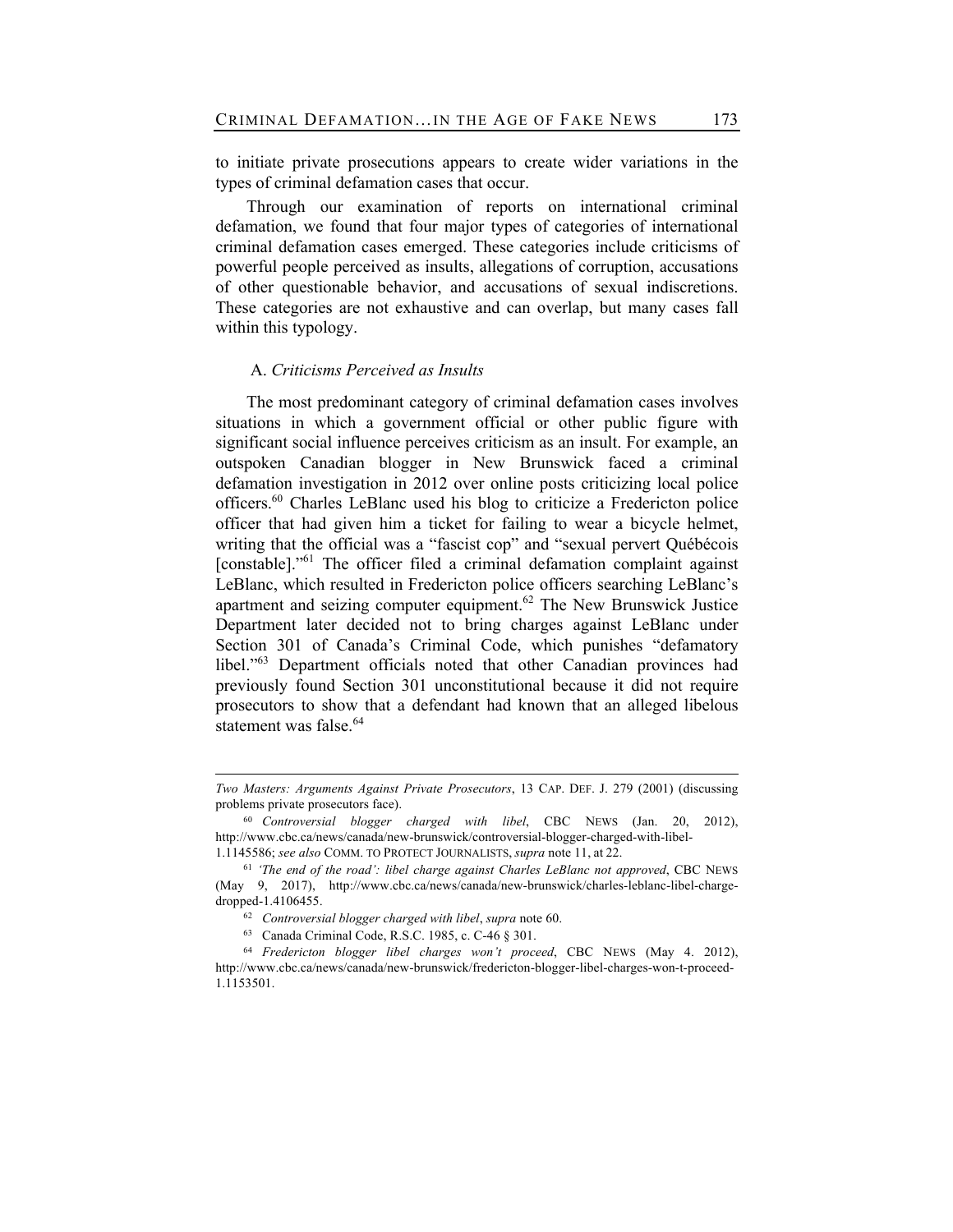to initiate private prosecutions appears to create wider variations in the types of criminal defamation cases that occur.

Through our examination of reports on international criminal defamation, we found that four major types of categories of international criminal defamation cases emerged. These categories include criticisms of powerful people perceived as insults, allegations of corruption, accusations of other questionable behavior, and accusations of sexual indiscretions. These categories are not exhaustive and can overlap, but many cases fall within this typology.

### A. *Criticisms Perceived as Insults*

The most predominant category of criminal defamation cases involves situations in which a government official or other public figure with significant social influence perceives criticism as an insult. For example, an outspoken Canadian blogger in New Brunswick faced a criminal defamation investigation in 2012 over online posts criticizing local police officers.[60] Charles LeBlanc used his blog to criticize a Fredericton police officer that had given him a ticket for failing to wear a bicycle helmet, writing that the official was a "fascist cop" and "sexual pervert Québécois [constable]."[61] The officer filed a criminal defamation complaint against LeBlanc, which resulted in Fredericton police officers searching LeBlanc's apartment and seizing computer equipment.[62] The New Brunswick Justice Department later decided not to bring charges against LeBlanc under Section 301 of Canada's Criminal Code, which punishes "defamatory libel."[63] Department officials noted that other Canadian provinces had previously found Section 301 unconstitutional because it did not require prosecutors to show that a defendant had known that an alleged libelous statement was false.[64]

---

*Two Masters: Arguments Against Private Prosecutors*, 13 CAP. DEF. J. 279 (2001) (discussing problems private prosecutors face).

[60] *Controversial blogger charged with libel*, CBC NEWS (Jan. 20, 2012), http://www.cbc.ca/news/canada/new-brunswick/controversial-blogger-charged-with-libel-1.1145586; *see also* COMM. TO PROTECT JOURNALISTS, *supra* note 11, at 22.

[61] *'The end of the road': libel charge against Charles LeBlanc not approved*, CBC NEWS (May 9, 2017), http://www.cbc.ca/news/canada/new-brunswick/charles-leblanc-libel-charge-dropped-1.4106455.

[62] *Controversial blogger charged with libel*, *supra* note 60.

[63] Canada Criminal Code, R.S.C. 1985, c. C-46 § 301.

[64] *Fredericton blogger libel charges won't proceed*, CBC NEWS (May 4. 2012), http://www.cbc.ca/news/canada/new-brunswick/fredericton-blogger-libel-charges-won-t-proceed-1.1153501.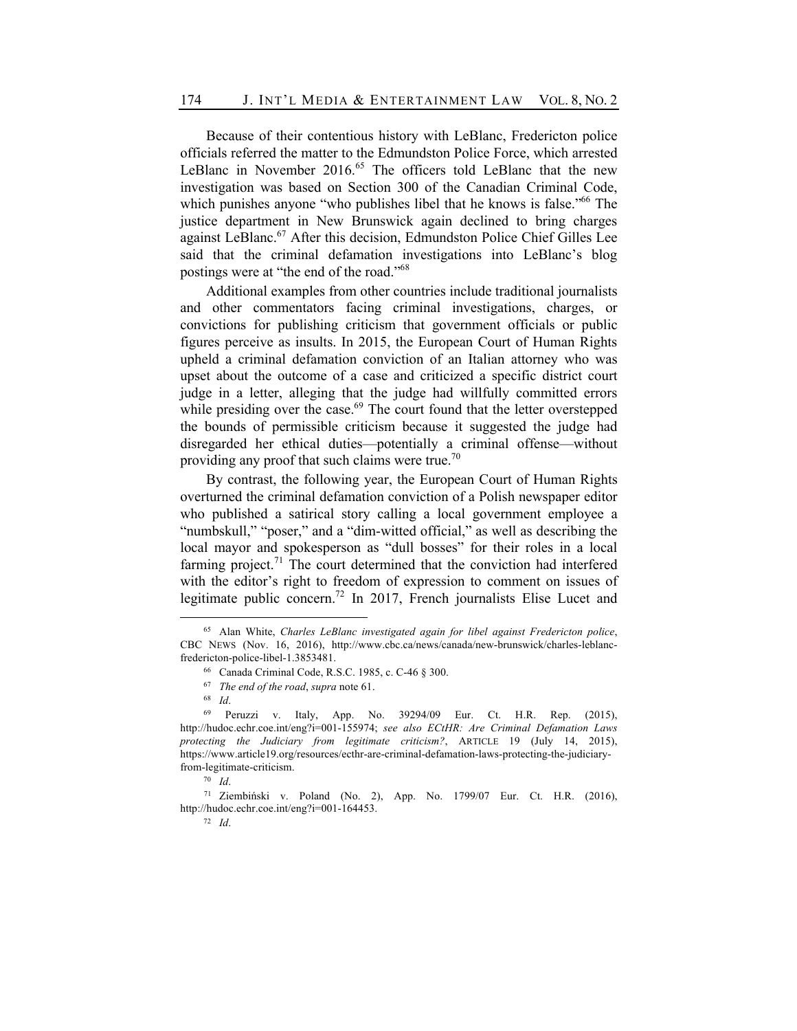Because of their contentious history with LeBlanc, Fredericton police officials referred the matter to the Edmundston Police Force, which arrested LeBlanc in November 2016.[65] The officers told LeBlanc that the new investigation was based on Section 300 of the Canadian Criminal Code, which punishes anyone "who publishes libel that he knows is false."[66] The justice department in New Brunswick again declined to bring charges against LeBlanc.[67] After this decision, Edmundston Police Chief Gilles Lee said that the criminal defamation investigations into LeBlanc's blog postings were at "the end of the road."[68]

Additional examples from other countries include traditional journalists and other commentators facing criminal investigations, charges, or convictions for publishing criticism that government officials or public figures perceive as insults. In 2015, the European Court of Human Rights upheld a criminal defamation conviction of an Italian attorney who was upset about the outcome of a case and criticized a specific district court judge in a letter, alleging that the judge had willfully committed errors while presiding over the case.[69] The court found that the letter overstepped the bounds of permissible criticism because it suggested the judge had disregarded her ethical duties—potentially a criminal offense—without providing any proof that such claims were true.[70]

By contrast, the following year, the European Court of Human Rights overturned the criminal defamation conviction of a Polish newspaper editor who published a satirical story calling a local government employee a "numbskull," "poser," and a "dim-witted official," as well as describing the local mayor and spokesperson as "dull bosses" for their roles in a local farming project.[71] The court determined that the conviction had interfered with the editor's right to freedom of expression to comment on issues of legitimate public concern.[72] In 2017, French journalists Elise Lucet and

---

[65] Alan White, *Charles LeBlanc investigated again for libel against Fredericton police*, CBC NEWS (Nov. 16, 2016), http://www.cbc.ca/news/canada/new-brunswick/charles-leblanc-fredericton-police-libel-1.3853481.

[66] Canada Criminal Code, R.S.C. 1985, c. C-46 § 300.

[67] *The end of the road*, *supra* note 61.

[68] *Id*.

[69] Peruzzi v. Italy, App. No. 39294/09 Eur. Ct. H.R. Rep. (2015), http://hudoc.echr.coe.int/eng?i=001-155974; *see also ECtHR: Are Criminal Defamation Laws protecting the Judiciary from legitimate criticism?*, ARTICLE 19 (July 14, 2015), https://www.article19.org/resources/ecthr-are-criminal-defamation-laws-protecting-the-judiciary-from-legitimate-criticism.

[70] *Id*.

[71] Ziembiński v. Poland (No. 2), App. No. 1799/07 Eur. Ct. H.R. (2016), http://hudoc.echr.coe.int/eng?i=001-164453.

[72] *Id*.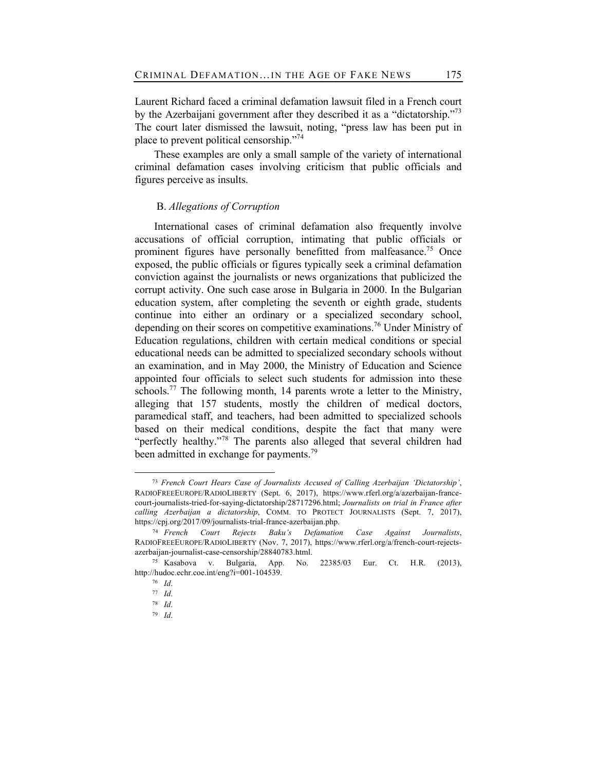Laurent Richard faced a criminal defamation lawsuit filed in a French court by the Azerbaijani government after they described it as a "dictatorship."[73] The court later dismissed the lawsuit, noting, "press law has been put in place to prevent political censorship."[74]

These examples are only a small sample of the variety of international criminal defamation cases involving criticism that public officials and figures perceive as insults.

### B. *Allegations of Corruption*

International cases of criminal defamation also frequently involve accusations of official corruption, intimating that public officials or prominent figures have personally benefitted from malfeasance.[75] Once exposed, the public officials or figures typically seek a criminal defamation conviction against the journalists or news organizations that publicized the corrupt activity. One such case arose in Bulgaria in 2000. In the Bulgarian education system, after completing the seventh or eighth grade, students continue into either an ordinary or a specialized secondary school, depending on their scores on competitive examinations.[76] Under Ministry of Education regulations, children with certain medical conditions or special educational needs can be admitted to specialized secondary schools without an examination, and in May 2000, the Ministry of Education and Science appointed four officials to select such students for admission into these schools.[77] The following month, 14 parents wrote a letter to the Ministry, alleging that 157 students, mostly the children of medical doctors, paramedical staff, and teachers, had been admitted to specialized schools based on their medical conditions, despite the fact that many were "perfectly healthy."[78] The parents also alleged that several children had been admitted in exchange for payments.[79]

---

[73] *French Court Hears Case of Journalists Accused of Calling Azerbaijan 'Dictatorship'*, RADIOFREEEUROPE/RADIOLIBERTY (Sept. 6, 2017), https://www.rferl.org/a/azerbaijan-france-court-journalists-tried-for-saying-dictatorship/28717296.html; *Journalists on trial in France after calling Azerbaijan a dictatorship*, COMM. TO PROTECT JOURNALISTS (Sept. 7, 2017), https://cpj.org/2017/09/journalists-trial-france-azerbaijan.php.

[74] *French Court Rejects Baku's Defamation Case Against Journalists*, RADIOFREEEUROPE/RADIOLIBERTY (Nov. 7, 2017), https://www.rferl.org/a/french-court-rejects-azerbaijan-journalist-case-censorship/28840783.html.

[75] Kasabova v. Bulgaria, App. No. 22385/03 Eur. Ct. H.R. (2013), http://hudoc.echr.coe.int/eng?i=001-104539.

[76] *Id*.

[77] *Id*.

[78] *Id*.

[79] *Id*.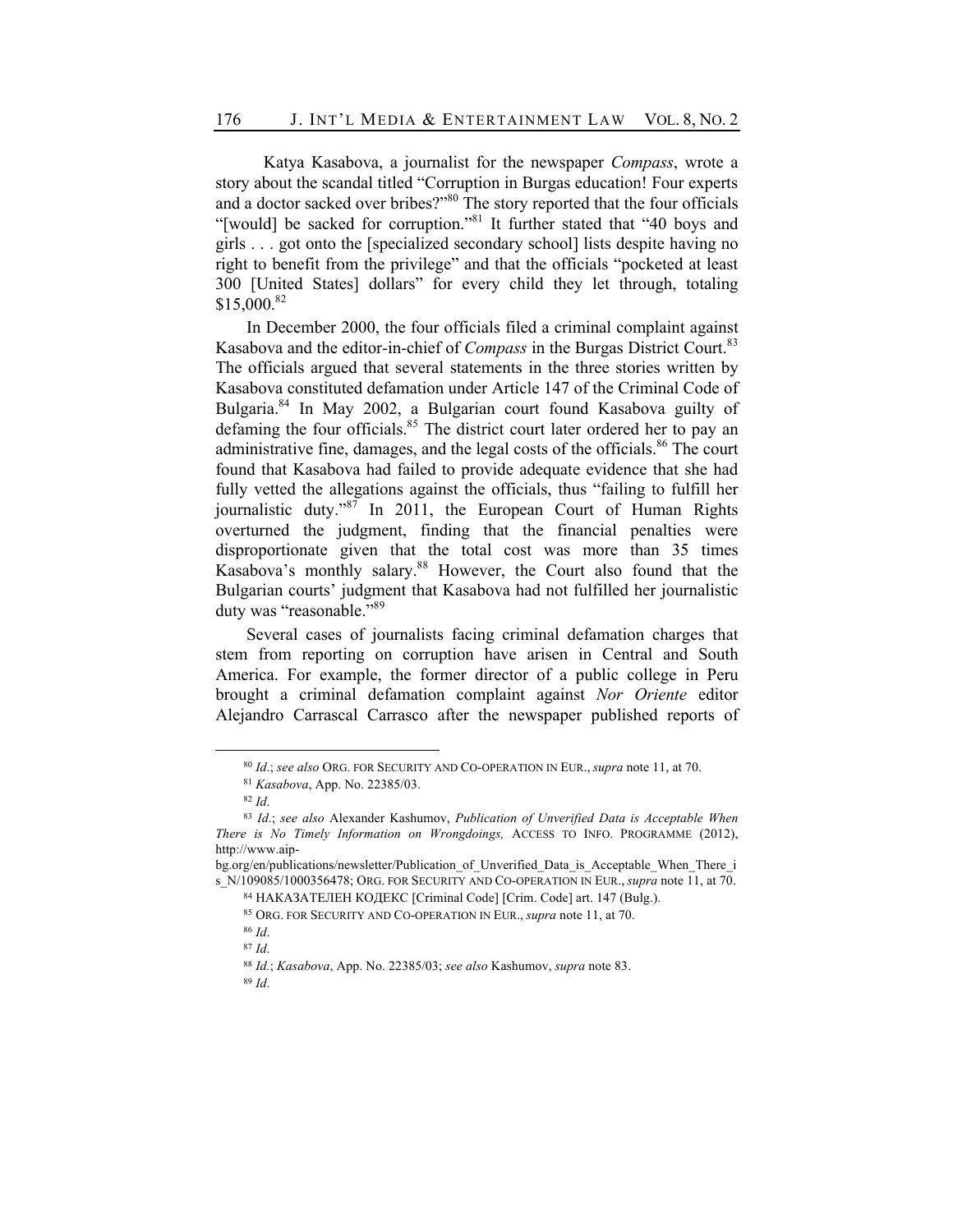Katya Kasabova, a journalist for the newspaper *Compass*, wrote a story about the scandal titled "Corruption in Burgas education! Four experts and a doctor sacked over bribes?"[80] The story reported that the four officials "[would] be sacked for corruption."[81] It further stated that "40 boys and girls . . . got onto the [specialized secondary school] lists despite having no right to benefit from the privilege" and that the officials "pocketed at least 300 [United States] dollars" for every child they let through, totaling $15,000.[82]

In December 2000, the four officials filed a criminal complaint against Kasabova and the editor-in-chief of *Compass* in the Burgas District Court.[83] The officials argued that several statements in the three stories written by Kasabova constituted defamation under Article 147 of the Criminal Code of Bulgaria.[84] In May 2002, a Bulgarian court found Kasabova guilty of defaming the four officials.[85] The district court later ordered her to pay an administrative fine, damages, and the legal costs of the officials.[86] The court found that Kasabova had failed to provide adequate evidence that she had fully vetted the allegations against the officials, thus "failing to fulfill her journalistic duty."[87] In 2011, the European Court of Human Rights overturned the judgment, finding that the financial penalties were disproportionate given that the total cost was more than 35 times Kasabova's monthly salary.[88] However, the Court also found that the Bulgarian courts' judgment that Kasabova had not fulfilled her journalistic duty was "reasonable."[89]

Several cases of journalists facing criminal defamation charges that stem from reporting on corruption have arisen in Central and South America. For example, the former director of a public college in Peru brought a criminal defamation complaint against *Nor Oriente* editor Alejandro Carrascal Carrasco after the newspaper published reports of

---

[80] *Id*.; *see also* ORG. FOR SECURITY AND CO-OPERATION IN EUR., *supra* note 11, at 70.

[81] *Kasabova*, App. No. 22385/03.

[82] *Id*.

[83] *Id*.; *see also* Alexander Kashumov, *Publication of Unverified Data is Acceptable When There is No Timely Information on Wrongdoings,* ACCESS TO INFO. PROGRAMME (2012), http://www.aip-bg.org/en/publications/newsletter/Publication_of_Unverified_Data_is_Acceptable_When_There_is_N/109085/1000356478; ORG. FOR SECURITY AND CO-OPERATION IN EUR., *supra* note 11, at 70.

[84] НАКАЗАТЕЛЕН КОДЕКС [Criminal Code] [Crim. Code] art. 147 (Bulg.).

[85] ORG. FOR SECURITY AND CO-OPERATION IN EUR., *supra* note 11, at 70.

[86] *Id*.

[87] *Id*.

[88] *Id.*; *Kasabova*, App. No. 22385/03; *see also* Kashumov, *supra* note 83.

[89] *Id*.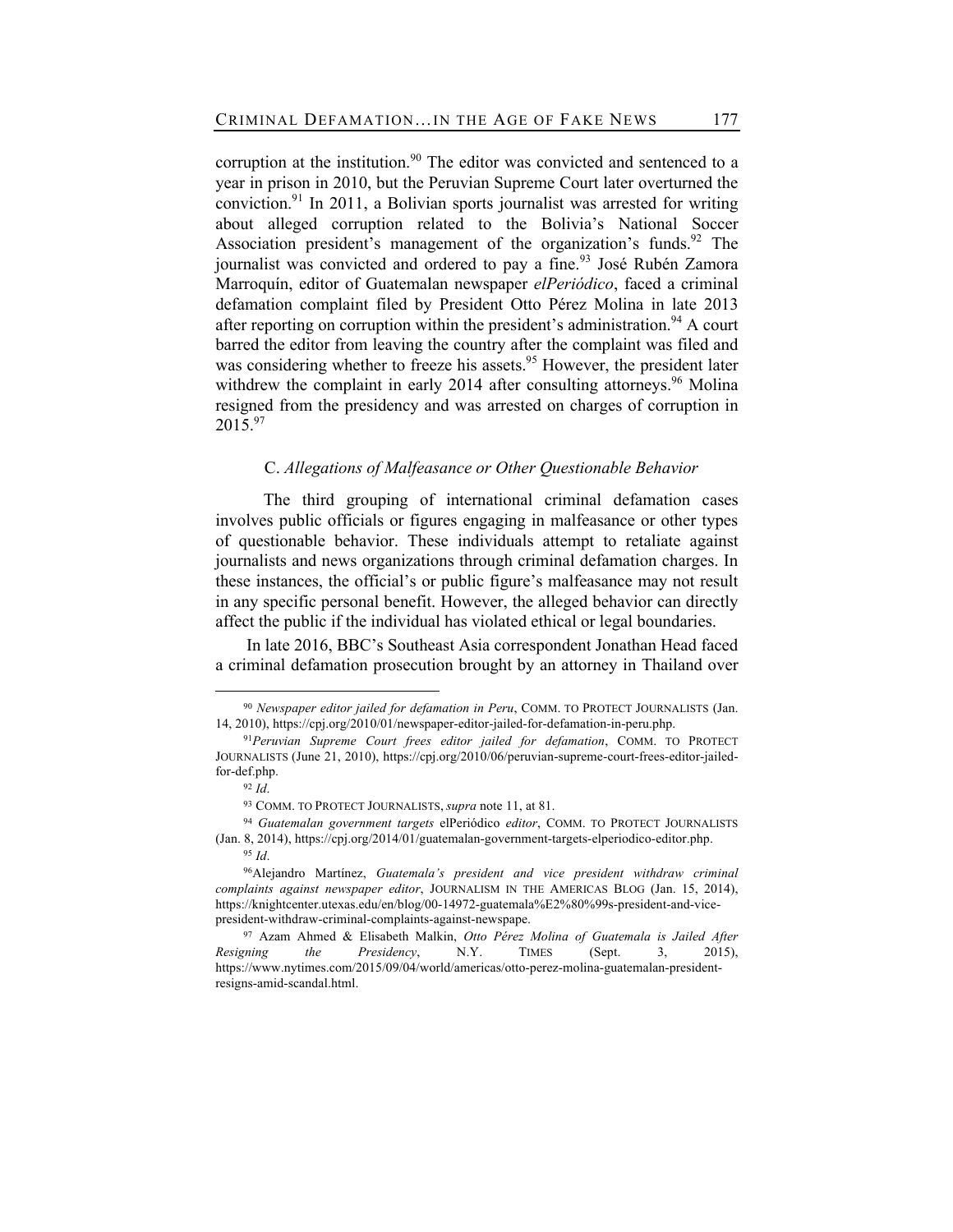corruption at the institution.[90] The editor was convicted and sentenced to a year in prison in 2010, but the Peruvian Supreme Court later overturned the conviction.[91] In 2011, a Bolivian sports journalist was arrested for writing about alleged corruption related to the Bolivia's National Soccer Association president's management of the organization's funds.[92] The journalist was convicted and ordered to pay a fine.[93] José Rubén Zamora Marroquín, editor of Guatemalan newspaper *elPeriódico*, faced a criminal defamation complaint filed by President Otto Pérez Molina in late 2013 after reporting on corruption within the president's administration.[94] A court barred the editor from leaving the country after the complaint was filed and was considering whether to freeze his assets.[95] However, the president later withdrew the complaint in early 2014 after consulting attorneys.[96] Molina resigned from the presidency and was arrested on charges of corruption in 2015.[97]

### C. *Allegations of Malfeasance or Other Questionable Behavior*

The third grouping of international criminal defamation cases involves public officials or figures engaging in malfeasance or other types of questionable behavior. These individuals attempt to retaliate against journalists and news organizations through criminal defamation charges. In these instances, the official's or public figure's malfeasance may not result in any specific personal benefit. However, the alleged behavior can directly affect the public if the individual has violated ethical or legal boundaries.

In late 2016, BBC's Southeast Asia correspondent Jonathan Head faced a criminal defamation prosecution brought by an attorney in Thailand over

---

[90] *Newspaper editor jailed for defamation in Peru*, COMM. TO PROTECT JOURNALISTS (Jan. 14, 2010), https://cpj.org/2010/01/newspaper-editor-jailed-for-defamation-in-peru.php.

[91] *Peruvian Supreme Court frees editor jailed for defamation*, COMM. TO PROTECT JOURNALISTS (June 21, 2010), https://cpj.org/2010/06/peruvian-supreme-court-frees-editor-jailed-for-def.php.

[92] *Id*.

[93] COMM. TO PROTECT JOURNALISTS, *supra* note 11, at 81.

[94] *Guatemalan government targets* elPeriódico *editor*, COMM. TO PROTECT JOURNALISTS (Jan. 8, 2014), https://cpj.org/2014/01/guatemalan-government-targets-elperiodico-editor.php.

[95] *Id*.

[96] Alejandro Martínez, *Guatemala's president and vice president withdraw criminal complaints against newspaper editor*, JOURNALISM IN THE AMERICAS BLOG (Jan. 15, 2014), https://knightcenter.utexas.edu/en/blog/00-14972-guatemala%E2%80%99s-president-and-vice-president-withdraw-criminal-complaints-against-newspape.

[97] Azam Ahmed & Elisabeth Malkin, *Otto Pérez Molina of Guatemala is Jailed After Resigning the Presidency*, N.Y. TIMES (Sept. 3, 2015), https://www.nytimes.com/2015/09/04/world/americas/otto-perez-molina-guatemalan-president-resigns-amid-scandal.html.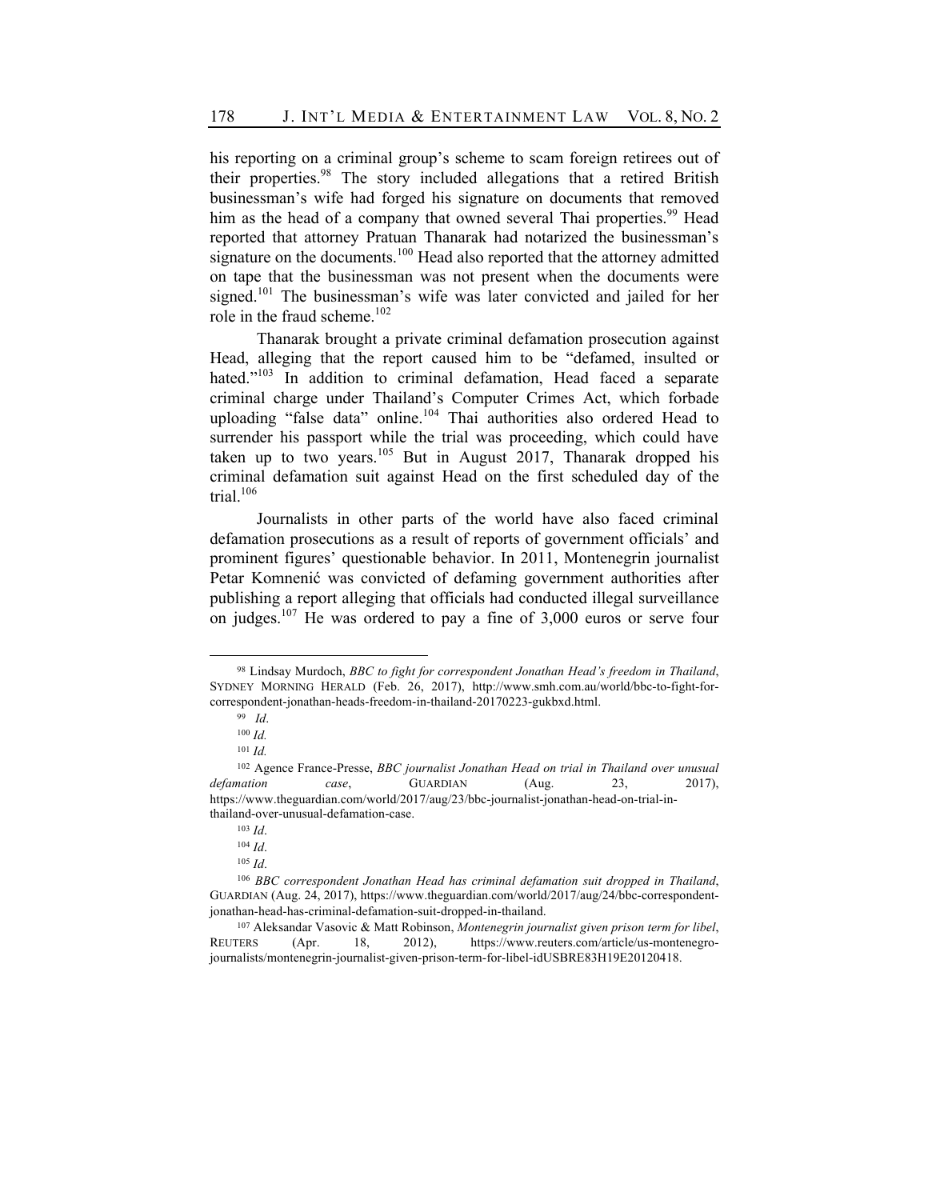his reporting on a criminal group's scheme to scam foreign retirees out of their properties.[98] The story included allegations that a retired British businessman's wife had forged his signature on documents that removed him as the head of a company that owned several Thai properties.[99] Head reported that attorney Pratuan Thanarak had notarized the businessman's signature on the documents.[100] Head also reported that the attorney admitted on tape that the businessman was not present when the documents were signed.[101] The businessman's wife was later convicted and jailed for her role in the fraud scheme.[102]

Thanarak brought a private criminal defamation prosecution against Head, alleging that the report caused him to be "defamed, insulted or hated."[103] In addition to criminal defamation, Head faced a separate criminal charge under Thailand's Computer Crimes Act, which forbade uploading "false data" online.[104] Thai authorities also ordered Head to surrender his passport while the trial was proceeding, which could have taken up to two years.[105] But in August 2017, Thanarak dropped his criminal defamation suit against Head on the first scheduled day of the trial.[106]

Journalists in other parts of the world have also faced criminal defamation prosecutions as a result of reports of government officials' and prominent figures' questionable behavior. In 2011, Montenegrin journalist Petar Komnenić was convicted of defaming government authorities after publishing a report alleging that officials had conducted illegal surveillance on judges.[107] He was ordered to pay a fine of 3,000 euros or serve four

---

[98] Lindsay Murdoch, *BBC to fight for correspondent Jonathan Head's freedom in Thailand*, SYDNEY MORNING HERALD (Feb. 26, 2017), http://www.smh.com.au/world/bbc-to-fight-for-correspondent-jonathan-heads-freedom-in-thailand-20170223-gukbxd.html.

[99] *Id*.

[100] *Id.*

[101] *Id.*

[102] Agence France-Presse, *BBC journalist Jonathan Head on trial in Thailand over unusual defamation case*, GUARDIAN (Aug. 23, 2017), https://www.theguardian.com/world/2017/aug/23/bbc-journalist-jonathan-head-on-trial-in-thailand-over-unusual-defamation-case.

[103] *Id*.

[104] *Id*.

[105] *Id*.

[106] *BBC correspondent Jonathan Head has criminal defamation suit dropped in Thailand*, GUARDIAN (Aug. 24, 2017), https://www.theguardian.com/world/2017/aug/24/bbc-correspondent-jonathan-head-has-criminal-defamation-suit-dropped-in-thailand.

[107] Aleksandar Vasovic & Matt Robinson, *Montenegrin journalist given prison term for libel*, REUTERS (Apr. 18, 2012), https://www.reuters.com/article/us-montenegro-journalists/montenegrin-journalist-given-prison-term-for-libel-idUSBRE83H19E20120418.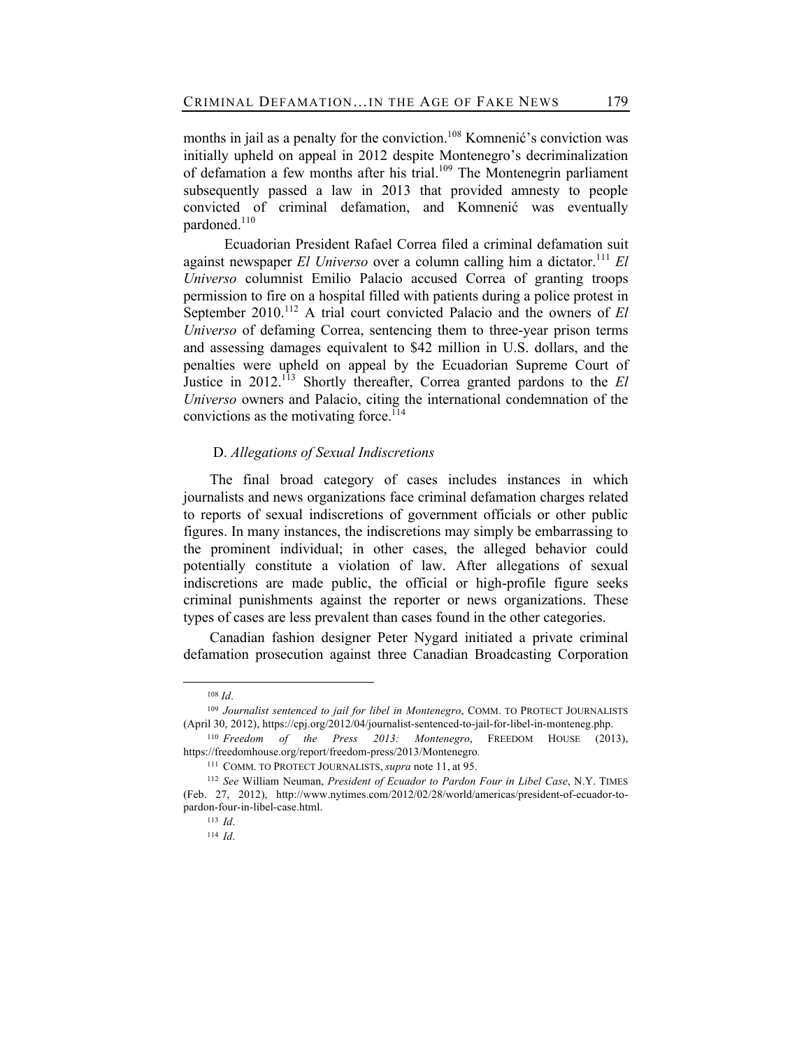months in jail as a penalty for the conviction.[108] Komnenić's conviction was initially upheld on appeal in 2012 despite Montenegro's decriminalization of defamation a few months after his trial.[109] The Montenegrin parliament subsequently passed a law in 2013 that provided amnesty to people convicted of criminal defamation, and Komnenić was eventually pardoned.[110]

Ecuadorian President Rafael Correa filed a criminal defamation suit against newspaper *El Universo* over a column calling him a dictator.[111] *El Universo* columnist Emilio Palacio accused Correa of granting troops permission to fire on a hospital filled with patients during a police protest in September 2010.[112] A trial court convicted Palacio and the owners of *El Universo* of defaming Correa, sentencing them to three-year prison terms and assessing damages equivalent to $42 million in U.S. dollars, and the penalties were upheld on appeal by the Ecuadorian Supreme Court of Justice in 2012.[113] Shortly thereafter, Correa granted pardons to the *El Universo* owners and Palacio, citing the international condemnation of the convictions as the motivating force.[114]

### D. *Allegations of Sexual Indiscretions*

The final broad category of cases includes instances in which journalists and news organizations face criminal defamation charges related to reports of sexual indiscretions of government officials or other public figures. In many instances, the indiscretions may simply be embarrassing to the prominent individual; in other cases, the alleged behavior could potentially constitute a violation of law. After allegations of sexual indiscretions are made public, the official or high-profile figure seeks criminal punishments against the reporter or news organizations. These types of cases are less prevalent than cases found in the other categories.

Canadian fashion designer Peter Nygard initiated a private criminal defamation prosecution against three Canadian Broadcasting Corporation

---

[108] *Id*.

[109] *Journalist sentenced to jail for libel in Montenegro*, COMM. TO PROTECT JOURNALISTS (April 30, 2012), https://cpj.org/2012/04/journalist-sentenced-to-jail-for-libel-in-monteneg.php.

[110] *Freedom of the Press 2013: Montenegro*, FREEDOM HOUSE (2013), https://freedomhouse.org/report/freedom-press/2013/Montenegro.

[111] COMM. TO PROTECT JOURNALISTS, *supra* note 11, at 95.

[112] *See* William Neuman, *President of Ecuador to Pardon Four in Libel Case*, N.Y. TIMES (Feb. 27, 2012), http://www.nytimes.com/2012/02/28/world/americas/president-of-ecuador-to-pardon-four-in-libel-case.html.

[113] *Id*.

[114] *Id*.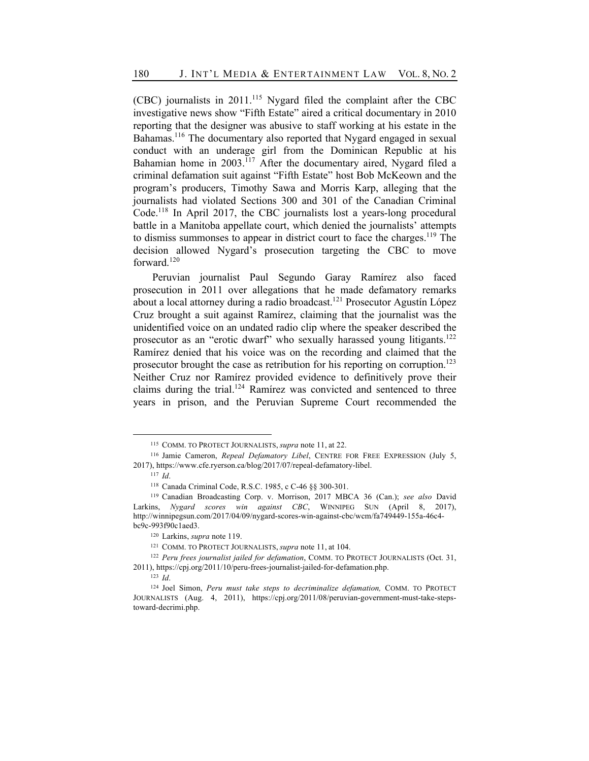(CBC) journalists in 2011.[115] Nygard filed the complaint after the CBC investigative news show "Fifth Estate" aired a critical documentary in 2010 reporting that the designer was abusive to staff working at his estate in the Bahamas.[116] The documentary also reported that Nygard engaged in sexual conduct with an underage girl from the Dominican Republic at his Bahamian home in 2003.[117] After the documentary aired, Nygard filed a criminal defamation suit against "Fifth Estate" host Bob McKeown and the program's producers, Timothy Sawa and Morris Karp, alleging that the journalists had violated Sections 300 and 301 of the Canadian Criminal Code.[118] In April 2017, the CBC journalists lost a years-long procedural battle in a Manitoba appellate court, which denied the journalists' attempts to dismiss summonses to appear in district court to face the charges.[119] The decision allowed Nygard's prosecution targeting the CBC to move forward.[120]

Peruvian journalist Paul Segundo Garay Ramírez also faced prosecution in 2011 over allegations that he made defamatory remarks about a local attorney during a radio broadcast.[121] Prosecutor Agustín López Cruz brought a suit against Ramírez, claiming that the journalist was the unidentified voice on an undated radio clip where the speaker described the prosecutor as an "erotic dwarf" who sexually harassed young litigants.[122] Ramírez denied that his voice was on the recording and claimed that the prosecutor brought the case as retribution for his reporting on corruption.[123] Neither Cruz nor Ramírez provided evidence to definitively prove their claims during the trial.[124] Ramírez was convicted and sentenced to three years in prison, and the Peruvian Supreme Court recommended the

---

[115] COMM. TO PROTECT JOURNALISTS, *supra* note 11, at 22.

[116] Jamie Cameron, *Repeal Defamatory Libel*, CENTRE FOR FREE EXPRESSION (July 5, 2017), https://www.cfe.ryerson.ca/blog/2017/07/repeal-defamatory-libel.

[117] *Id*.

[118] Canada Criminal Code, R.S.C. 1985, c C-46 §§ 300-301.

[119] Canadian Broadcasting Corp. v. Morrison, 2017 MBCA 36 (Can.); *see also* David Larkins, *Nygard scores win against CBC*, WINNIPEG SUN (April 8, 2017), http://winnipegsun.com/2017/04/09/nygard-scores-win-against-cbc/wcm/fa749449-155a-46c4-bc9c-993f90c1aed3.

[120] Larkins, *supra* note 119.

[121] COMM. TO PROTECT JOURNALISTS, *supra* note 11, at 104.

[122] *Peru frees journalist jailed for defamation*, COMM. TO PROTECT JOURNALISTS (Oct. 31, 2011), https://cpj.org/2011/10/peru-frees-journalist-jailed-for-defamation.php.

[123] *Id*.

[124] Joel Simon, *Peru must take steps to decriminalize defamation,* COMM. TO PROTECT JOURNALISTS (Aug. 4, 2011), https://cpj.org/2011/08/peruvian-government-must-take-steps-toward-decrimi.php.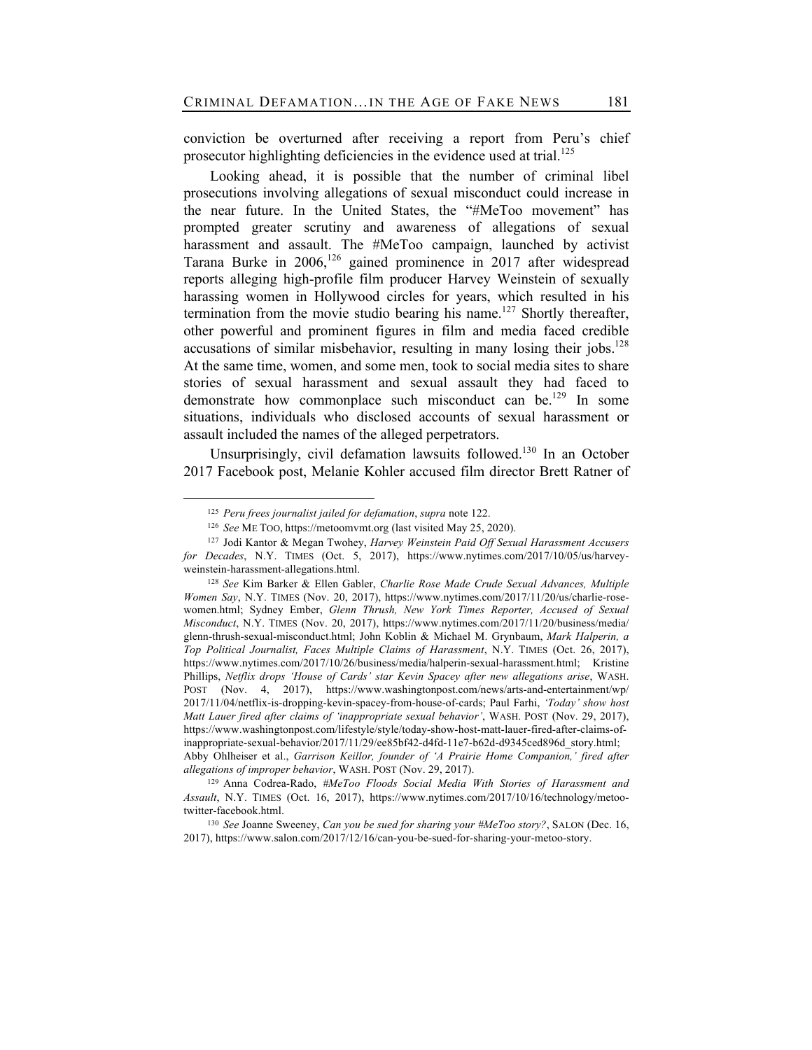conviction be overturned after receiving a report from Peru's chief prosecutor highlighting deficiencies in the evidence used at trial.[125]

Looking ahead, it is possible that the number of criminal libel prosecutions involving allegations of sexual misconduct could increase in the near future. In the United States, the "#MeToo movement" has prompted greater scrutiny and awareness of allegations of sexual harassment and assault. The #MeToo campaign, launched by activist Tarana Burke in 2006,[126] gained prominence in 2017 after widespread reports alleging high-profile film producer Harvey Weinstein of sexually harassing women in Hollywood circles for years, which resulted in his termination from the movie studio bearing his name.[127] Shortly thereafter, other powerful and prominent figures in film and media faced credible accusations of similar misbehavior, resulting in many losing their jobs.[128] At the same time, women, and some men, took to social media sites to share stories of sexual harassment and sexual assault they had faced to demonstrate how commonplace such misconduct can be.[129] In some situations, individuals who disclosed accounts of sexual harassment or assault included the names of the alleged perpetrators.

Unsurprisingly, civil defamation lawsuits followed.[130] In an October 2017 Facebook post, Melanie Kohler accused film director Brett Ratner of

---

[125] *Peru frees journalist jailed for defamation*, *supra* note 122.

[126] *See* ME TOO, https://metoomvmt.org (last visited May 25, 2020).

[127] Jodi Kantor & Megan Twohey, *Harvey Weinstein Paid Off Sexual Harassment Accusers for Decades*, N.Y. TIMES (Oct. 5, 2017), https://www.nytimes.com/2017/10/05/us/harvey-weinstein-harassment-allegations.html.

[128] *See* Kim Barker & Ellen Gabler, *Charlie Rose Made Crude Sexual Advances, Multiple Women Say*, N.Y. TIMES (Nov. 20, 2017), https://www.nytimes.com/2017/11/20/us/charlie-rose-women.html; Sydney Ember, *Glenn Thrush, New York Times Reporter, Accused of Sexual Misconduct*, N.Y. TIMES (Nov. 20, 2017), https://www.nytimes.com/2017/11/20/business/media/glenn-thrush-sexual-misconduct.html; John Koblin & Michael M. Grynbaum, *Mark Halperin, a Top Political Journalist, Faces Multiple Claims of Harassment*, N.Y. TIMES (Oct. 26, 2017), https://www.nytimes.com/2017/10/26/business/media/halperin-sexual-harassment.html; Kristine Phillips, *Netflix drops 'House of Cards' star Kevin Spacey after new allegations arise*, WASH. POST (Nov. 4, 2017), https://www.washingtonpost.com/news/arts-and-entertainment/wp/2017/11/04/netflix-is-dropping-kevin-spacey-from-house-of-cards; Paul Farhi, *'Today' show host Matt Lauer fired after claims of 'inappropriate sexual behavior'*, WASH. POST (Nov. 29, 2017), https://www.washingtonpost.com/lifestyle/style/today-show-host-matt-lauer-fired-after-claims-of-inappropriate-sexual-behavior/2017/11/29/ee85bf42-d4fd-11e7-b62d-d9345ced896d_story.html; Abby Ohlheiser et al., *Garrison Keillor, founder of 'A Prairie Home Companion,' fired after allegations of improper behavior*, WASH. POST (Nov. 29, 2017).

[129] Anna Codrea-Rado, *#MeToo Floods Social Media With Stories of Harassment and Assault*, N.Y. TIMES (Oct. 16, 2017), https://www.nytimes.com/2017/10/16/technology/metoo-twitter-facebook.html.

[130] *See* Joanne Sweeney, *Can you be sued for sharing your #MeToo story?*, SALON (Dec. 16, 2017), https://www.salon.com/2017/12/16/can-you-be-sued-for-sharing-your-metoo-story.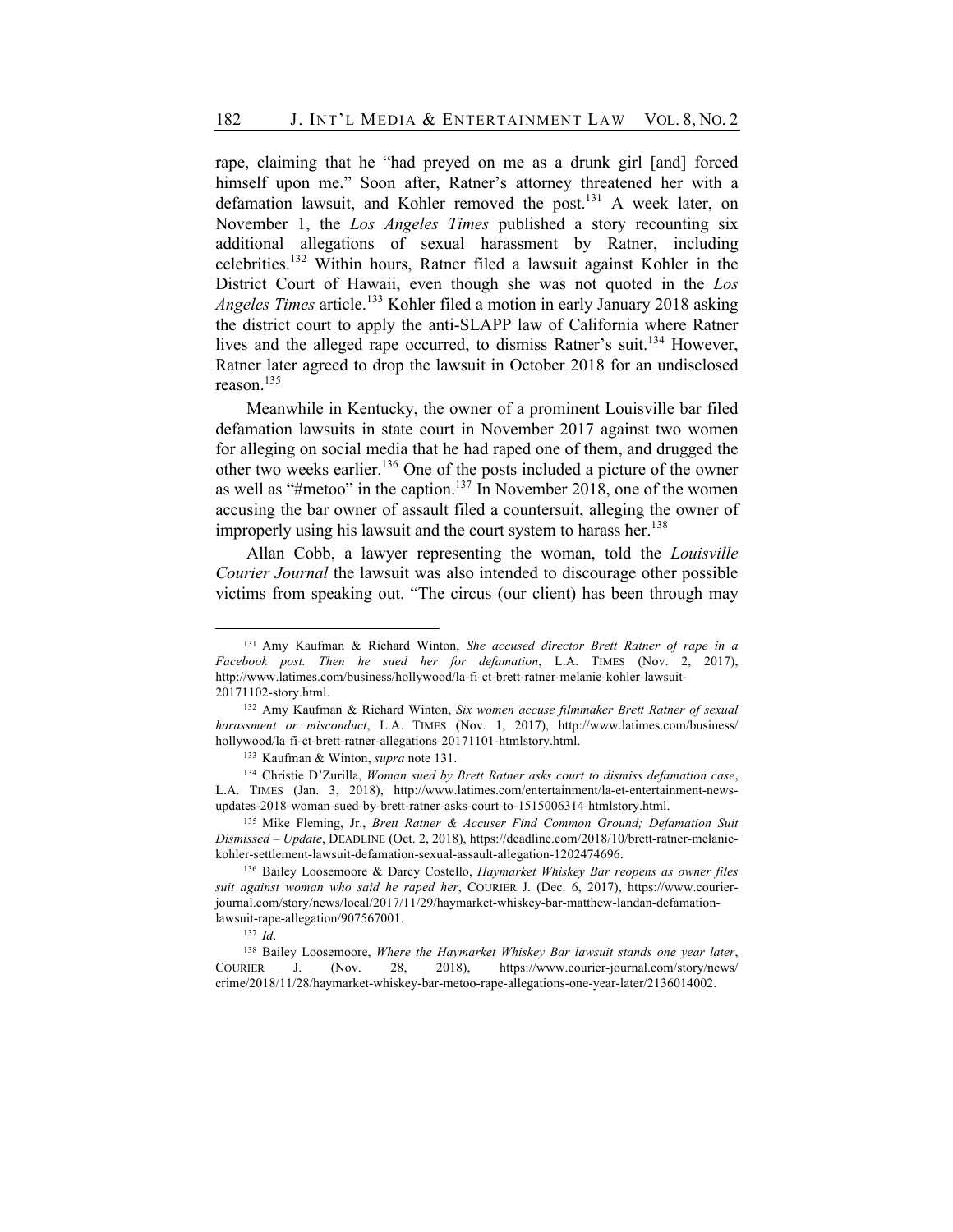rape, claiming that he "had preyed on me as a drunk girl [and] forced himself upon me." Soon after, Ratner's attorney threatened her with a defamation lawsuit, and Kohler removed the post.[131] A week later, on November 1, the *Los Angeles Times* published a story recounting six additional allegations of sexual harassment by Ratner, including celebrities.[132] Within hours, Ratner filed a lawsuit against Kohler in the District Court of Hawaii, even though she was not quoted in the *Los Angeles Times* article.[133] Kohler filed a motion in early January 2018 asking the district court to apply the anti-SLAPP law of California where Ratner lives and the alleged rape occurred, to dismiss Ratner's suit.[134] However, Ratner later agreed to drop the lawsuit in October 2018 for an undisclosed reason.[135]

Meanwhile in Kentucky, the owner of a prominent Louisville bar filed defamation lawsuits in state court in November 2017 against two women for alleging on social media that he had raped one of them, and drugged the other two weeks earlier.[136] One of the posts included a picture of the owner as well as "#metoo" in the caption.[137] In November 2018, one of the women accusing the bar owner of assault filed a countersuit, alleging the owner of improperly using his lawsuit and the court system to harass her.[138]

Allan Cobb, a lawyer representing the woman, told the *Louisville Courier Journal* the lawsuit was also intended to discourage other possible victims from speaking out. "The circus (our client) has been through may

---

[131] Amy Kaufman & Richard Winton, *She accused director Brett Ratner of rape in a Facebook post. Then he sued her for defamation*, L.A. TIMES (Nov. 2, 2017), http://www.latimes.com/business/hollywood/la-fi-ct-brett-ratner-melanie-kohler-lawsuit-20171102-story.html.

[132] Amy Kaufman & Richard Winton, *Six women accuse filmmaker Brett Ratner of sexual harassment or misconduct*, L.A. TIMES (Nov. 1, 2017), http://www.latimes.com/business/hollywood/la-fi-ct-brett-ratner-allegations-20171101-htmlstory.html.

[133] Kaufman & Winton, *supra* note 131.

[134] Christie D'Zurilla, *Woman sued by Brett Ratner asks court to dismiss defamation case*, L.A. TIMES (Jan. 3, 2018), http://www.latimes.com/entertainment/la-et-entertainment-news-updates-2018-woman-sued-by-brett-ratner-asks-court-to-1515006314-htmlstory.html.

[135] Mike Fleming, Jr., *Brett Ratner & Accuser Find Common Ground; Defamation Suit Dismissed – Update*, DEADLINE (Oct. 2, 2018), https://deadline.com/2018/10/brett-ratner-melanie-kohler-settlement-lawsuit-defamation-sexual-assault-allegation-1202474696.

[136] Bailey Loosemoore & Darcy Costello, *Haymarket Whiskey Bar reopens as owner files suit against woman who said he raped her*, COURIER J. (Dec. 6, 2017), https://www.courier-journal.com/story/news/local/2017/11/29/haymarket-whiskey-bar-matthew-landan-defamation-lawsuit-rape-allegation/907567001.

[137] *Id*.

[138] Bailey Loosemoore, *Where the Haymarket Whiskey Bar lawsuit stands one year later*, COURIER J. (Nov. 28, 2018), https://www.courier-journal.com/story/news/crime/2018/11/28/haymarket-whiskey-bar-metoo-rape-allegations-one-year-later/2136014002.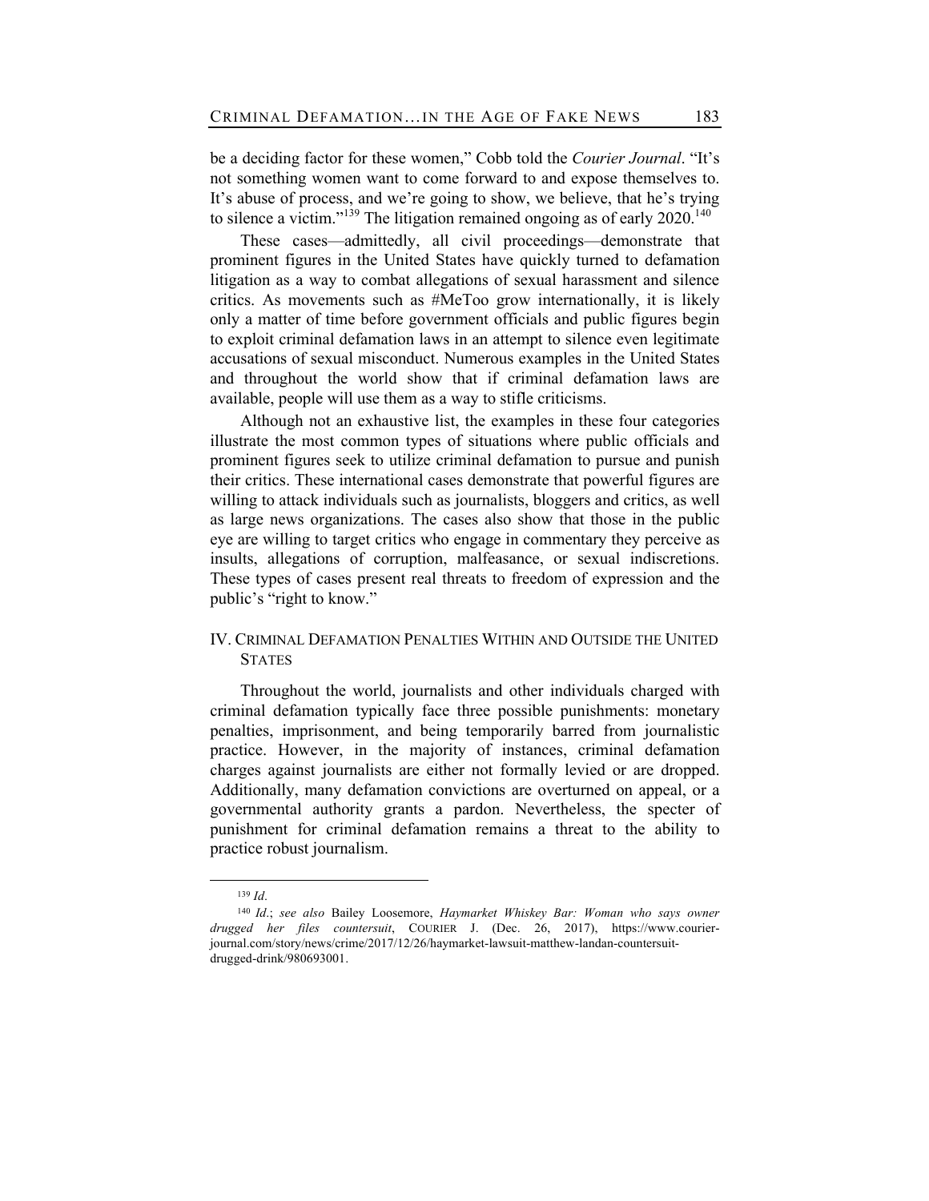be a deciding factor for these women," Cobb told the *Courier Journal*. "It's not something women want to come forward to and expose themselves to. It's abuse of process, and we're going to show, we believe, that he's trying to silence a victim."[139] The litigation remained ongoing as of early 2020.[140]

These cases—admittedly, all civil proceedings—demonstrate that prominent figures in the United States have quickly turned to defamation litigation as a way to combat allegations of sexual harassment and silence critics. As movements such as #MeToo grow internationally, it is likely only a matter of time before government officials and public figures begin to exploit criminal defamation laws in an attempt to silence even legitimate accusations of sexual misconduct. Numerous examples in the United States and throughout the world show that if criminal defamation laws are available, people will use them as a way to stifle criticisms.

Although not an exhaustive list, the examples in these four categories illustrate the most common types of situations where public officials and prominent figures seek to utilize criminal defamation to pursue and punish their critics. These international cases demonstrate that powerful figures are willing to attack individuals such as journalists, bloggers and critics, as well as large news organizations. The cases also show that those in the public eye are willing to target critics who engage in commentary they perceive as insults, allegations of corruption, malfeasance, or sexual indiscretions. These types of cases present real threats to freedom of expression and the public's "right to know."

## IV. Criminal Defamation Penalties Within and Outside the United States

Throughout the world, journalists and other individuals charged with criminal defamation typically face three possible punishments: monetary penalties, imprisonment, and being temporarily barred from journalistic practice. However, in the majority of instances, criminal defamation charges against journalists are either not formally levied or are dropped. Additionally, many defamation convictions are overturned on appeal, or a governmental authority grants a pardon. Nevertheless, the specter of punishment for criminal defamation remains a threat to the ability to practice robust journalism.

---

[139] *Id.*

[140] *Id.*; *see also* Bailey Loosemore, *Haymarket Whiskey Bar: Woman who says owner drugged her files countersuit*, COURIER J. (Dec. 26, 2017), https://www.courier-journal.com/story/news/crime/2017/12/26/haymarket-lawsuit-matthew-landan-countersuit-drugged-drink/980693001.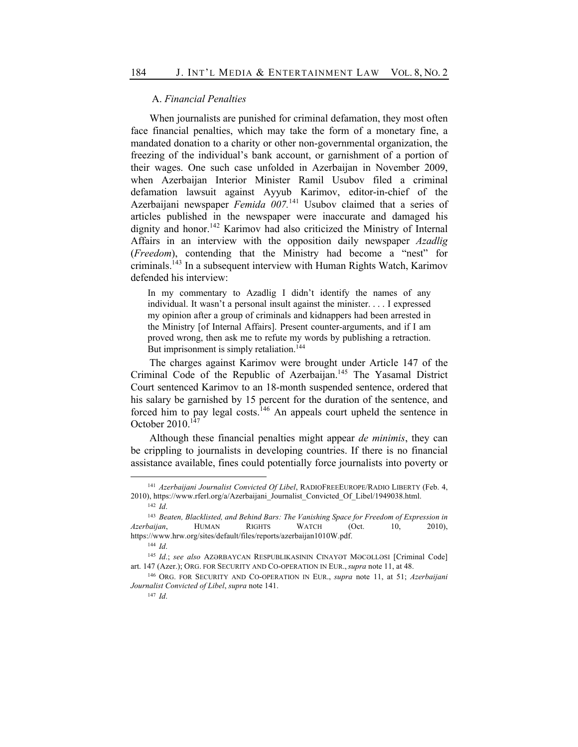### A. *Financial Penalties*

When journalists are punished for criminal defamation, they most often face financial penalties, which may take the form of a monetary fine, a mandated donation to a charity or other non-governmental organization, the freezing of the individual's bank account, or garnishment of a portion of their wages. One such case unfolded in Azerbaijan in November 2009, when Azerbaijan Interior Minister Ramil Usubov filed a criminal defamation lawsuit against Ayyub Karimov, editor-in-chief of the Azerbaijani newspaper *Femida 007*.[141] Usubov claimed that a series of articles published in the newspaper were inaccurate and damaged his dignity and honor.[142] Karimov had also criticized the Ministry of Internal Affairs in an interview with the opposition daily newspaper *Azadlig* (*Freedom*), contending that the Ministry had become a "nest" for criminals.[143] In a subsequent interview with Human Rights Watch, Karimov defended his interview:

> In my commentary to Azadlig I didn't identify the names of any individual. It wasn't a personal insult against the minister. . . . I expressed my opinion after a group of criminals and kidnappers had been arrested in the Ministry [of Internal Affairs]. Present counter-arguments, and if I am proved wrong, then ask me to refute my words by publishing a retraction. But imprisonment is simply retaliation.[144]

The charges against Karimov were brought under Article 147 of the Criminal Code of the Republic of Azerbaijan.[145] The Yasamal District Court sentenced Karimov to an 18-month suspended sentence, ordered that his salary be garnished by 15 percent for the duration of the sentence, and forced him to pay legal costs.[146] An appeals court upheld the sentence in October 2010.[147]

Although these financial penalties might appear *de minimis*, they can be crippling to journalists in developing countries. If there is no financial assistance available, fines could potentially force journalists into poverty or

---

[141] *Azerbaijani Journalist Convicted Of Libel*, RADIOFREEEUROPE/RADIO LIBERTY (Feb. 4, 2010), https://www.rferl.org/a/Azerbaijani_Journalist_Convicted_Of_Libel/1949038.html.

[142] *Id*.

[143] *Beaten, Blacklisted, and Behind Bars: The Vanishing Space for Freedom of Expression in Azerbaijan*, HUMAN RIGHTS WATCH (Oct. 10, 2010), https://www.hrw.org/sites/default/files/reports/azerbaijan1010W.pdf.

[144] *Id*.

[145] *Id*.; *see also* AZƏRBAYCAN RESPUBLIKASININ CINAYƏT MƏCƏLLƏSI [Criminal Code] art. 147 (Azer.); ORG. FOR SECURITY AND CO-OPERATION IN EUR., *supra* note 11, at 48.

[146] ORG. FOR SECURITY AND CO-OPERATION IN EUR., *supra* note 11, at 51; *Azerbaijani Journalist Convicted of Libel*, *supra* note 141.

[147] *Id*.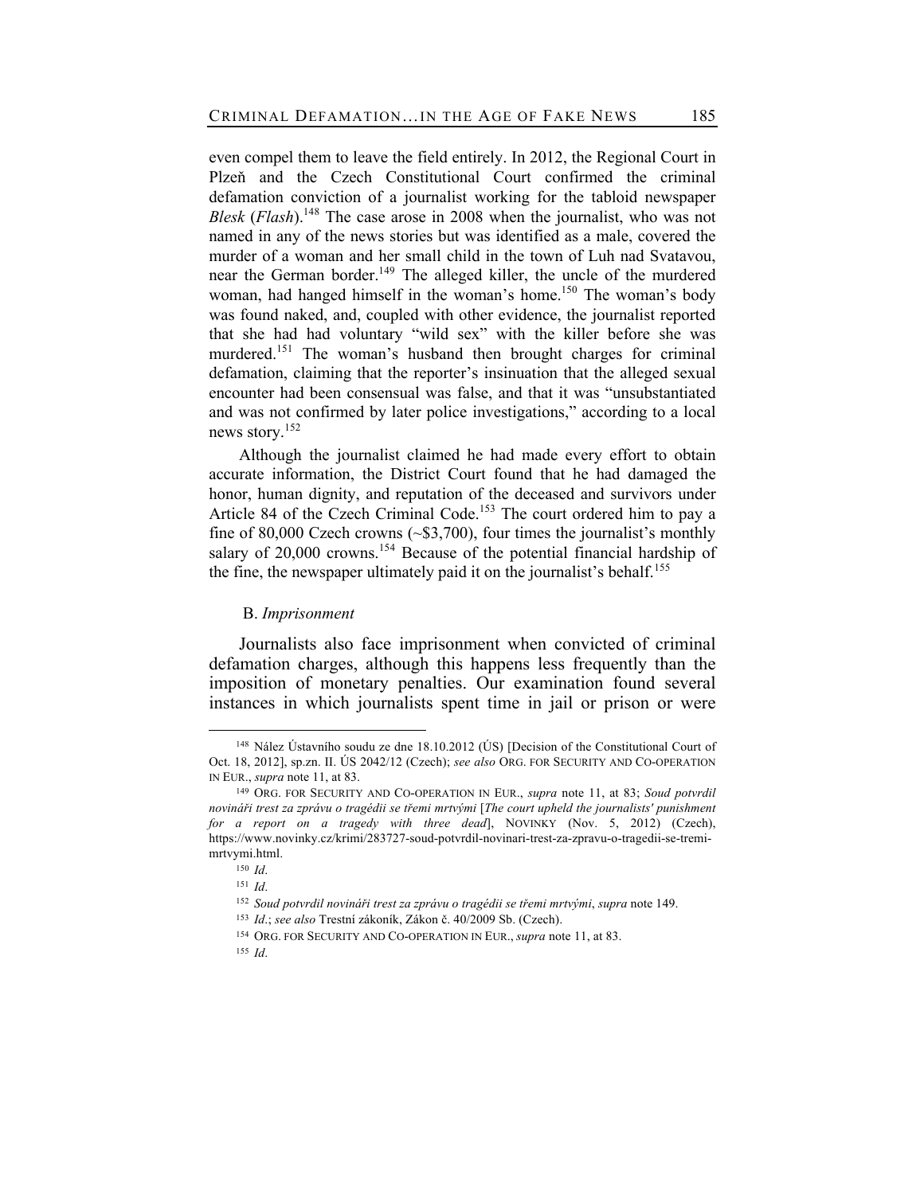even compel them to leave the field entirely. In 2012, the Regional Court in Plzeň and the Czech Constitutional Court confirmed the criminal defamation conviction of a journalist working for the tabloid newspaper *Blesk* (*Flash*).[148] The case arose in 2008 when the journalist, who was not named in any of the news stories but was identified as a male, covered the murder of a woman and her small child in the town of Luh nad Svatavou, near the German border.[149] The alleged killer, the uncle of the murdered woman, had hanged himself in the woman's home.[150] The woman's body was found naked, and, coupled with other evidence, the journalist reported that she had had voluntary "wild sex" with the killer before she was murdered.[151] The woman's husband then brought charges for criminal defamation, claiming that the reporter's insinuation that the alleged sexual encounter had been consensual was false, and that it was "unsubstantiated and was not confirmed by later police investigations," according to a local news story.[152]

Although the journalist claimed he had made every effort to obtain accurate information, the District Court found that he had damaged the honor, human dignity, and reputation of the deceased and survivors under Article 84 of the Czech Criminal Code.[153] The court ordered him to pay a fine of 80,000 Czech crowns (~$3,700), four times the journalist's monthly salary of 20,000 crowns.[154] Because of the potential financial hardship of the fine, the newspaper ultimately paid it on the journalist's behalf.[155]

### B. *Imprisonment*

Journalists also face imprisonment when convicted of criminal defamation charges, although this happens less frequently than the imposition of monetary penalties. Our examination found several instances in which journalists spent time in jail or prison or were

---

[148] Nález Ústavního soudu ze dne 18.10.2012 (ÚS) [Decision of the Constitutional Court of Oct. 18, 2012], sp.zn. II. ÚS 2042/12 (Czech); *see also* ORG. FOR SECURITY AND CO-OPERATION IN EUR., *supra* note 11, at 83.

[149] ORG. FOR SECURITY AND CO-OPERATION IN EUR., *supra* note 11, at 83; *Soud potvrdil novináři trest za zprávu o tragédii se třemi mrtvými* [*The court upheld the journalists' punishment for a report on a tragedy with three dead*], NOVINKY (Nov. 5, 2012) (Czech), https://www.novinky.cz/krimi/283727-soud-potvrdil-novinari-trest-za-zpravu-o-tragedii-se-tremi-mrtvymi.html.

[150] *Id*.

[151] *Id*.

[152] *Soud potvrdil novináři trest za zprávu o tragédii se třemi mrtvými*, *supra* note 149.

[153] *Id*.; *see also* Trestní zákoník, Zákon č. 40/2009 Sb. (Czech).

[154] ORG. FOR SECURITY AND CO-OPERATION IN EUR., *supra* note 11, at 83.

[155] *Id*.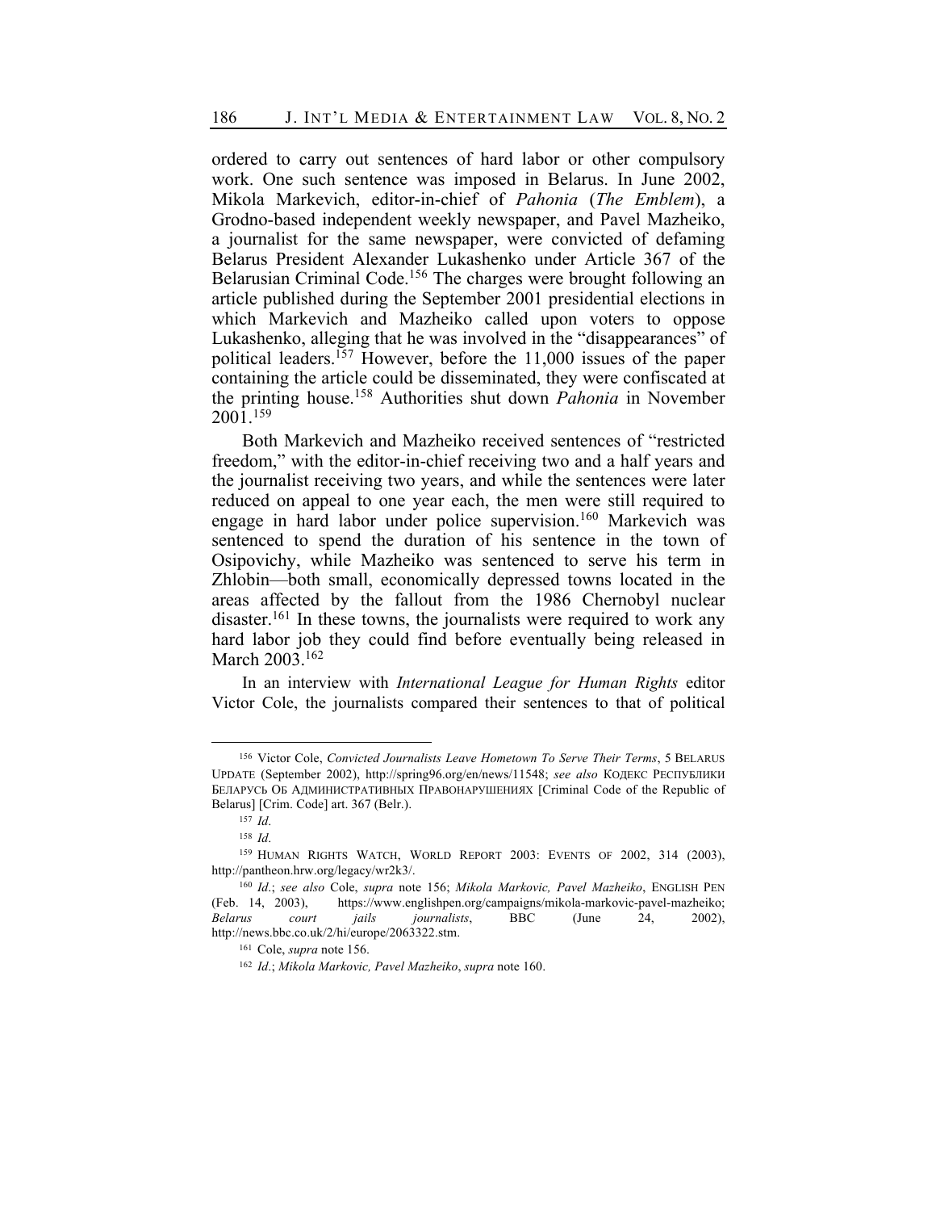ordered to carry out sentences of hard labor or other compulsory work. One such sentence was imposed in Belarus. In June 2002, Mikola Markevich, editor-in-chief of *Pahonia* (*The Emblem*), a Grodno-based independent weekly newspaper, and Pavel Mazheiko, a journalist for the same newspaper, were convicted of defaming Belarus President Alexander Lukashenko under Article 367 of the Belarusian Criminal Code.[156] The charges were brought following an article published during the September 2001 presidential elections in which Markevich and Mazheiko called upon voters to oppose Lukashenko, alleging that he was involved in the "disappearances" of political leaders.[157] However, before the 11,000 issues of the paper containing the article could be disseminated, they were confiscated at the printing house.[158] Authorities shut down *Pahonia* in November 2001.[159]

Both Markevich and Mazheiko received sentences of "restricted freedom," with the editor-in-chief receiving two and a half years and the journalist receiving two years, and while the sentences were later reduced on appeal to one year each, the men were still required to engage in hard labor under police supervision.[160] Markevich was sentenced to spend the duration of his sentence in the town of Osipovichy, while Mazheiko was sentenced to serve his term in Zhlobin—both small, economically depressed towns located in the areas affected by the fallout from the 1986 Chernobyl nuclear disaster.[161] In these towns, the journalists were required to work any hard labor job they could find before eventually being released in March 2003.[162]

In an interview with *International League for Human Rights* editor Victor Cole, the journalists compared their sentences to that of political

---

[156] Victor Cole, *Convicted Journalists Leave Hometown To Serve Their Terms*, 5 BELARUS UPDATE (September 2002), http://spring96.org/en/news/11548; *see also* КОДЕКС РЕСПУБЛИКИ БЕЛАРУСЬ ОБ АДМИНИСТРАТИВНЫХ ПРАВОНАРУШЕНИЯХ [Criminal Code of the Republic of Belarus] [Crim. Code] art. 367 (Belr.).

[157] *Id*.

[158] *Id*.

[159] HUMAN RIGHTS WATCH, WORLD REPORT 2003: EVENTS OF 2002, 314 (2003), http://pantheon.hrw.org/legacy/wr2k3/.

[160] *Id*.; *see also* Cole, *supra* note 156; *Mikola Markovic, Pavel Mazheiko*, ENGLISH PEN (Feb. 14, 2003), https://www.englishpen.org/campaigns/mikola-markovic-pavel-mazheiko; *Belarus court jails journalists*, BBC (June 24, 2002), http://news.bbc.co.uk/2/hi/europe/2063322.stm.

[161] Cole, *supra* note 156.

[162] *Id*.; *Mikola Markovic, Pavel Mazheiko*, *supra* note 160.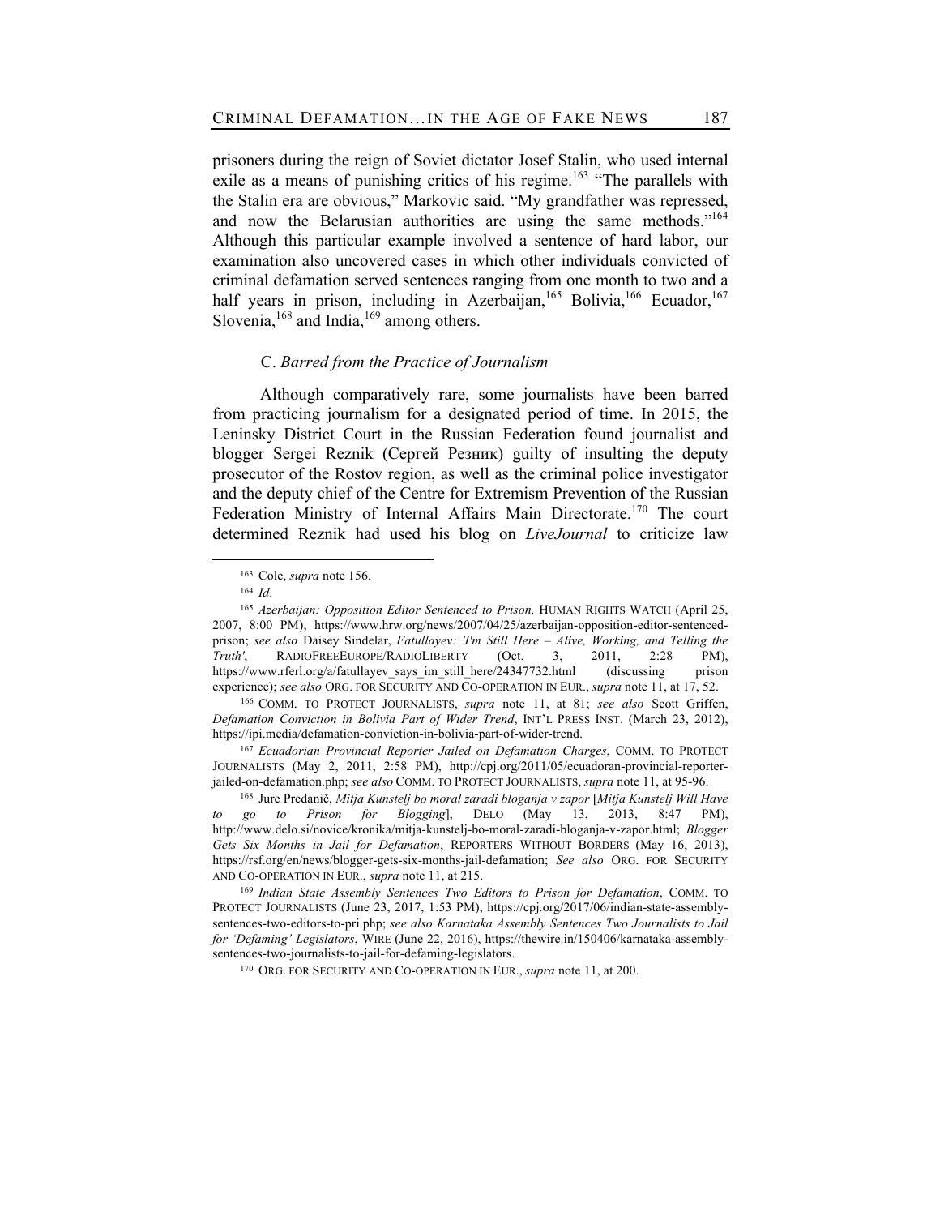prisoners during the reign of Soviet dictator Josef Stalin, who used internal exile as a means of punishing critics of his regime.[163] "The parallels with the Stalin era are obvious," Markovic said. "My grandfather was repressed, and now the Belarusian authorities are using the same methods."[164] Although this particular example involved a sentence of hard labor, our examination also uncovered cases in which other individuals convicted of criminal defamation served sentences ranging from one month to two and a half years in prison, including in Azerbaijan,[165] Bolivia,[166] Ecuador,[167] Slovenia,[168] and India,[169] among others.

### C. *Barred from the Practice of Journalism*

Although comparatively rare, some journalists have been barred from practicing journalism for a designated period of time. In 2015, the Leninsky District Court in the Russian Federation found journalist and blogger Sergei Reznik (Сергей Резник) guilty of insulting the deputy prosecutor of the Rostov region, as well as the criminal police investigator and the deputy chief of the Centre for Extremism Prevention of the Russian Federation Ministry of Internal Affairs Main Directorate.[170] The court determined Reznik had used his blog on *LiveJournal* to criticize law

---

[163] Cole, *supra* note 156.

[164] *Id*.

[165] *Azerbaijan: Opposition Editor Sentenced to Prison,* HUMAN RIGHTS WATCH (April 25, 2007, 8:00 PM), https://www.hrw.org/news/2007/04/25/azerbaijan-opposition-editor-sentenced-prison; *see also* Daisey Sindelar, *Fatullayev: 'I'm Still Here – Alive, Working, and Telling the Truth'*, RADIOFREEEUROPE/RADIOLIBERTY (Oct. 3, 2011, 2:28 PM), https://www.rferl.org/a/fatullayev_says_im_still_here/24347732.html (discussing prison experience); *see also* ORG. FOR SECURITY AND CO-OPERATION IN EUR., *supra* note 11, at 17, 52.

[166] COMM. TO PROTECT JOURNALISTS, *supra* note 11, at 81; *see also* Scott Griffen, *Defamation Conviction in Bolivia Part of Wider Trend*, INT'L PRESS INST. (March 23, 2012), https://ipi.media/defamation-conviction-in-bolivia-part-of-wider-trend.

[167] *Ecuadorian Provincial Reporter Jailed on Defamation Charges*, COMM. TO PROTECT JOURNALISTS (May 2, 2011, 2:58 PM), http://cpj.org/2011/05/ecuadoran-provincial-reporter-jailed-on-defamation.php; *see also* COMM. TO PROTECT JOURNALISTS, *supra* note 11, at 95-96.

[168] Jure Predanič, *Mitja Kunstelj bo moral zaradi bloganja v zapor* [*Mitja Kunstelj Will Have to go to Prison for Blogging*], DELO (May 13, 2013, 8:47 PM), http://www.delo.si/novice/kronika/mitja-kunstelj-bo-moral-zaradi-bloganja-v-zapor.html; *Blogger Gets Six Months in Jail for Defamation*, REPORTERS WITHOUT BORDERS (May 16, 2013), https://rsf.org/en/news/blogger-gets-six-months-jail-defamation; *See also* ORG. FOR SECURITY AND CO-OPERATION IN EUR., *supra* note 11, at 215.

[169] *Indian State Assembly Sentences Two Editors to Prison for Defamation*, COMM. TO PROTECT JOURNALISTS (June 23, 2017, 1:53 PM), https://cpj.org/2017/06/indian-state-assembly-sentences-two-editors-to-pri.php; *see also Karnataka Assembly Sentences Two Journalists to Jail for 'Defaming' Legislators*, WIRE (June 22, 2016), https://thewire.in/150406/karnataka-assembly-sentences-two-journalists-to-jail-for-defaming-legislators.

[170] ORG. FOR SECURITY AND CO-OPERATION IN EUR., *supra* note 11, at 200.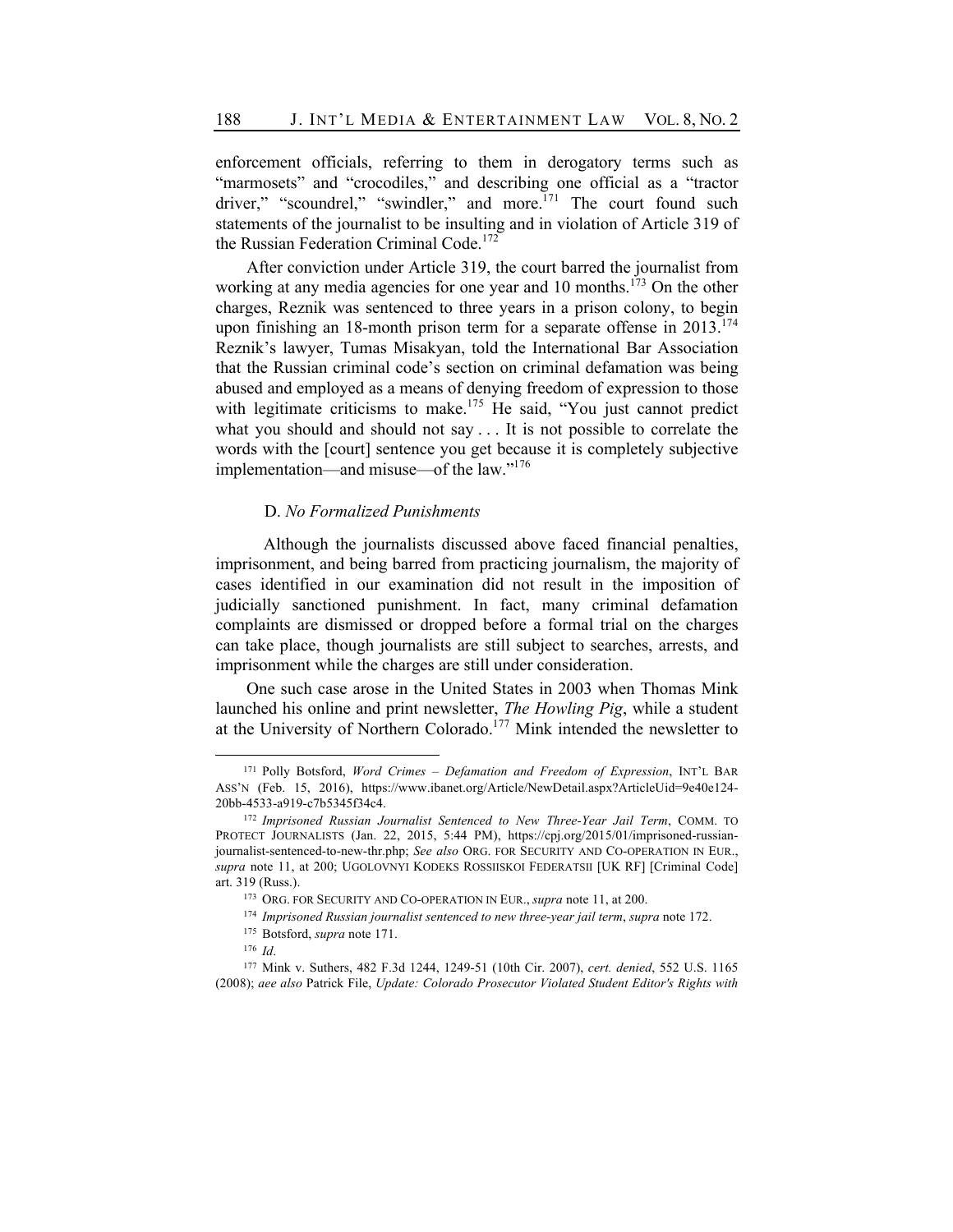enforcement officials, referring to them in derogatory terms such as "marmosets" and "crocodiles," and describing one official as a "tractor driver," "scoundrel," "swindler," and more.[171] The court found such statements of the journalist to be insulting and in violation of Article 319 of the Russian Federation Criminal Code.[172]

After conviction under Article 319, the court barred the journalist from working at any media agencies for one year and 10 months.[173] On the other charges, Reznik was sentenced to three years in a prison colony, to begin upon finishing an 18-month prison term for a separate offense in 2013.[174] Reznik's lawyer, Tumas Misakyan, told the International Bar Association that the Russian criminal code's section on criminal defamation was being abused and employed as a means of denying freedom of expression to those with legitimate criticisms to make.[175] He said, "You just cannot predict what you should and should not say . . . It is not possible to correlate the words with the [court] sentence you get because it is completely subjective implementation—and misuse—of the law."[176]

### D. *No Formalized Punishments*

Although the journalists discussed above faced financial penalties, imprisonment, and being barred from practicing journalism, the majority of cases identified in our examination did not result in the imposition of judicially sanctioned punishment. In fact, many criminal defamation complaints are dismissed or dropped before a formal trial on the charges can take place, though journalists are still subject to searches, arrests, and imprisonment while the charges are still under consideration.

One such case arose in the United States in 2003 when Thomas Mink launched his online and print newsletter, *The Howling Pig*, while a student at the University of Northern Colorado.[177] Mink intended the newsletter to

---

[171] Polly Botsford, *Word Crimes – Defamation and Freedom of Expression*, INT'L BAR ASS'N (Feb. 15, 2016), https://www.ibanet.org/Article/NewDetail.aspx?ArticleUid=9e40e124-20bb-4533-a919-c7b5345f34c4.

[172] *Imprisoned Russian Journalist Sentenced to New Three-Year Jail Term*, COMM. TO PROTECT JOURNALISTS (Jan. 22, 2015, 5:44 PM), https://cpj.org/2015/01/imprisoned-russian-journalist-sentenced-to-new-thr.php; *See also* ORG. FOR SECURITY AND CO-OPERATION IN EUR., *supra* note 11, at 200; UGOLOVNYI KODEKS ROSSIISKOI FEDERATSII [UK RF] [Criminal Code] art. 319 (Russ.).

[173] ORG. FOR SECURITY AND CO-OPERATION IN EUR., *supra* note 11, at 200.

[174] *Imprisoned Russian journalist sentenced to new three-year jail term*, *supra* note 172.

[175] Botsford, *supra* note 171.

[176] *Id*.

[177] Mink v. Suthers, 482 F.3d 1244, 1249-51 (10th Cir. 2007), *cert. denied*, 552 U.S. 1165 (2008); *aee also* Patrick File, *Update: Colorado Prosecutor Violated Student Editor's Rights with*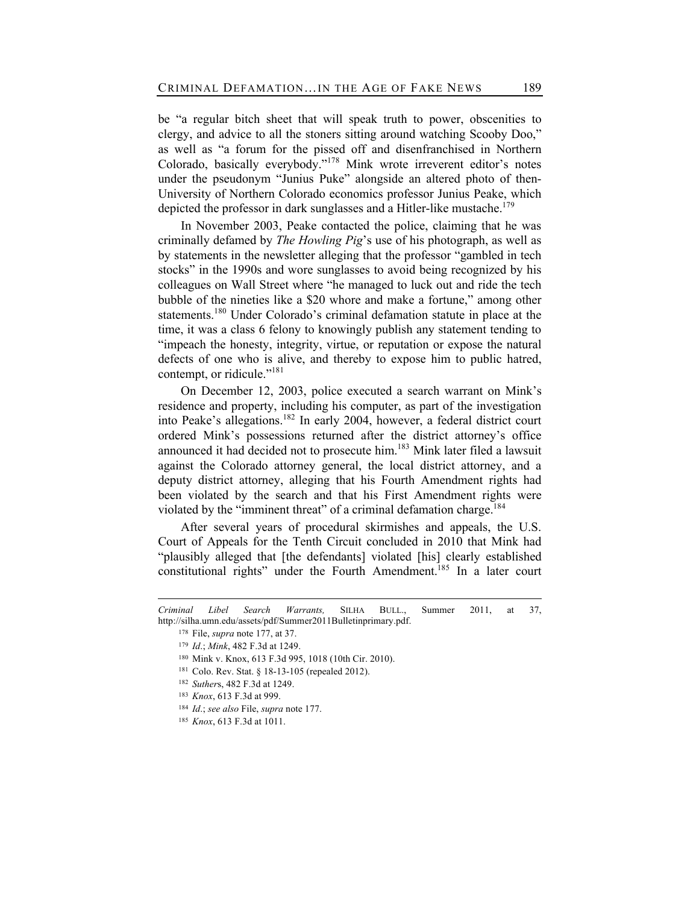be "a regular bitch sheet that will speak truth to power, obscenities to clergy, and advice to all the stoners sitting around watching Scooby Doo," as well as "a forum for the pissed off and disenfranchised in Northern Colorado, basically everybody."[178] Mink wrote irreverent editor's notes under the pseudonym "Junius Puke" alongside an altered photo of then-University of Northern Colorado economics professor Junius Peake, which depicted the professor in dark sunglasses and a Hitler-like mustache.[179]

In November 2003, Peake contacted the police, claiming that he was criminally defamed by *The Howling Pig*'s use of his photograph, as well as by statements in the newsletter alleging that the professor "gambled in tech stocks" in the 1990s and wore sunglasses to avoid being recognized by his colleagues on Wall Street where "he managed to luck out and ride the tech bubble of the nineties like a $20 whore and make a fortune," among other statements.[180] Under Colorado's criminal defamation statute in place at the time, it was a class 6 felony to knowingly publish any statement tending to "impeach the honesty, integrity, virtue, or reputation or expose the natural defects of one who is alive, and thereby to expose him to public hatred, contempt, or ridicule."[181]

On December 12, 2003, police executed a search warrant on Mink's residence and property, including his computer, as part of the investigation into Peake's allegations.[182] In early 2004, however, a federal district court ordered Mink's possessions returned after the district attorney's office announced it had decided not to prosecute him.[183] Mink later filed a lawsuit against the Colorado attorney general, the local district attorney, and a deputy district attorney, alleging that his Fourth Amendment rights had been violated by the search and that his First Amendment rights were violated by the "imminent threat" of a criminal defamation charge.[184]

After several years of procedural skirmishes and appeals, the U.S. Court of Appeals for the Tenth Circuit concluded in 2010 that Mink had "plausibly alleged that [the defendants] violated [his] clearly established constitutional rights" under the Fourth Amendment.[185] In a later court

---

*Criminal Libel Search Warrants,* SILHA BULL., Summer 2011, at 37, http://silha.umn.edu/assets/pdf/Summer2011Bulletinprimary.pdf.

178 File, *supra* note 177, at 37.

179 *Id.*; *Mink*, 482 F.3d at 1249.

180 Mink v. Knox, 613 F.3d 995, 1018 (10th Cir. 2010).

181 Colo. Rev. Stat. § 18-13-105 (repealed 2012).

182 *Suthers*, 482 F.3d at 1249.

183 *Knox*, 613 F.3d at 999.

184 *Id.*; *see also* File, *supra* note 177.

185 *Knox*, 613 F.3d at 1011.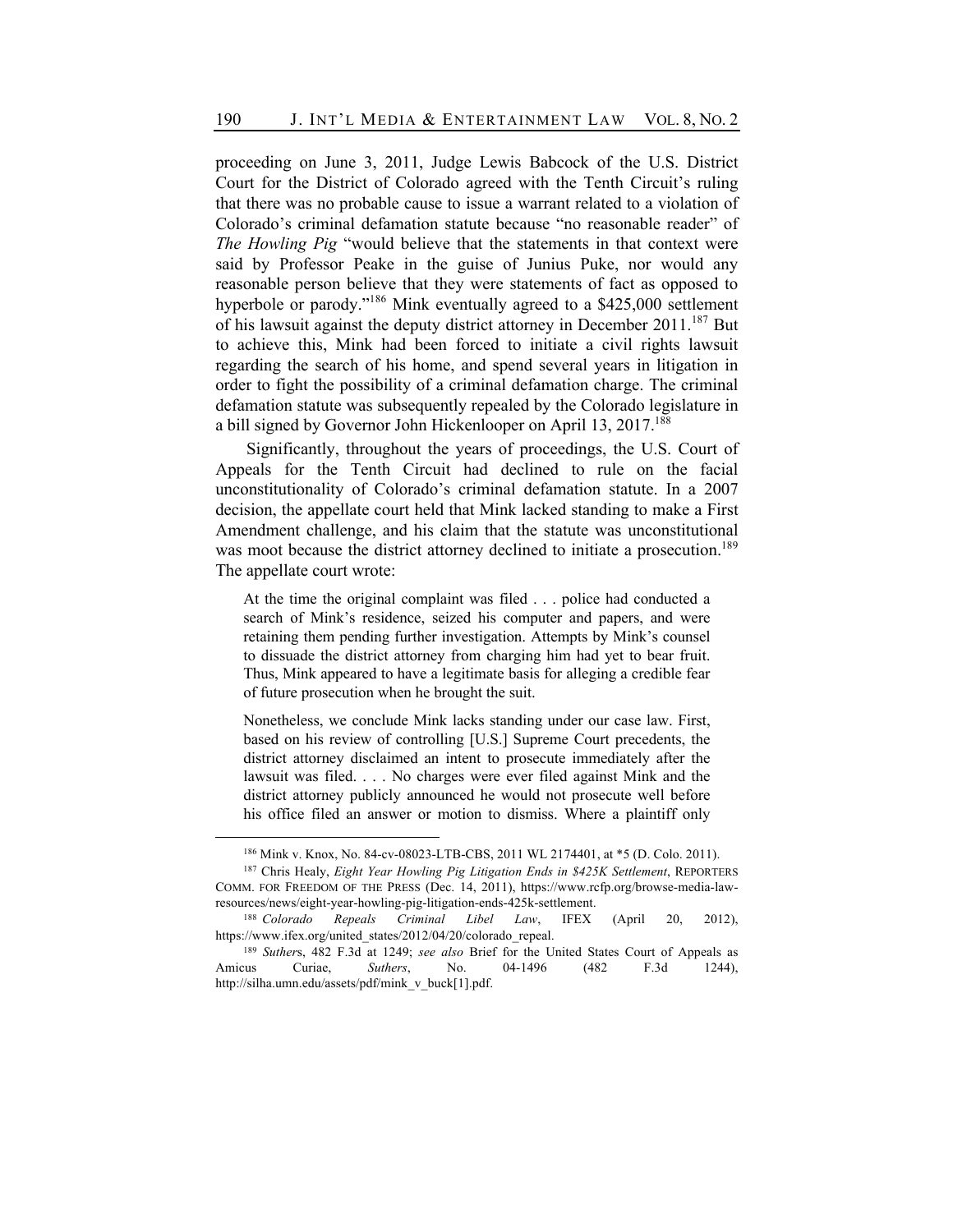proceeding on June 3, 2011, Judge Lewis Babcock of the U.S. District Court for the District of Colorado agreed with the Tenth Circuit's ruling that there was no probable cause to issue a warrant related to a violation of Colorado's criminal defamation statute because "no reasonable reader" of *The Howling Pig* "would believe that the statements in that context were said by Professor Peake in the guise of Junius Puke, nor would any reasonable person believe that they were statements of fact as opposed to hyperbole or parody."[186] Mink eventually agreed to a $425,000 settlement of his lawsuit against the deputy district attorney in December 2011.[187] But to achieve this, Mink had been forced to initiate a civil rights lawsuit regarding the search of his home, and spend several years in litigation in order to fight the possibility of a criminal defamation charge. The criminal defamation statute was subsequently repealed by the Colorado legislature in a bill signed by Governor John Hickenlooper on April 13, 2017.[188]

Significantly, throughout the years of proceedings, the U.S. Court of Appeals for the Tenth Circuit had declined to rule on the facial unconstitutionality of Colorado's criminal defamation statute. In a 2007 decision, the appellate court held that Mink lacked standing to make a First Amendment challenge, and his claim that the statute was unconstitutional was moot because the district attorney declined to initiate a prosecution.[189] The appellate court wrote:

> At the time the original complaint was filed . . . police had conducted a search of Mink's residence, seized his computer and papers, and were retaining them pending further investigation. Attempts by Mink's counsel to dissuade the district attorney from charging him had yet to bear fruit. Thus, Mink appeared to have a legitimate basis for alleging a credible fear of future prosecution when he brought the suit.
>
> Nonetheless, we conclude Mink lacks standing under our case law. First, based on his review of controlling [U.S.] Supreme Court precedents, the district attorney disclaimed an intent to prosecute immediately after the lawsuit was filed. . . . No charges were ever filed against Mink and the district attorney publicly announced he would not prosecute well before his office filed an answer or motion to dismiss. Where a plaintiff only

---

[186] Mink v. Knox, No. 84-cv-08023-LTB-CBS, 2011 WL 2174401, at *5 (D. Colo. 2011).

[187] Chris Healy, *Eight Year Howling Pig Litigation Ends in $425K Settlement*, REPORTERS COMM. FOR FREEDOM OF THE PRESS (Dec. 14, 2011), https://www.rcfp.org/browse-media-law-resources/news/eight-year-howling-pig-litigation-ends-425k-settlement.

[188] *Colorado Repeals Criminal Libel Law*, IFEX (April 20, 2012), https://www.ifex.org/united_states/2012/04/20/colorado_repeal.

[189] *Suthers*, 482 F.3d at 1249; *see also* Brief for the United States Court of Appeals as Amicus Curiae, *Suthers*, No. 04-1496 (482 F.3d 1244), http://silha.umn.edu/assets/pdf/mink_v_buck[1].pdf.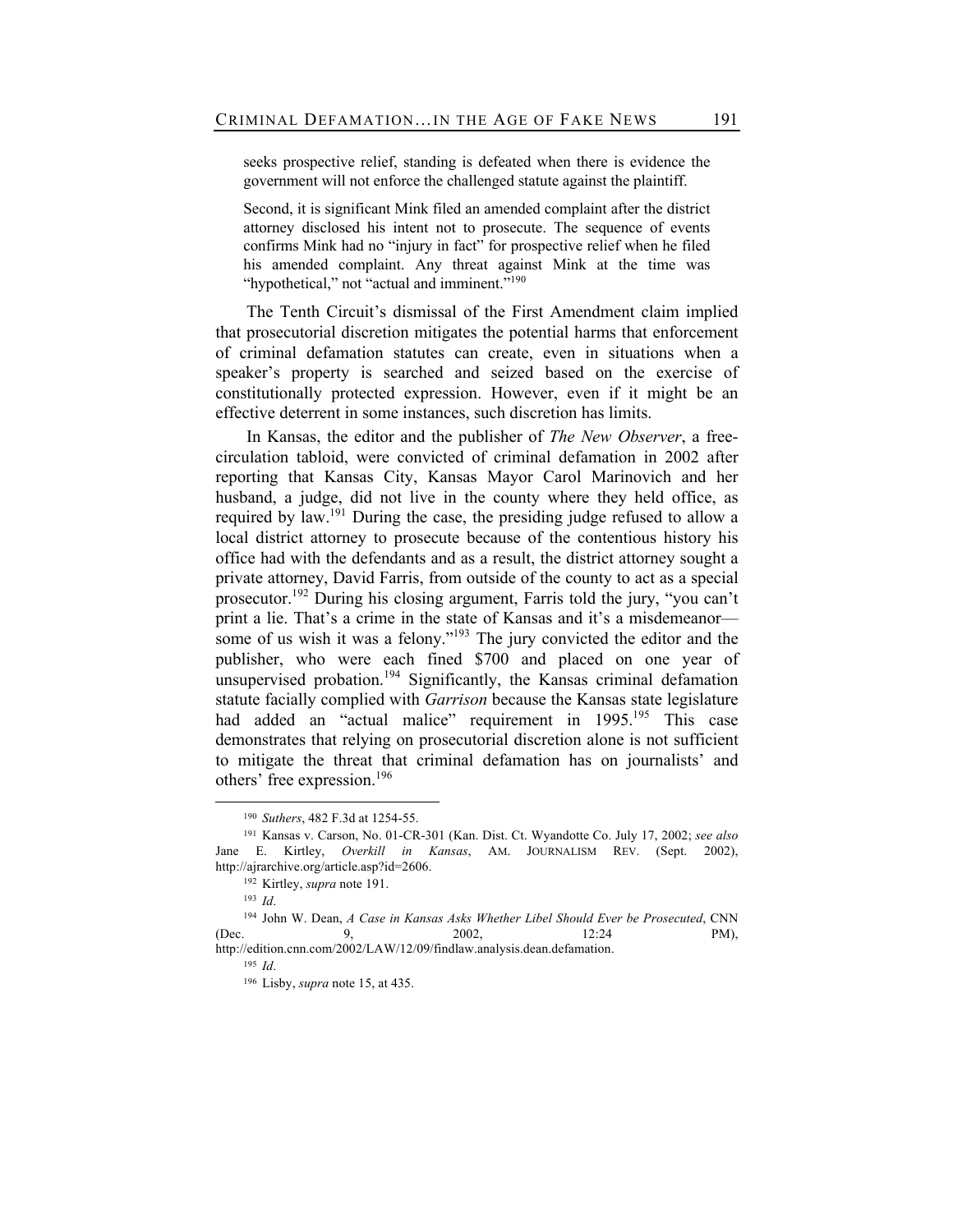> seeks prospective relief, standing is defeated when there is evidence the government will not enforce the challenged statute against the plaintiff.
>
> Second, it is significant Mink filed an amended complaint after the district attorney disclosed his intent not to prosecute. The sequence of events confirms Mink had no "injury in fact" for prospective relief when he filed his amended complaint. Any threat against Mink at the time was "hypothetical," not "actual and imminent."[190]

The Tenth Circuit's dismissal of the First Amendment claim implied that prosecutorial discretion mitigates the potential harms that enforcement of criminal defamation statutes can create, even in situations when a speaker's property is searched and seized based on the exercise of constitutionally protected expression. However, even if it might be an effective deterrent in some instances, such discretion has limits.

In Kansas, the editor and the publisher of *The New Observer*, a free-circulation tabloid, were convicted of criminal defamation in 2002 after reporting that Kansas City, Kansas Mayor Carol Marinovich and her husband, a judge, did not live in the county where they held office, as required by law.[191] During the case, the presiding judge refused to allow a local district attorney to prosecute because of the contentious history his office had with the defendants and as a result, the district attorney sought a private attorney, David Farris, from outside of the county to act as a special prosecutor.[192] During his closing argument, Farris told the jury, "you can't print a lie. That's a crime in the state of Kansas and it's a misdemeanor—some of us wish it was a felony."[193] The jury convicted the editor and the publisher, who were each fined $700 and placed on one year of unsupervised probation.[194] Significantly, the Kansas criminal defamation statute facially complied with *Garrison* because the Kansas state legislature had added an "actual malice" requirement in 1995.[195] This case demonstrates that relying on prosecutorial discretion alone is not sufficient to mitigate the threat that criminal defamation has on journalists' and others' free expression.[196]

---

[190] *Suthers*, 482 F.3d at 1254-55.

[191] Kansas v. Carson, No. 01-CR-301 (Kan. Dist. Ct. Wyandotte Co. July 17, 2002; *see also* Jane E. Kirtley, *Overkill in Kansas*, AM. JOURNALISM REV. (Sept. 2002), http://ajrarchive.org/article.asp?id=2606.

[192] Kirtley, *supra* note 191.

[193] *Id*.

[194] John W. Dean, *A Case in Kansas Asks Whether Libel Should Ever be Prosecuted*, CNN (Dec. 9, 2002, 12:24 PM), http://edition.cnn.com/2002/LAW/12/09/findlaw.analysis.dean.defamation.

[195] *Id*.

[196] Lisby, *supra* note 15, at 435.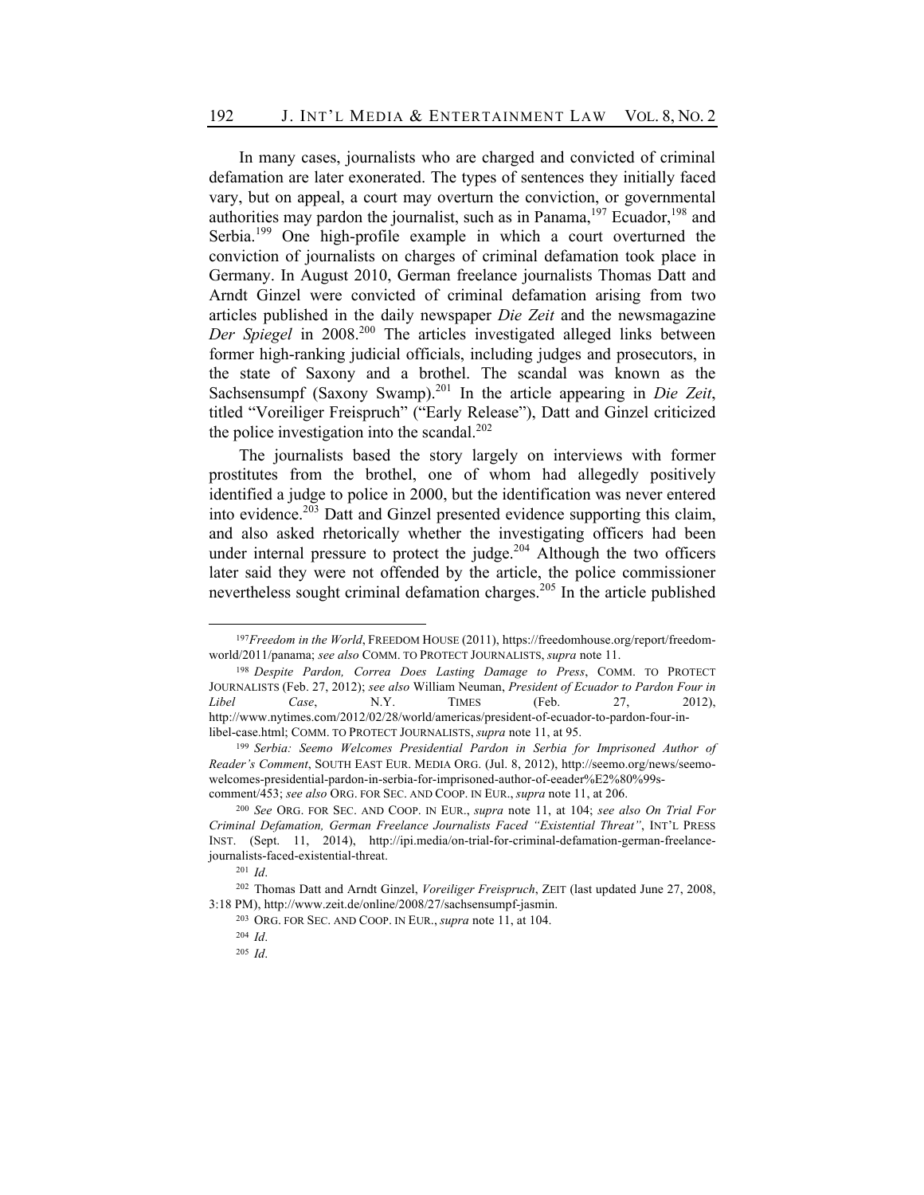In many cases, journalists who are charged and convicted of criminal defamation are later exonerated. The types of sentences they initially faced vary, but on appeal, a court may overturn the conviction, or governmental authorities may pardon the journalist, such as in Panama,[197] Ecuador,[198] and Serbia.[199] One high-profile example in which a court overturned the conviction of journalists on charges of criminal defamation took place in Germany. In August 2010, German freelance journalists Thomas Datt and Arndt Ginzel were convicted of criminal defamation arising from two articles published in the daily newspaper *Die Zeit* and the newsmagazine *Der Spiegel* in 2008.[200] The articles investigated alleged links between former high-ranking judicial officials, including judges and prosecutors, in the state of Saxony and a brothel. The scandal was known as the Sachsensumpf (Saxony Swamp).[201] In the article appearing in *Die Zeit*, titled "Voreiliger Freispruch" ("Early Release"), Datt and Ginzel criticized the police investigation into the scandal.[202]

The journalists based the story largely on interviews with former prostitutes from the brothel, one of whom had allegedly positively identified a judge to police in 2000, but the identification was never entered into evidence.[203] Datt and Ginzel presented evidence supporting this claim, and also asked rhetorically whether the investigating officers had been under internal pressure to protect the judge.[204] Although the two officers later said they were not offended by the article, the police commissioner nevertheless sought criminal defamation charges.[205] In the article published

---

[197] *Freedom in the World*, FREEDOM HOUSE (2011), https://freedomhouse.org/report/freedom-world/2011/panama; *see also* COMM. TO PROTECT JOURNALISTS, *supra* note 11.

[198] *Despite Pardon, Correa Does Lasting Damage to Press*, COMM. TO PROTECT JOURNALISTS (Feb. 27, 2012); *see also* William Neuman, *President of Ecuador to Pardon Four in Libel Case*, N.Y. TIMES (Feb. 27, 2012), http://www.nytimes.com/2012/02/28/world/americas/president-of-ecuador-to-pardon-four-in-libel-case.html; COMM. TO PROTECT JOURNALISTS, *supra* note 11, at 95.

[199] *Serbia: Seemo Welcomes Presidential Pardon in Serbia for Imprisoned Author of Reader's Comment*, SOUTH EAST EUR. MEDIA ORG. (Jul. 8, 2012), http://seemo.org/news/seemo-welcomes-presidential-pardon-in-serbia-for-imprisoned-author-of-eeader%E2%80%99s-comment/453; *see also* ORG. FOR SEC. AND COOP. IN EUR., *supra* note 11, at 206.

[200] *See* ORG. FOR SEC. AND COOP. IN EUR., *supra* note 11, at 104; *see also On Trial For Criminal Defamation, German Freelance Journalists Faced "Existential Threat"*, INT'L PRESS INST. (Sept. 11, 2014), http://ipi.media/on-trial-for-criminal-defamation-german-freelance-journalists-faced-existential-threat.

[201] *Id*.

[202] Thomas Datt and Arndt Ginzel, *Voreiliger Freispruch*, ZEIT (last updated June 27, 2008, 3:18 PM), http://www.zeit.de/online/2008/27/sachsensumpf-jasmin.

[203] ORG. FOR SEC. AND COOP. IN EUR., *supra* note 11, at 104.

[204] *Id*.

[205] *Id*.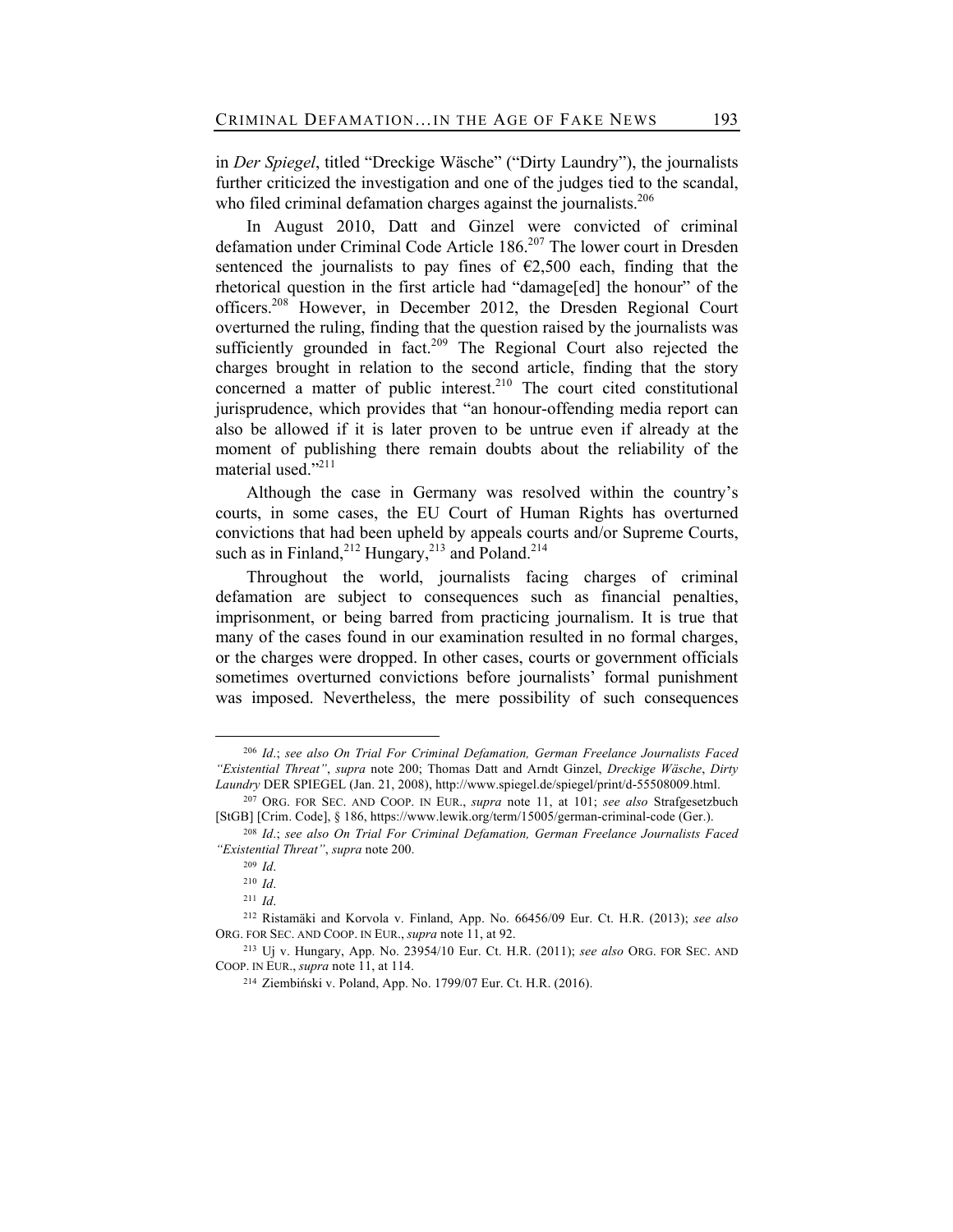in *Der Spiegel*, titled "Dreckige Wäsche" ("Dirty Laundry"), the journalists further criticized the investigation and one of the judges tied to the scandal, who filed criminal defamation charges against the journalists.[206]

In August 2010, Datt and Ginzel were convicted of criminal defamation under Criminal Code Article 186.[207] The lower court in Dresden sentenced the journalists to pay fines of €2,500 each, finding that the rhetorical question in the first article had "damage[ed] the honour" of the officers.[208] However, in December 2012, the Dresden Regional Court overturned the ruling, finding that the question raised by the journalists was sufficiently grounded in fact.[209] The Regional Court also rejected the charges brought in relation to the second article, finding that the story concerned a matter of public interest.[210] The court cited constitutional jurisprudence, which provides that "an honour-offending media report can also be allowed if it is later proven to be untrue even if already at the moment of publishing there remain doubts about the reliability of the material used."[211]

Although the case in Germany was resolved within the country's courts, in some cases, the EU Court of Human Rights has overturned convictions that had been upheld by appeals courts and/or Supreme Courts, such as in Finland,[212] Hungary,[213] and Poland.[214]

Throughout the world, journalists facing charges of criminal defamation are subject to consequences such as financial penalties, imprisonment, or being barred from practicing journalism. It is true that many of the cases found in our examination resulted in no formal charges, or the charges were dropped. In other cases, courts or government officials sometimes overturned convictions before journalists' formal punishment was imposed. Nevertheless, the mere possibility of such consequences

---

[206] *Id*.; *see also On Trial For Criminal Defamation, German Freelance Journalists Faced "Existential Threat"*, *supra* note 200; Thomas Datt and Arndt Ginzel, *Dreckige Wäsche*, *Dirty Laundry* DER SPIEGEL (Jan. 21, 2008), http://www.spiegel.de/spiegel/print/d-55508009.html.

[207] ORG. FOR SEC. AND COOP. IN EUR., *supra* note 11, at 101; *see also* Strafgesetzbuch [StGB] [Crim. Code], § 186, https://www.lewik.org/term/15005/german-criminal-code (Ger.).

[208] *Id*.; *see also On Trial For Criminal Defamation, German Freelance Journalists Faced "Existential Threat"*, *supra* note 200.

[209] *Id*.

[210] *Id*.

[211] *Id*.

[212] Ristamäki and Korvola v. Finland, App. No. 66456/09 Eur. Ct. H.R. (2013); *see also* ORG. FOR SEC. AND COOP. IN EUR., *supra* note 11, at 92.

[213] Uj v. Hungary, App. No. 23954/10 Eur. Ct. H.R. (2011); *see also* ORG. FOR SEC. AND COOP. IN EUR., *supra* note 11, at 114.

[214] Ziembiński v. Poland, App. No. 1799/07 Eur. Ct. H.R. (2016).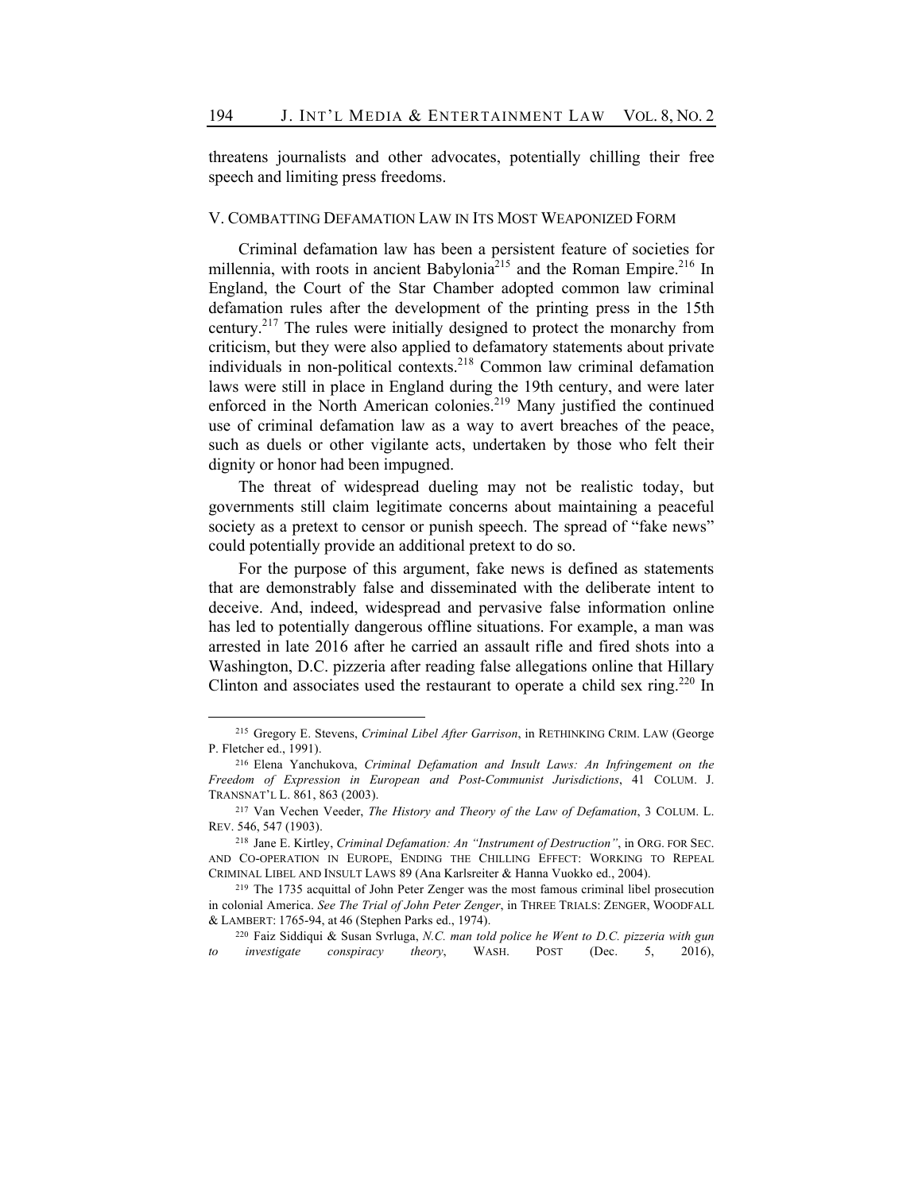threatens journalists and other advocates, potentially chilling their free speech and limiting press freedoms.

## V. COMBATTING DEFAMATION LAW IN ITS MOST WEAPONIZED FORM

Criminal defamation law has been a persistent feature of societies for millennia, with roots in ancient Babylonia[215] and the Roman Empire.[216] In England, the Court of the Star Chamber adopted common law criminal defamation rules after the development of the printing press in the 15th century.[217] The rules were initially designed to protect the monarchy from criticism, but they were also applied to defamatory statements about private individuals in non-political contexts.[218] Common law criminal defamation laws were still in place in England during the 19th century, and were later enforced in the North American colonies.[219] Many justified the continued use of criminal defamation law as a way to avert breaches of the peace, such as duels or other vigilante acts, undertaken by those who felt their dignity or honor had been impugned.

The threat of widespread dueling may not be realistic today, but governments still claim legitimate concerns about maintaining a peaceful society as a pretext to censor or punish speech. The spread of "fake news" could potentially provide an additional pretext to do so.

For the purpose of this argument, fake news is defined as statements that are demonstrably false and disseminated with the deliberate intent to deceive. And, indeed, widespread and pervasive false information online has led to potentially dangerous offline situations. For example, a man was arrested in late 2016 after he carried an assault rifle and fired shots into a Washington, D.C. pizzeria after reading false allegations online that Hillary Clinton and associates used the restaurant to operate a child sex ring.[220] In

---

[215] Gregory E. Stevens, *Criminal Libel After Garrison*, in RETHINKING CRIM. LAW (George P. Fletcher ed., 1991).

[216] Elena Yanchukova, *Criminal Defamation and Insult Laws: An Infringement on the Freedom of Expression in European and Post-Communist Jurisdictions*, 41 COLUM. J. TRANSNAT'L L. 861, 863 (2003).

[217] Van Vechen Veeder, *The History and Theory of the Law of Defamation*, 3 COLUM. L. REV. 546, 547 (1903).

[218] Jane E. Kirtley, *Criminal Defamation: An "Instrument of Destruction"*, in ORG. FOR SEC. AND CO-OPERATION IN EUROPE, ENDING THE CHILLING EFFECT: WORKING TO REPEAL CRIMINAL LIBEL AND INSULT LAWS 89 (Ana Karlsreiter & Hanna Vuokko ed., 2004).

[219] The 1735 acquittal of John Peter Zenger was the most famous criminal libel prosecution in colonial America. *See The Trial of John Peter Zenger*, in THREE TRIALS: ZENGER, WOODFALL & LAMBERT: 1765-94, at 46 (Stephen Parks ed., 1974).

[220] Faiz Siddiqui & Susan Svrluga, *N.C. man told police he Went to D.C. pizzeria with gun to investigate conspiracy theory*, WASH. POST (Dec. 5, 2016),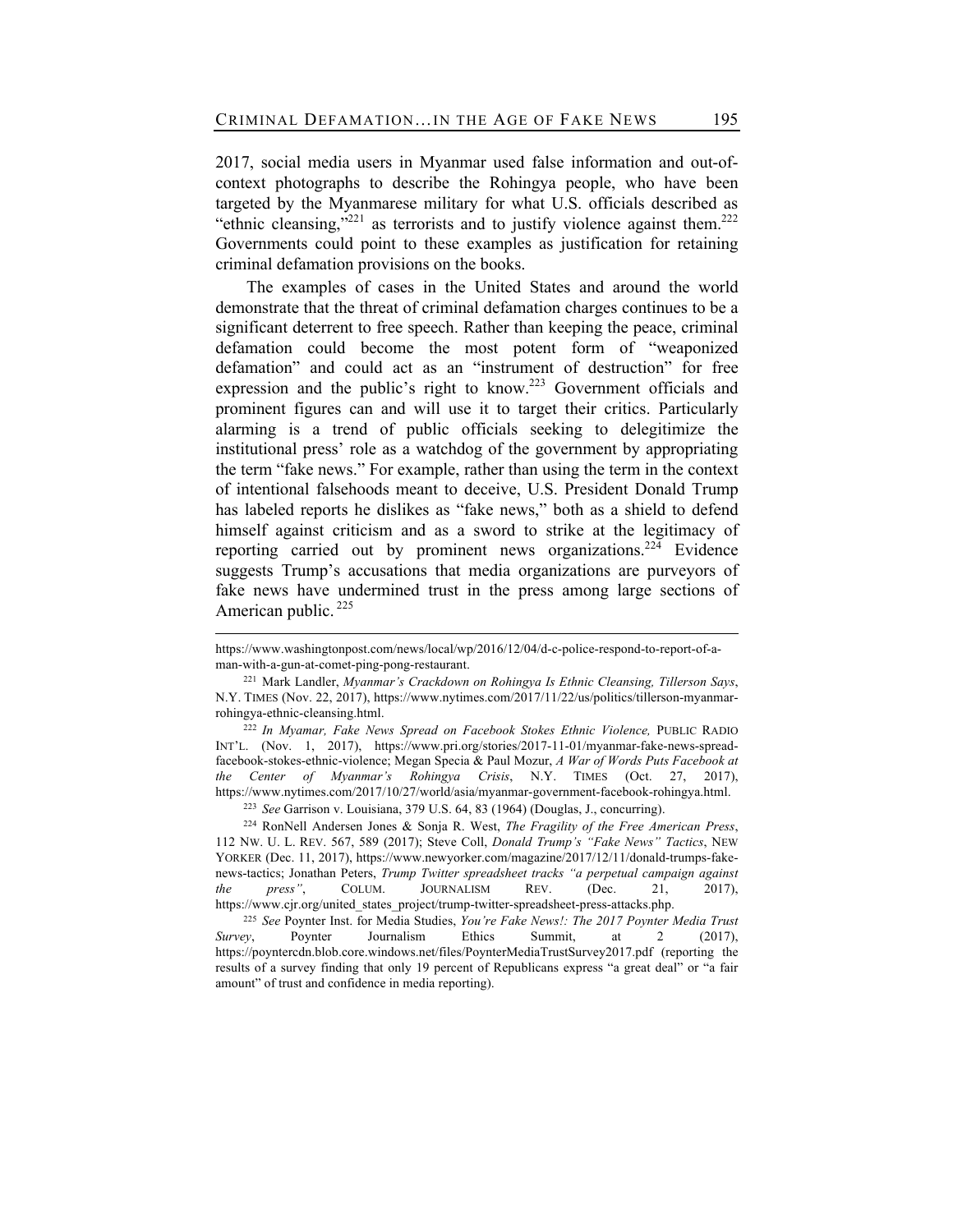2017, social media users in Myanmar used false information and out-of-context photographs to describe the Rohingya people, who have been targeted by the Myanmarese military for what U.S. officials described as "ethnic cleansing,"[221] as terrorists and to justify violence against them.[222] Governments could point to these examples as justification for retaining criminal defamation provisions on the books.

The examples of cases in the United States and around the world demonstrate that the threat of criminal defamation charges continues to be a significant deterrent to free speech. Rather than keeping the peace, criminal defamation could become the most potent form of "weaponized defamation" and could act as an "instrument of destruction" for free expression and the public's right to know.[223] Government officials and prominent figures can and will use it to target their critics. Particularly alarming is a trend of public officials seeking to delegitimize the institutional press' role as a watchdog of the government by appropriating the term "fake news." For example, rather than using the term in the context of intentional falsehoods meant to deceive, U.S. President Donald Trump has labeled reports he dislikes as "fake news," both as a shield to defend himself against criticism and as a sword to strike at the legitimacy of reporting carried out by prominent news organizations.[224] Evidence suggests Trump's accusations that media organizations are purveyors of fake news have undermined trust in the press among large sections of American public.[225]

---

https://www.washingtonpost.com/news/local/wp/2016/12/04/d-c-police-respond-to-report-of-a-man-with-a-gun-at-comet-ping-pong-restaurant.

[221] Mark Landler, *Myanmar's Crackdown on Rohingya Is Ethnic Cleansing, Tillerson Says*, N.Y. TIMES (Nov. 22, 2017), https://www.nytimes.com/2017/11/22/us/politics/tillerson-myanmar-rohingya-ethnic-cleansing.html.

[222] *In Myamar, Fake News Spread on Facebook Stokes Ethnic Violence,* PUBLIC RADIO INT'L. (Nov. 1, 2017), https://www.pri.org/stories/2017-11-01/myanmar-fake-news-spread-facebook-stokes-ethnic-violence; Megan Specia & Paul Mozur, *A War of Words Puts Facebook at the Center of Myanmar's Rohingya Crisis*, N.Y. TIMES (Oct. 27, 2017), https://www.nytimes.com/2017/10/27/world/asia/myanmar-government-facebook-rohingya.html.

[223] *See* Garrison v. Louisiana, 379 U.S. 64, 83 (1964) (Douglas, J., concurring).

[224] RonNell Andersen Jones & Sonja R. West, *The Fragility of the Free American Press*, 112 NW. U. L. REV. 567, 589 (2017); Steve Coll, *Donald Trump's "Fake News" Tactics*, NEW YORKER (Dec. 11, 2017), https://www.newyorker.com/magazine/2017/12/11/donald-trumps-fake-news-tactics; Jonathan Peters, *Trump Twitter spreadsheet tracks "a perpetual campaign against the press"*, COLUM. JOURNALISM REV. (Dec. 21, 2017), https://www.cjr.org/united_states_project/trump-twitter-spreadsheet-press-attacks.php.

[225] *See* Poynter Inst. for Media Studies, *You're Fake News!: The 2017 Poynter Media Trust Survey*, Poynter Journalism Ethics Summit, at 2 (2017), https://poyntercdn.blob.core.windows.net/files/PoynterMediaTrustSurvey2017.pdf (reporting the results of a survey finding that only 19 percent of Republicans express "a great deal" or "a fair amount" of trust and confidence in media reporting).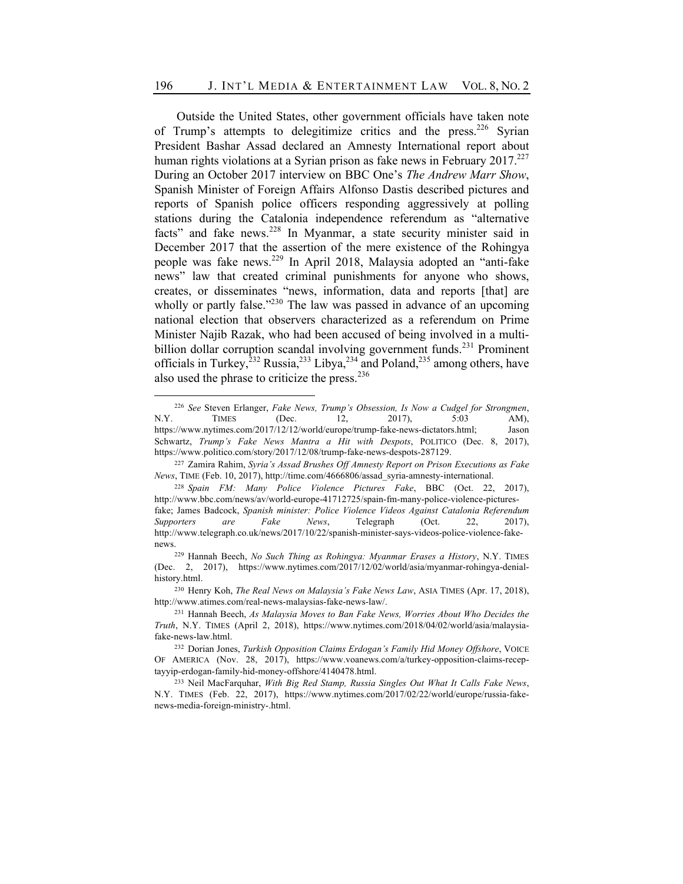Outside the United States, other government officials have taken note of Trump's attempts to delegitimize critics and the press.[226] Syrian President Bashar Assad declared an Amnesty International report about human rights violations at a Syrian prison as fake news in February 2017.[227] During an October 2017 interview on BBC One's *The Andrew Marr Show*, Spanish Minister of Foreign Affairs Alfonso Dastis described pictures and reports of Spanish police officers responding aggressively at polling stations during the Catalonia independence referendum as "alternative facts" and fake news.[228] In Myanmar, a state security minister said in December 2017 that the assertion of the mere existence of the Rohingya people was fake news.[229] In April 2018, Malaysia adopted an "anti-fake news" law that created criminal punishments for anyone who shows, creates, or disseminates "news, information, data and reports [that] are wholly or partly false."[230] The law was passed in advance of an upcoming national election that observers characterized as a referendum on Prime Minister Najib Razak, who had been accused of being involved in a multi-billion dollar corruption scandal involving government funds.[231] Prominent officials in Turkey,[232] Russia,[233] Libya,[234] and Poland,[235] among others, have also used the phrase to criticize the press.[236]

---

[226] *See* Steven Erlanger, *Fake News, Trump's Obsession, Is Now a Cudgel for Strongmen*, N.Y. TIMES (Dec. 12, 2017), 5:03 AM), https://www.nytimes.com/2017/12/12/world/europe/trump-fake-news-dictators.html; Jason Schwartz, *Trump's Fake News Mantra a Hit with Despots*, POLITICO (Dec. 8, 2017), https://www.politico.com/story/2017/12/08/trump-fake-news-despots-287129.

[227] Zamira Rahim, *Syria's Assad Brushes Off Amnesty Report on Prison Executions as Fake News*, TIME (Feb. 10, 2017), http://time.com/4666806/assad_syria-amnesty-international.

[228] *Spain FM: Many Police Violence Pictures Fake*, BBC (Oct. 22, 2017), http://www.bbc.com/news/av/world-europe-41712725/spain-fm-many-police-violence-pictures-fake; James Badcock, *Spanish minister: Police Violence Videos Against Catalonia Referendum Supporters are Fake News*, Telegraph (Oct. 22, 2017), http://www.telegraph.co.uk/news/2017/10/22/spanish-minister-says-videos-police-violence-fake-news.

[229] Hannah Beech, *No Such Thing as Rohingya: Myanmar Erases a History*, N.Y. TIMES (Dec. 2, 2017), https://www.nytimes.com/2017/12/02/world/asia/myanmar-rohingya-denial-history.html.

[230] Henry Koh, *The Real News on Malaysia's Fake News Law*, ASIA TIMES (Apr. 17, 2018), http://www.atimes.com/real-news-malaysias-fake-news-law/.

[231] Hannah Beech, *As Malaysia Moves to Ban Fake News, Worries About Who Decides the Truth*, N.Y. TIMES (April 2, 2018), https://www.nytimes.com/2018/04/02/world/asia/malaysia-fake-news-law.html.

[232] Dorian Jones, *Turkish Opposition Claims Erdogan's Family Hid Money Offshore*, VOICE OF AMERICA (Nov. 28, 2017), https://www.voanews.com/a/turkey-opposition-claims-recep-tayyip-erdogan-family-hid-money-offshore/4140478.html.

[233] Neil MacFarquhar, *With Big Red Stamp, Russia Singles Out What It Calls Fake News*, N.Y. TIMES (Feb. 22, 2017), https://www.nytimes.com/2017/02/22/world/europe/russia-fake-news-media-foreign-ministry-.html.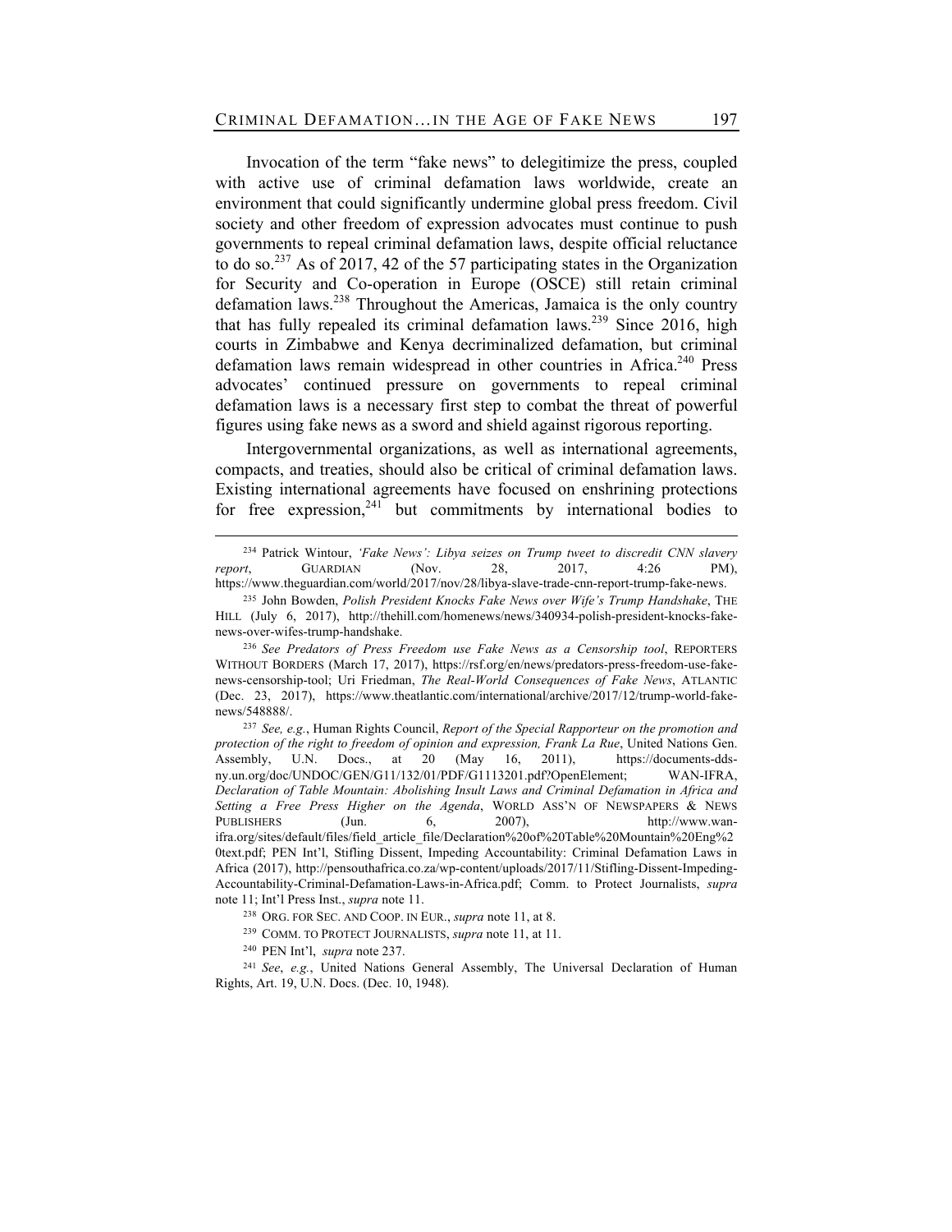Invocation of the term "fake news" to delegitimize the press, coupled with active use of criminal defamation laws worldwide, create an environment that could significantly undermine global press freedom. Civil society and other freedom of expression advocates must continue to push governments to repeal criminal defamation laws, despite official reluctance to do so.[237] As of 2017, 42 of the 57 participating states in the Organization for Security and Co-operation in Europe (OSCE) still retain criminal defamation laws.[238] Throughout the Americas, Jamaica is the only country that has fully repealed its criminal defamation laws.[239] Since 2016, high courts in Zimbabwe and Kenya decriminalized defamation, but criminal defamation laws remain widespread in other countries in Africa.[240] Press advocates' continued pressure on governments to repeal criminal defamation laws is a necessary first step to combat the threat of powerful figures using fake news as a sword and shield against rigorous reporting.

Intergovernmental organizations, as well as international agreements, compacts, and treaties, should also be critical of criminal defamation laws. Existing international agreements have focused on enshrining protections for free expression,[241] but commitments by international bodies to

---

[234] Patrick Wintour, *'Fake News': Libya seizes on Trump tweet to discredit CNN slavery report*, GUARDIAN (Nov. 28, 2017, 4:26 PM), https://www.theguardian.com/world/2017/nov/28/libya-slave-trade-cnn-report-trump-fake-news.

[235] John Bowden, *Polish President Knocks Fake News over Wife's Trump Handshake*, THE HILL (July 6, 2017), http://thehill.com/homenews/news/340934-polish-president-knocks-fake-news-over-wifes-trump-handshake.

[236] *See Predators of Press Freedom use Fake News as a Censorship tool*, REPORTERS WITHOUT BORDERS (March 17, 2017), https://rsf.org/en/news/predators-press-freedom-use-fake-news-censorship-tool; Uri Friedman, *The Real-World Consequences of Fake News*, ATLANTIC (Dec. 23, 2017), https://www.theatlantic.com/international/archive/2017/12/trump-world-fake-news/548888/.

[237] *See, e.g.*, Human Rights Council, *Report of the Special Rapporteur on the promotion and protection of the right to freedom of opinion and expression, Frank La Rue*, United Nations Gen. Assembly, U.N. Docs., at 20 (May 16, 2011), https://documents-dds-ny.un.org/doc/UNDOC/GEN/G11/132/01/PDF/G1113201.pdf?OpenElement; WAN-IFRA, *Declaration of Table Mountain: Abolishing Insult Laws and Criminal Defamation in Africa and Setting a Free Press Higher on the Agenda*, WORLD ASS'N OF NEWSPAPERS & NEWS PUBLISHERS (Jun. 6, 2007), http://www.wan-ifra.org/sites/default/files/field_article_file/Declaration%20of%20Table%20Mountain%20Eng%20text.pdf; PEN Int'l, Stifling Dissent, Impeding Accountability: Criminal Defamation Laws in Africa (2017), http://pensouthafrica.co.za/wp-content/uploads/2017/11/Stifling-Dissent-Impeding-Accountability-Criminal-Defamation-Laws-in-Africa.pdf; Comm. to Protect Journalists, *supra* note 11; Int'l Press Inst., *supra* note 11.

[238] ORG. FOR SEC. AND COOP. IN EUR., *supra* note 11, at 8.

[239] COMM. TO PROTECT JOURNALISTS, *supra* note 11, at 11.

[240] PEN Int'l, *supra* note 237.

[241] *See*, *e.g.*, United Nations General Assembly, The Universal Declaration of Human Rights, Art. 19, U.N. Docs. (Dec. 10, 1948).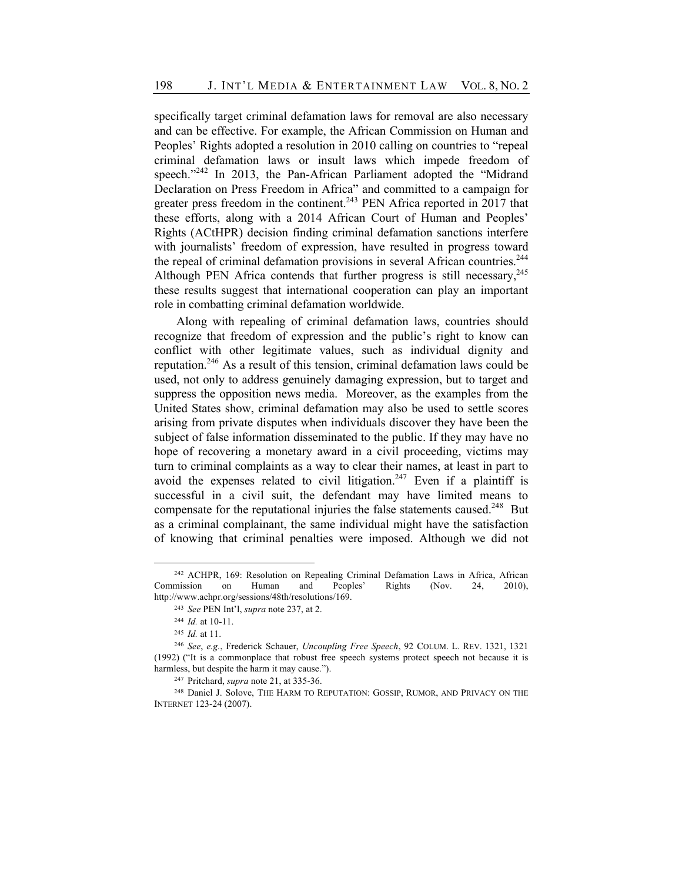specifically target criminal defamation laws for removal are also necessary and can be effective. For example, the African Commission on Human and Peoples' Rights adopted a resolution in 2010 calling on countries to "repeal criminal defamation laws or insult laws which impede freedom of speech."[242] In 2013, the Pan-African Parliament adopted the "Midrand Declaration on Press Freedom in Africa" and committed to a campaign for greater press freedom in the continent.[243] PEN Africa reported in 2017 that these efforts, along with a 2014 African Court of Human and Peoples' Rights (ACtHPR) decision finding criminal defamation sanctions interfere with journalists' freedom of expression, have resulted in progress toward the repeal of criminal defamation provisions in several African countries.[244] Although PEN Africa contends that further progress is still necessary,[245] these results suggest that international cooperation can play an important role in combatting criminal defamation worldwide.

Along with repealing of criminal defamation laws, countries should recognize that freedom of expression and the public's right to know can conflict with other legitimate values, such as individual dignity and reputation.[246] As a result of this tension, criminal defamation laws could be used, not only to address genuinely damaging expression, but to target and suppress the opposition news media. Moreover, as the examples from the United States show, criminal defamation may also be used to settle scores arising from private disputes when individuals discover they have been the subject of false information disseminated to the public. If they may have no hope of recovering a monetary award in a civil proceeding, victims may turn to criminal complaints as a way to clear their names, at least in part to avoid the expenses related to civil litigation.[247] Even if a plaintiff is successful in a civil suit, the defendant may have limited means to compensate for the reputational injuries the false statements caused.[248] But as a criminal complainant, the same individual might have the satisfaction of knowing that criminal penalties were imposed. Although we did not

---

[242] ACHPR, 169: Resolution on Repealing Criminal Defamation Laws in Africa, African Commission on Human and Peoples' Rights (Nov. 24, 2010), http://www.achpr.org/sessions/48th/resolutions/169.

[243] *See* PEN Int'l, *supra* note 237, at 2.

[244] *Id.* at 10-11.

[245] *Id.* at 11.

[246] *See*, *e.g.*, Frederick Schauer, *Uncoupling Free Speech*, 92 COLUM. L. REV. 1321, 1321 (1992) ("It is a commonplace that robust free speech systems protect speech not because it is harmless, but despite the harm it may cause.").

[247] Pritchard, *supra* note 21, at 335-36.

[248] Daniel J. Solove, THE HARM TO REPUTATION: GOSSIP, RUMOR, AND PRIVACY ON THE INTERNET 123-24 (2007).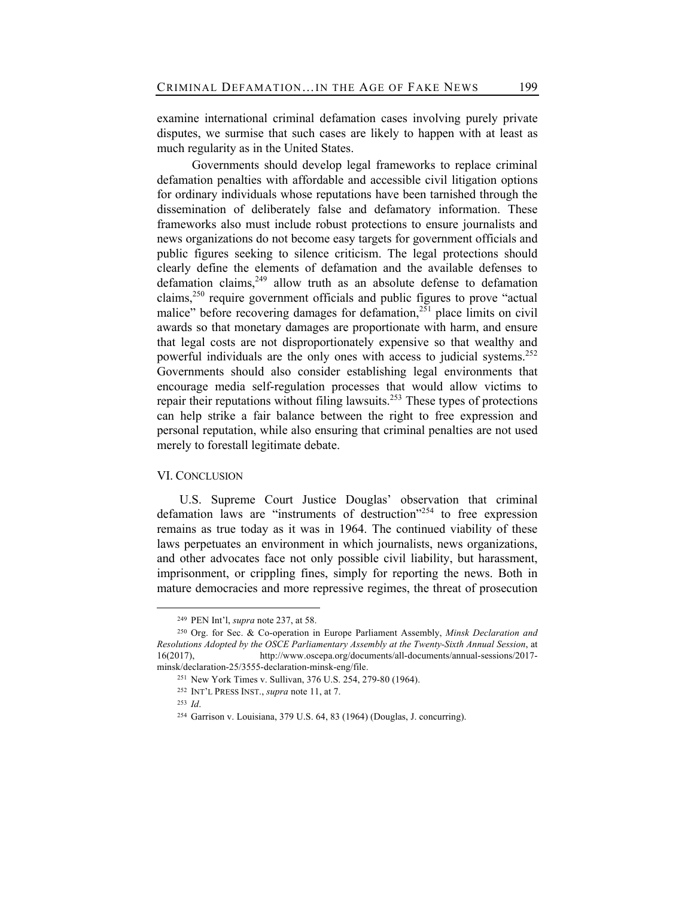examine international criminal defamation cases involving purely private disputes, we surmise that such cases are likely to happen with at least as much regularity as in the United States.

Governments should develop legal frameworks to replace criminal defamation penalties with affordable and accessible civil litigation options for ordinary individuals whose reputations have been tarnished through the dissemination of deliberately false and defamatory information. These frameworks also must include robust protections to ensure journalists and news organizations do not become easy targets for government officials and public figures seeking to silence criticism. The legal protections should clearly define the elements of defamation and the available defenses to defamation claims,[249] allow truth as an absolute defense to defamation claims,[250] require government officials and public figures to prove "actual malice" before recovering damages for defamation,[251] place limits on civil awards so that monetary damages are proportionate with harm, and ensure that legal costs are not disproportionately expensive so that wealthy and powerful individuals are the only ones with access to judicial systems.[252] Governments should also consider establishing legal environments that encourage media self-regulation processes that would allow victims to repair their reputations without filing lawsuits.[253] These types of protections can help strike a fair balance between the right to free expression and personal reputation, while also ensuring that criminal penalties are not used merely to forestall legitimate debate.

## VI. Conclusion

U.S. Supreme Court Justice Douglas' observation that criminal defamation laws are "instruments of destruction"[254] to free expression remains as true today as it was in 1964. The continued viability of these laws perpetuates an environment in which journalists, news organizations, and other advocates face not only possible civil liability, but harassment, imprisonment, or crippling fines, simply for reporting the news. Both in mature democracies and more repressive regimes, the threat of prosecution

---

[249] PEN Int'l, *supra* note 237, at 58.

[250] Org. for Sec. & Co-operation in Europe Parliament Assembly, *Minsk Declaration and Resolutions Adopted by the OSCE Parliamentary Assembly at the Twenty-Sixth Annual Session*, at 16(2017), http://www.oscepa.org/documents/all-documents/annual-sessions/2017-minsk/declaration-25/3555-declaration-minsk-eng/file.

[251] New York Times v. Sullivan, 376 U.S. 254, 279-80 (1964).

[252] INT'L PRESS INST., *supra* note 11, at 7.

[253] *Id*.

[254] Garrison v. Louisiana, 379 U.S. 64, 83 (1964) (Douglas, J. concurring).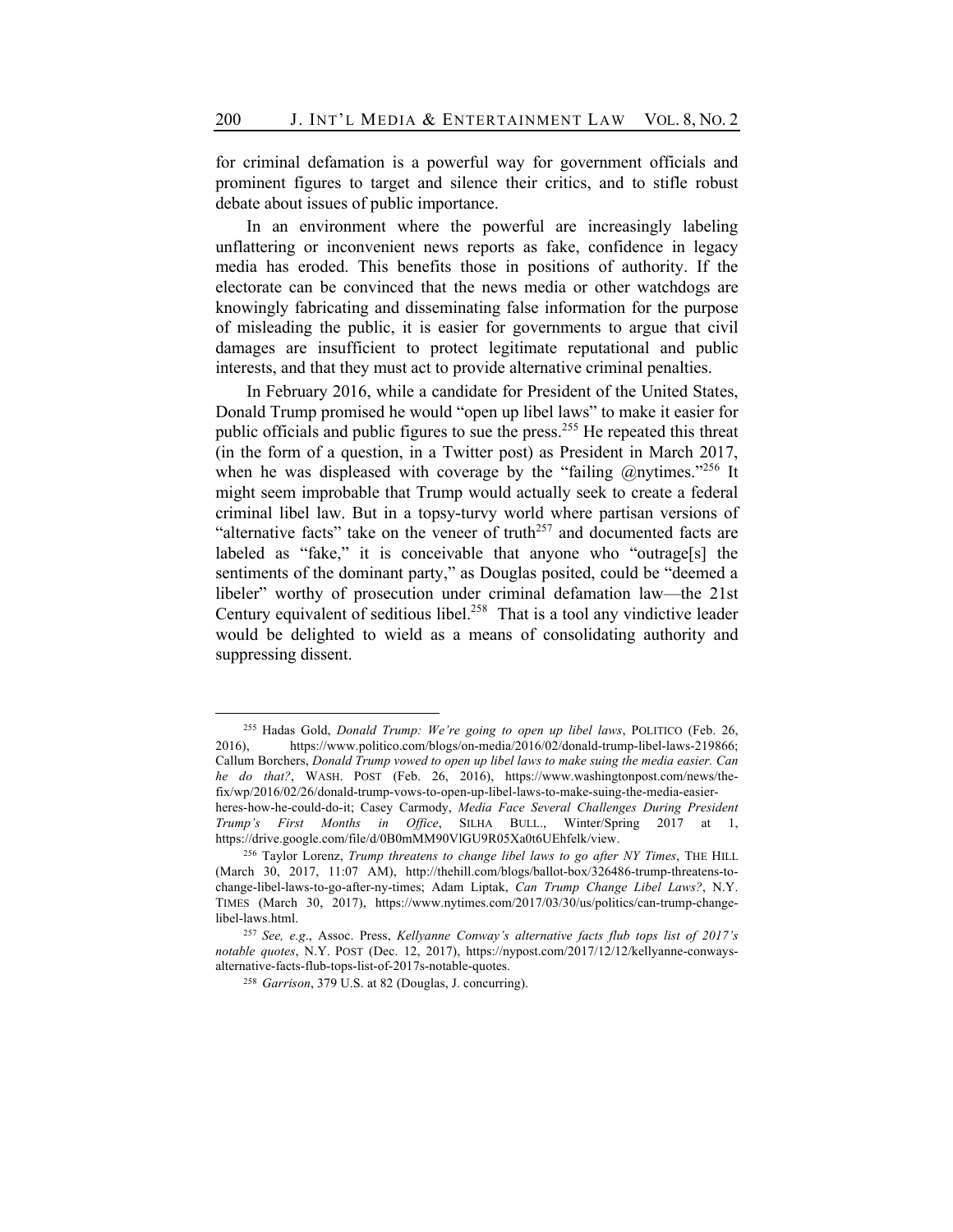for criminal defamation is a powerful way for government officials and prominent figures to target and silence their critics, and to stifle robust debate about issues of public importance.

In an environment where the powerful are increasingly labeling unflattering or inconvenient news reports as fake, confidence in legacy media has eroded. This benefits those in positions of authority. If the electorate can be convinced that the news media or other watchdogs are knowingly fabricating and disseminating false information for the purpose of misleading the public, it is easier for governments to argue that civil damages are insufficient to protect legitimate reputational and public interests, and that they must act to provide alternative criminal penalties.

In February 2016, while a candidate for President of the United States, Donald Trump promised he would "open up libel laws" to make it easier for public officials and public figures to sue the press.[255] He repeated this threat (in the form of a question, in a Twitter post) as President in March 2017, when he was displeased with coverage by the "failing @nytimes."[256] It might seem improbable that Trump would actually seek to create a federal criminal libel law. But in a topsy-turvy world where partisan versions of "alternative facts" take on the veneer of truth[257] and documented facts are labeled as "fake," it is conceivable that anyone who "outrage[s] the sentiments of the dominant party," as Douglas posited, could be "deemed a libeler" worthy of prosecution under criminal defamation law—the 21st Century equivalent of seditious libel.[258] That is a tool any vindictive leader would be delighted to wield as a means of consolidating authority and suppressing dissent.

---

[255] Hadas Gold, *Donald Trump: We're going to open up libel laws*, POLITICO (Feb. 26, 2016), https://www.politico.com/blogs/on-media/2016/02/donald-trump-libel-laws-219866; Callum Borchers, *Donald Trump vowed to open up libel laws to make suing the media easier. Can he do that?*, WASH. POST (Feb. 26, 2016), https://www.washingtonpost.com/news/the-fix/wp/2016/02/26/donald-trump-vows-to-open-up-libel-laws-to-make-suing-the-media-easier-heres-how-he-could-do-it; Casey Carmody, *Media Face Several Challenges During President Trump's First Months in Office*, SILHA BULL., Winter/Spring 2017 at 1, https://drive.google.com/file/d/0B0mMM90VlGU9R05Xa0t6UEhfelk/view.

[256] Taylor Lorenz, *Trump threatens to change libel laws to go after NY Times*, THE HILL (March 30, 2017, 11:07 AM), http://thehill.com/blogs/ballot-box/326486-trump-threatens-to-change-libel-laws-to-go-after-ny-times; Adam Liptak, *Can Trump Change Libel Laws?*, N.Y. TIMES (March 30, 2017), https://www.nytimes.com/2017/03/30/us/politics/can-trump-change-libel-laws.html.

[257] *See, e.g.*, Assoc. Press, *Kellyanne Conway's alternative facts flub tops list of 2017's notable quotes*, N.Y. POST (Dec. 12, 2017), https://nypost.com/2017/12/12/kellyanne-conways-alternative-facts-flub-tops-list-of-2017s-notable-quotes.

[258] *Garrison*, 379 U.S. at 82 (Douglas, J. concurring).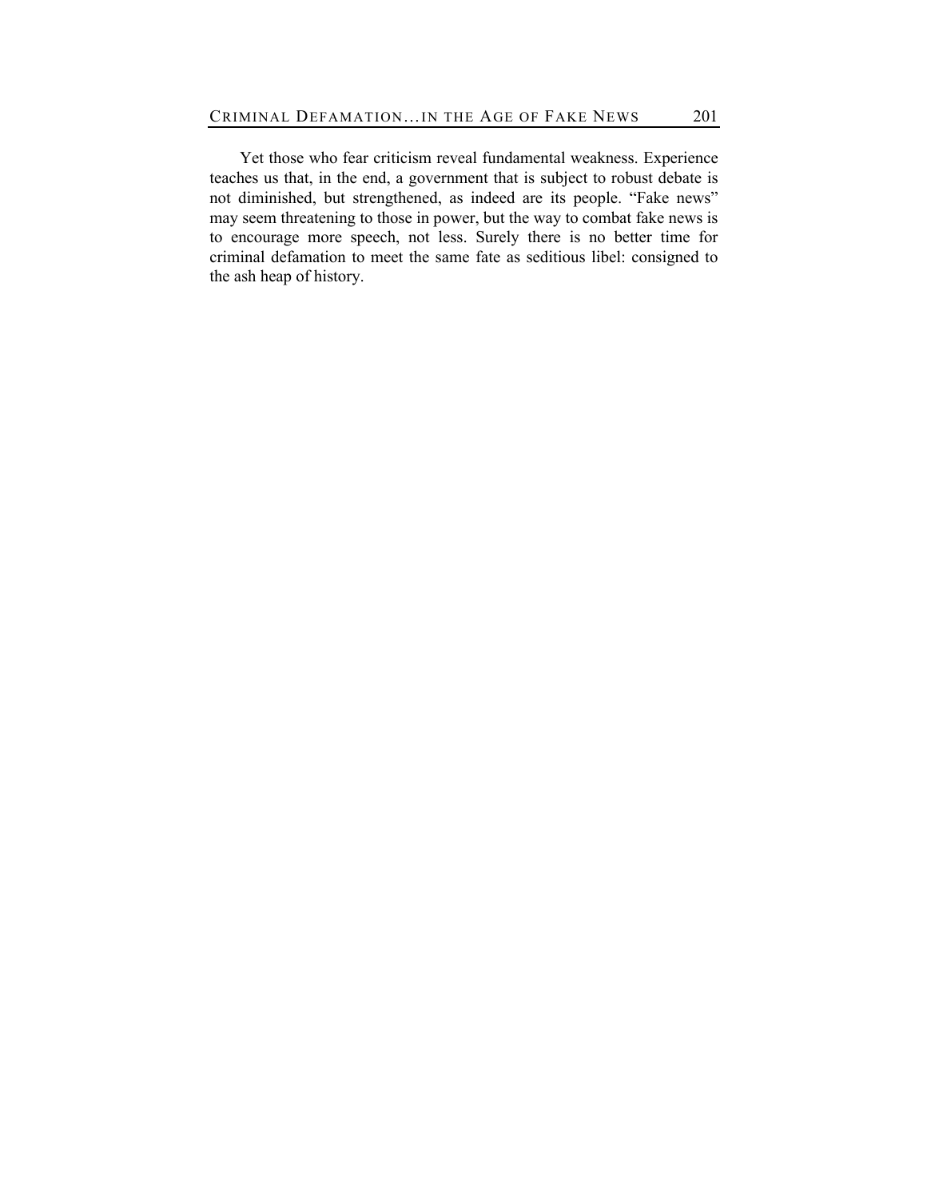Yet those who fear criticism reveal fundamental weakness. Experience teaches us that, in the end, a government that is subject to robust debate is not diminished, but strengthened, as indeed are its people. “Fake news” may seem threatening to those in power, but the way to combat fake news is to encourage more speech, not less. Surely there is no better time for criminal defamation to meet the same fate as seditious libel: consigned to the ash heap of history.